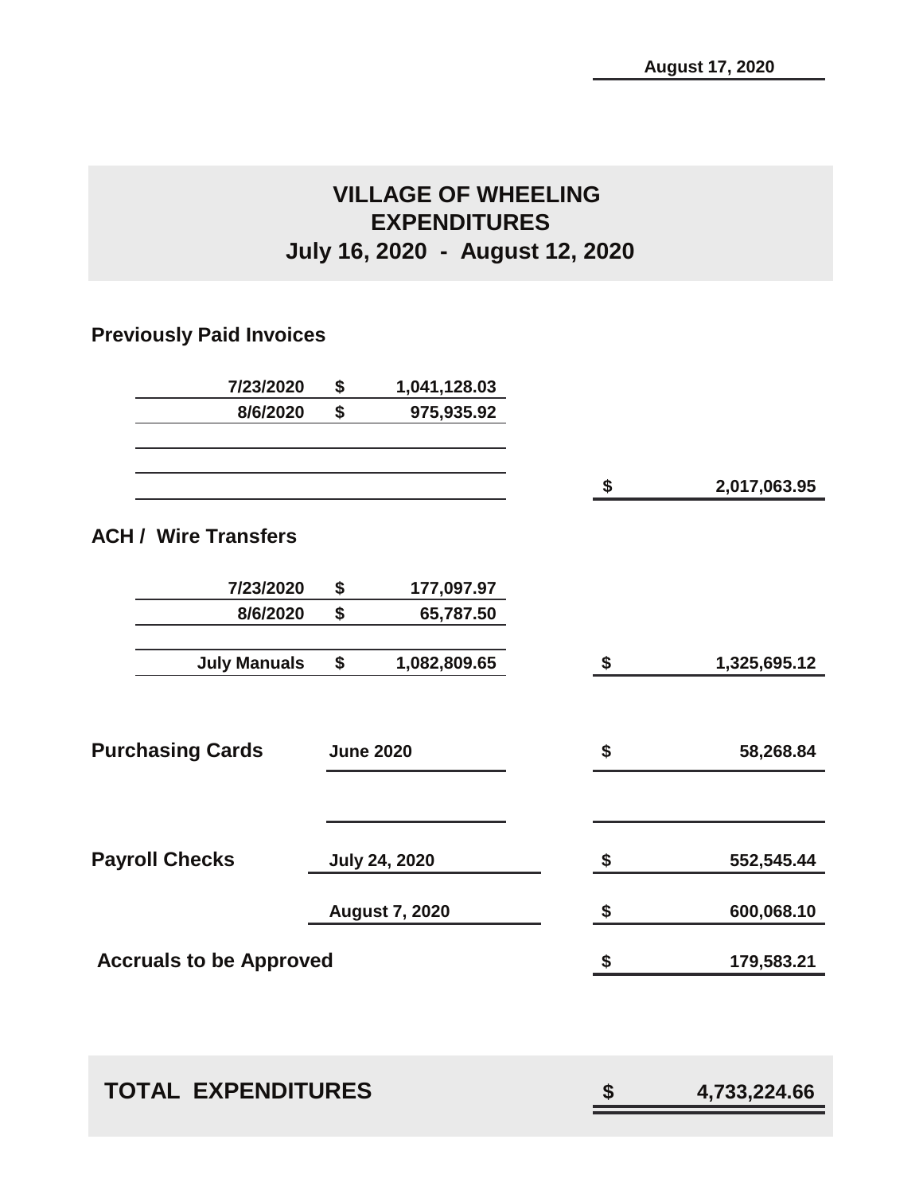**August 17, 2020**

# VILLAGE OF WHEELING
## EXPENDITURES
## July 16, 2020 - August 12, 2020

### Previously Paid Invoices

| Date | | Amount | | Total |
|---|---|---|---|---|
| 7/23/2020 | $ | 1,041,128.03 | | |
| 8/6/2020 | $ | 975,935.92 | | |
| | | | $ | 2,017,063.95 |

### ACH / Wire Transfers

| Date | | Amount | | Total |
|---|---|---|---|---|
| 7/23/2020 | $ | 177,097.97 | | |
| 8/6/2020 | $ | 65,787.50 | | |
| July Manuals | $ | 1,082,809.65 | $ | 1,325,695.12 |

| Category | Period | | Amount |
|---|---|---|---|
| **Purchasing Cards** | June 2020 | $ | 58,268.84 |
| **Payroll Checks** | July 24, 2020 | $ | 552,545.44 |
| | August 7, 2020 | $ | 600,068.10 |
| **Accruals to be Approved** | | $ | 179,583.21 |

## TOTAL EXPENDITURES $ 4,733,224.66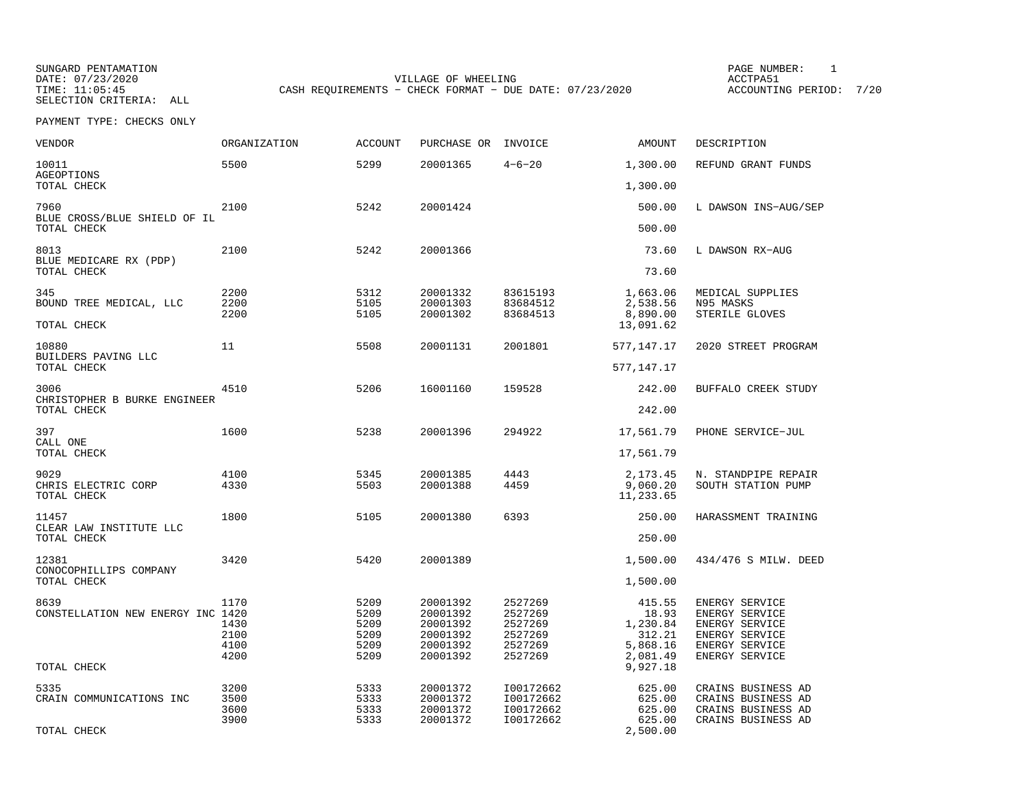SUNGARD PENTAMATION
DATE: 07/23/2020
TIME: 11:05:45
SELECTION CRITERIA: ALL

VILLAGE OF WHEELING
CASH REQUIREMENTS - CHECK FORMAT - DUE DATE: 07/23/2020

ACCTPA51
ACCOUNTING PERIOD: 7/20

PAYMENT TYPE: CHECKS ONLY

| VENDOR | ORGANIZATION | ACCOUNT | PURCHASE OR | INVOICE | AMOUNT | DESCRIPTION |
|---|---|---|---|---|---|---|
| 10011 | 5500 | 5299 | 20001365 | 4-6-20 | 1,300.00 | REFUND GRANT FUNDS |
| AGEOPTIONS | | | | | | |
| TOTAL CHECK | | | | | 1,300.00 | |
| 7960 | 2100 | 5242 | 20001424 | | 500.00 | L DAWSON INS-AUG/SEP |
| BLUE CROSS/BLUE SHIELD OF IL | | | | | | |
| TOTAL CHECK | | | | | 500.00 | |
| 8013 | 2100 | 5242 | 20001366 | | 73.60 | L DAWSON RX-AUG |
| BLUE MEDICARE RX (PDP) | | | | | | |
| TOTAL CHECK | | | | | 73.60 | |
| 345 | 2200 | 5312 | 20001332 | 83615193 | 1,663.06 | MEDICAL SUPPLIES |
| BOUND TREE MEDICAL, LLC | 2200 | 5105 | 20001303 | 83684512 | 2,538.56 | N95 MASKS |
| | 2200 | 5105 | 20001302 | 83684513 | 8,890.00 | STERILE GLOVES |
| TOTAL CHECK | | | | | 13,091.62 | |
| 10880 | 11 | 5508 | 20001131 | 2001801 | 577,147.17 | 2020 STREET PROGRAM |
| BUILDERS PAVING LLC | | | | | | |
| TOTAL CHECK | | | | | 577,147.17 | |
| 3006 | 4510 | 5206 | 16001160 | 159528 | 242.00 | BUFFALO CREEK STUDY |
| CHRISTOPHER B BURKE ENGINEER | | | | | | |
| TOTAL CHECK | | | | | 242.00 | |
| 397 | 1600 | 5238 | 20001396 | 294922 | 17,561.79 | PHONE SERVICE-JUL |
| CALL ONE | | | | | | |
| TOTAL CHECK | | | | | 17,561.79 | |
| 9029 | 4100 | 5345 | 20001385 | 4443 | 2,173.45 | N. STANDPIPE REPAIR |
| CHRIS ELECTRIC CORP | 4330 | 5503 | 20001388 | 4459 | 9,060.20 | SOUTH STATION PUMP |
| TOTAL CHECK | | | | | 11,233.65 | |
| 11457 | 1800 | 5105 | 20001380 | 6393 | 250.00 | HARASSMENT TRAINING |
| CLEAR LAW INSTITUTE LLC | | | | | | |
| TOTAL CHECK | | | | | 250.00 | |
| 12381 | 3420 | 5420 | 20001389 | | 1,500.00 | 434/476 S MILW. DEED |
| CONOCOPHILLIPS COMPANY | | | | | | |
| TOTAL CHECK | | | | | 1,500.00 | |
| 8639 | 1170 | 5209 | 20001392 | 2527269 | 415.55 | ENERGY SERVICE |
| CONSTELLATION NEW ENERGY INC | 1420 | 5209 | 20001392 | 2527269 | 18.93 | ENERGY SERVICE |
| | 1430 | 5209 | 20001392 | 2527269 | 1,230.84 | ENERGY SERVICE |
| | 2100 | 5209 | 20001392 | 2527269 | 312.21 | ENERGY SERVICE |
| | 4100 | 5209 | 20001392 | 2527269 | 5,868.16 | ENERGY SERVICE |
| | 4200 | 5209 | 20001392 | 2527269 | 2,081.49 | ENERGY SERVICE |
| TOTAL CHECK | | | | | 9,927.18 | |
| 5335 | 3200 | 5333 | 20001372 | I00172662 | 625.00 | CRAINS BUSINESS AD |
| CRAIN COMMUNICATIONS INC | 3500 | 5333 | 20001372 | I00172662 | 625.00 | CRAINS BUSINESS AD |
| | 3600 | 5333 | 20001372 | I00172662 | 625.00 | CRAINS BUSINESS AD |
| | 3900 | 5333 | 20001372 | I00172662 | 625.00 | CRAINS BUSINESS AD |
| TOTAL CHECK | | | | | 2,500.00 | |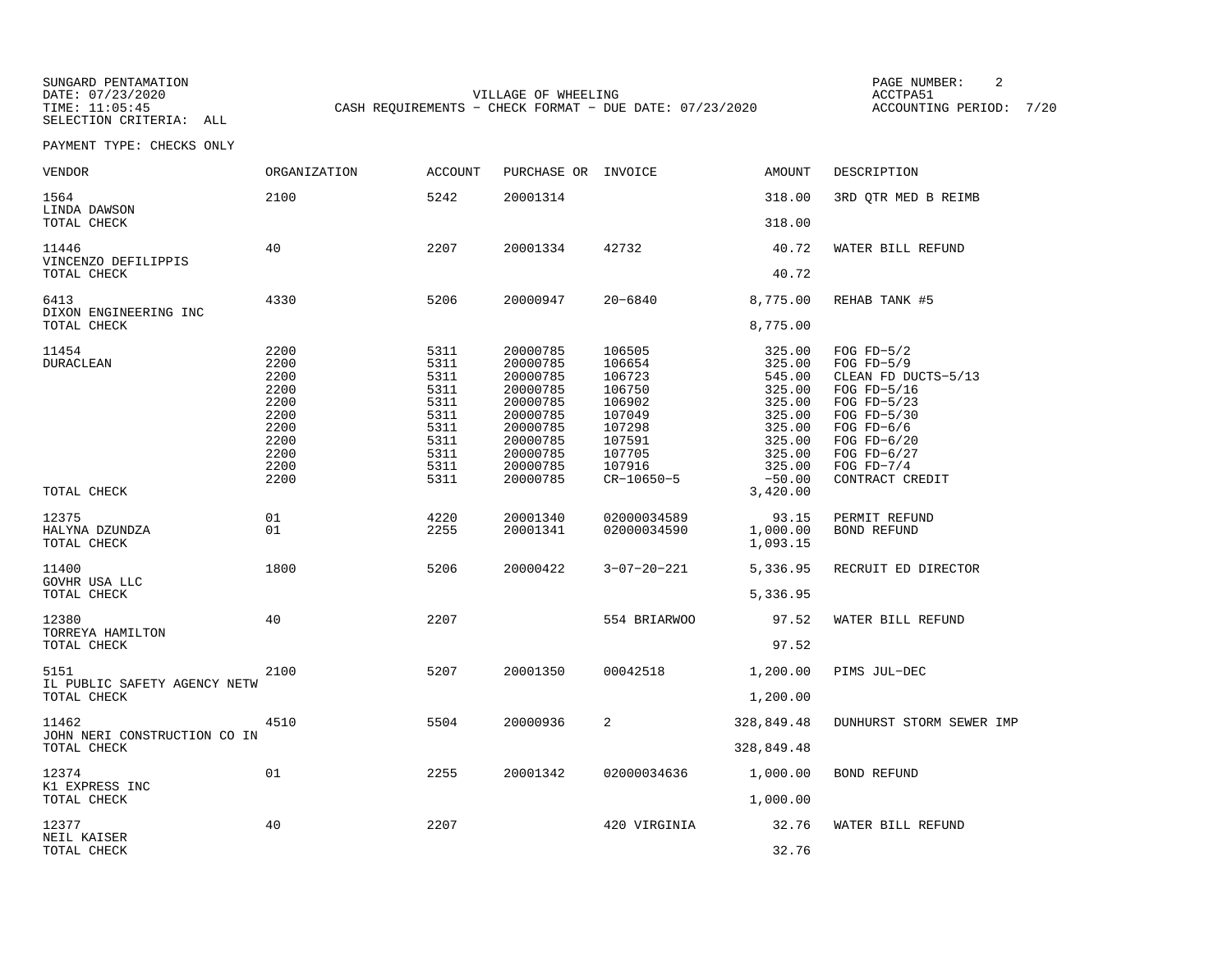SUNGARD PENTAMATION
DATE: 07/23/2020
TIME: 11:05:45
SELECTION CRITERIA: ALL

VILLAGE OF WHEELING
CASH REQUIREMENTS - CHECK FORMAT - DUE DATE: 07/23/2020

PAGE NUMBER: 2
ACCTPA51
ACCOUNTING PERIOD: 7/20

PAYMENT TYPE: CHECKS ONLY

| VENDOR | ORGANIZATION | ACCOUNT | PURCHASE OR | INVOICE | AMOUNT | DESCRIPTION |
|---|---|---|---|---|---|---|
| 1564 | 2100 | 5242 | 20001314 | | 318.00 | 3RD QTR MED B REIMB |
| LINDA DAWSON | | | | | | |
| TOTAL CHECK | | | | | 318.00 | |
| 11446 | 40 | 2207 | 20001334 | 42732 | 40.72 | WATER BILL REFUND |
| VINCENZO DEFILIPPIS | | | | | | |
| TOTAL CHECK | | | | | 40.72 | |
| 6413 | 4330 | 5206 | 20000947 | 20-6840 | 8,775.00 | REHAB TANK #5 |
| DIXON ENGINEERING INC | | | | | | |
| TOTAL CHECK | | | | | 8,775.00 | |
| 11454 | 2200 | 5311 | 20000785 | 106505 | 325.00 | FOG FD-5/2 |
| DURACLEAN | 2200 | 5311 | 20000785 | 106654 | 325.00 | FOG FD-5/9 |
| | 2200 | 5311 | 20000785 | 106723 | 545.00 | CLEAN FD DUCTS-5/13 |
| | 2200 | 5311 | 20000785 | 106750 | 325.00 | FOG FD-5/16 |
| | 2200 | 5311 | 20000785 | 106902 | 325.00 | FOG FD-5/23 |
| | 2200 | 5311 | 20000785 | 107049 | 325.00 | FOG FD-5/30 |
| | 2200 | 5311 | 20000785 | 107298 | 325.00 | FOG FD-6/6 |
| | 2200 | 5311 | 20000785 | 107591 | 325.00 | FOG FD-6/20 |
| | 2200 | 5311 | 20000785 | 107705 | 325.00 | FOG FD-6/27 |
| | 2200 | 5311 | 20000785 | 107916 | 325.00 | FOG FD-7/4 |
| | 2200 | 5311 | 20000785 | CR-10650-5 | -50.00 | CONTRACT CREDIT |
| TOTAL CHECK | | | | | 3,420.00 | |
| 12375 | 01 | 4220 | 20001340 | 02000034589 | 93.15 | PERMIT REFUND |
| HALYNA DZUNDZA | 01 | 2255 | 20001341 | 02000034590 | 1,000.00 | BOND REFUND |
| TOTAL CHECK | | | | | 1,093.15 | |
| 11400 | 1800 | 5206 | 20000422 | 3-07-20-221 | 5,336.95 | RECRUIT ED DIRECTOR |
| GOVHR USA LLC | | | | | | |
| TOTAL CHECK | | | | | 5,336.95 | |
| 12380 | 40 | 2207 | | 554 BRIARWOO | 97.52 | WATER BILL REFUND |
| TORREYA HAMILTON | | | | | | |
| TOTAL CHECK | | | | | 97.52 | |
| 5151 | 2100 | 5207 | 20001350 | 00042518 | 1,200.00 | PIMS JUL-DEC |
| IL PUBLIC SAFETY AGENCY NETW | | | | | | |
| TOTAL CHECK | | | | | 1,200.00 | |
| 11462 | 4510 | 5504 | 20000936 | 2 | 328,849.48 | DUNHURST STORM SEWER IMP |
| JOHN NERI CONSTRUCTION CO IN | | | | | | |
| TOTAL CHECK | | | | | 328,849.48 | |
| 12374 | 01 | 2255 | 20001342 | 02000034636 | 1,000.00 | BOND REFUND |
| K1 EXPRESS INC | | | | | | |
| TOTAL CHECK | | | | | 1,000.00 | |
| 12377 | 40 | 2207 | | 420 VIRGINIA | 32.76 | WATER BILL REFUND |
| NEIL KAISER | | | | | | |
| TOTAL CHECK | | | | | 32.76 | |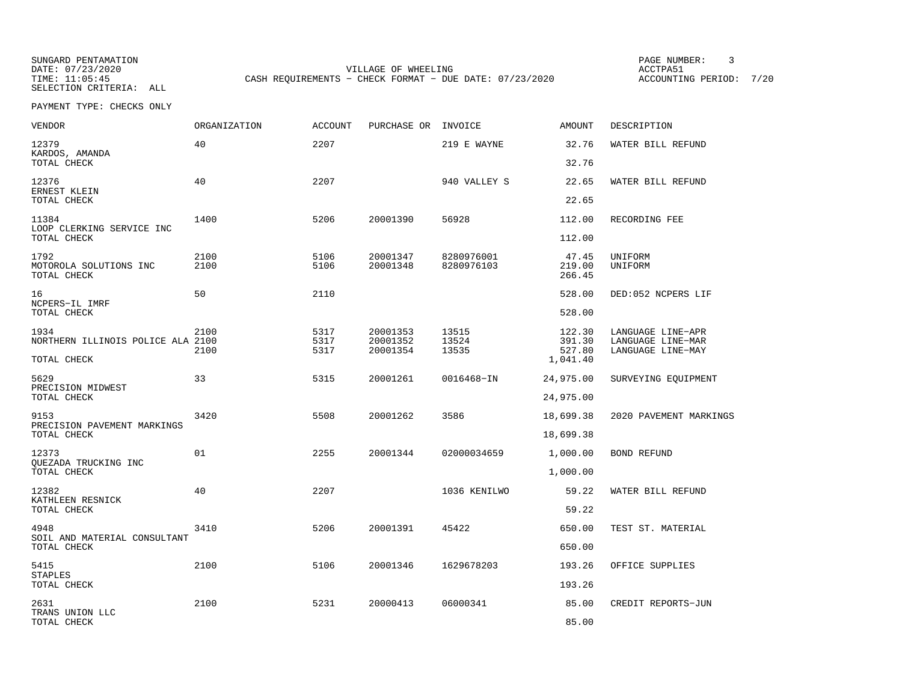SUNGARD PENTAMATION
DATE: 07/23/2020
TIME: 11:05:45
SELECTION CRITERIA: ALL

VILLAGE OF WHEELING
CASH REQUIREMENTS - CHECK FORMAT - DUE DATE: 07/23/2020

PAGE NUMBER: 3
ACCTPA51
ACCOUNTING PERIOD: 7/20

PAYMENT TYPE: CHECKS ONLY

| VENDOR | ORGANIZATION | ACCOUNT | PURCHASE OR | INVOICE | AMOUNT | DESCRIPTION |
|---|---|---|---|---|---|---|
| 12379 | 40 | 2207 | | 219 E WAYNE | 32.76 | WATER BILL REFUND |
| KARDOS, AMANDA | | | | | | |
| TOTAL CHECK | | | | | 32.76 | |
| 12376 | 40 | 2207 | | 940 VALLEY S | 22.65 | WATER BILL REFUND |
| ERNEST KLEIN | | | | | | |
| TOTAL CHECK | | | | | 22.65 | |
| 11384 | 1400 | 5206 | 20001390 | 56928 | 112.00 | RECORDING FEE |
| LOOP CLERKING SERVICE INC | | | | | | |
| TOTAL CHECK | | | | | 112.00 | |
| 1792 | 2100 | 5106 | 20001347 | 8280976001 | 47.45 | UNIFORM |
| MOTOROLA SOLUTIONS INC | 2100 | 5106 | 20001348 | 8280976103 | 219.00 | UNIFORM |
| TOTAL CHECK | | | | | 266.45 | |
| 16 | 50 | 2110 | | | 528.00 | DED:052 NCPERS LIF |
| NCPERS-IL IMRF | | | | | | |
| TOTAL CHECK | | | | | 528.00 | |
| 1934 | 2100 | 5317 | 20001353 | 13515 | 122.30 | LANGUAGE LINE-APR |
| NORTHERN ILLINOIS POLICE ALA | 2100 | 5317 | 20001352 | 13524 | 391.30 | LANGUAGE LINE-MAR |
| | 2100 | 5317 | 20001354 | 13535 | 527.80 | LANGUAGE LINE-MAY |
| TOTAL CHECK | | | | | 1,041.40 | |
| 5629 | 33 | 5315 | 20001261 | 0016468-IN | 24,975.00 | SURVEYING EQUIPMENT |
| PRECISION MIDWEST | | | | | | |
| TOTAL CHECK | | | | | 24,975.00 | |
| 9153 | 3420 | 5508 | 20001262 | 3586 | 18,699.38 | 2020 PAVEMENT MARKINGS |
| PRECISION PAVEMENT MARKINGS | | | | | | |
| TOTAL CHECK | | | | | 18,699.38 | |
| 12373 | 01 | 2255 | 20001344 | 02000034659 | 1,000.00 | BOND REFUND |
| QUEZADA TRUCKING INC | | | | | | |
| TOTAL CHECK | | | | | 1,000.00 | |
| 12382 | 40 | 2207 | | 1036 KENILWO | 59.22 | WATER BILL REFUND |
| KATHLEEN RESNICK | | | | | | |
| TOTAL CHECK | | | | | 59.22 | |
| 4948 | 3410 | 5206 | 20001391 | 45422 | 650.00 | TEST ST. MATERIAL |
| SOIL AND MATERIAL CONSULTANT | | | | | | |
| TOTAL CHECK | | | | | 650.00 | |
| 5415 | 2100 | 5106 | 20001346 | 1629678203 | 193.26 | OFFICE SUPPLIES |
| STAPLES | | | | | | |
| TOTAL CHECK | | | | | 193.26 | |
| 2631 | 2100 | 5231 | 20000413 | 06000341 | 85.00 | CREDIT REPORTS-JUN |
| TRANS UNION LLC | | | | | | |
| TOTAL CHECK | | | | | 85.00 | |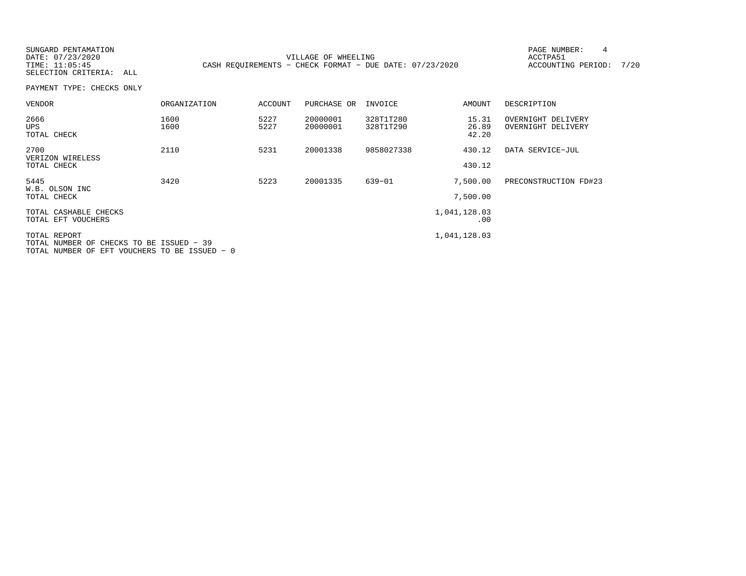SUNGARD PENTAMATION
DATE: 07/23/2020
TIME: 11:05:45
SELECTION CRITERIA: ALL

VILLAGE OF WHEELING
CASH REQUIREMENTS - CHECK FORMAT - DUE DATE: 07/23/2020

PAGE NUMBER: 4
ACCTPA51
ACCOUNTING PERIOD: 7/20

PAYMENT TYPE: CHECKS ONLY

| VENDOR | ORGANIZATION | ACCOUNT | PURCHASE OR | INVOICE | AMOUNT | DESCRIPTION |
|---|---|---|---|---|---|---|
| 2666 | 1600 | 5227 | 20000001 | 328T1T280 | 15.31 | OVERNIGHT DELIVERY |
| UPS | 1600 | 5227 | 20000001 | 328T1T290 | 26.89 | OVERNIGHT DELIVERY |
| TOTAL CHECK | | | | | 42.20 | |
| 2700 | 2110 | 5231 | 20001338 | 9858027338 | 430.12 | DATA SERVICE-JUL |
| VERIZON WIRELESS | | | | | | |
| TOTAL CHECK | | | | | 430.12 | |
| 5445 | 3420 | 5223 | 20001335 | 639-01 | 7,500.00 | PRECONSTRUCTION FD#23 |
| W.B. OLSON INC | | | | | | |
| TOTAL CHECK | | | | | 7,500.00 | |
| TOTAL CASHABLE CHECKS | | | | | 1,041,128.03 | |
| TOTAL EFT VOUCHERS | | | | | .00 | |
| TOTAL REPORT | | | | | 1,041,128.03 | |

TOTAL NUMBER OF CHECKS TO BE ISSUED - 39
TOTAL NUMBER OF EFT VOUCHERS TO BE ISSUED - 0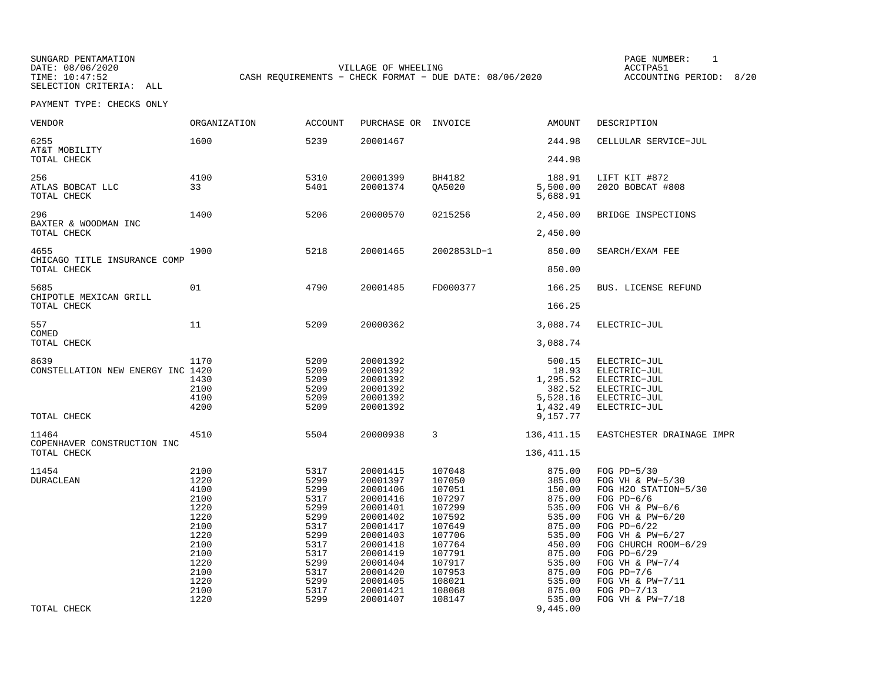SUNGARD PENTAMATION
DATE: 08/06/2020
TIME: 10:47:52
SELECTION CRITERIA: ALL

VILLAGE OF WHEELING
CASH REQUIREMENTS - CHECK FORMAT - DUE DATE: 08/06/2020

PAGE NUMBER: 1
ACCTPA51
ACCOUNTING PERIOD: 8/20

PAYMENT TYPE: CHECKS ONLY

| VENDOR | ORGANIZATION | ACCOUNT | PURCHASE OR | INVOICE | AMOUNT | DESCRIPTION |
|---|---|---|---|---|---|---|
| 6255 | 1600 | 5239 | 20001467 | | 244.98 | CELLULAR SERVICE-JUL |
| AT&T MOBILITY | | | | | | |
| TOTAL CHECK | | | | | 244.98 | |
| 256 | 4100 | 5310 | 20001399 | BH4182 | 188.91 | LIFT KIT #872 |
| ATLAS BOBCAT LLC | 33 | 5401 | 20001374 | QA5020 | 5,500.00 | 2020 BOBCAT #808 |
| TOTAL CHECK | | | | | 5,688.91 | |
| 296 | 1400 | 5206 | 20000570 | 0215256 | 2,450.00 | BRIDGE INSPECTIONS |
| BAXTER & WOODMAN INC | | | | | | |
| TOTAL CHECK | | | | | 2,450.00 | |
| 4655 | 1900 | 5218 | 20001465 | 2002853LD-1 | 850.00 | SEARCH/EXAM FEE |
| CHICAGO TITLE INSURANCE COMP | | | | | | |
| TOTAL CHECK | | | | | 850.00 | |
| 5685 | 01 | 4790 | 20001485 | FD000377 | 166.25 | BUS. LICENSE REFUND |
| CHIPOTLE MEXICAN GRILL | | | | | | |
| TOTAL CHECK | | | | | 166.25 | |
| 557 | 11 | 5209 | 20000362 | | 3,088.74 | ELECTRIC-JUL |
| COMED | | | | | | |
| TOTAL CHECK | | | | | 3,088.74 | |
| 8639 | 1170 | 5209 | 20001392 | | 500.15 | ELECTRIC-JUL |
| CONSTELLATION NEW ENERGY INC | 1420 | 5209 | 20001392 | | 18.93 | ELECTRIC-JUL |
| | 1430 | 5209 | 20001392 | | 1,295.52 | ELECTRIC-JUL |
| | 2100 | 5209 | 20001392 | | 382.52 | ELECTRIC-JUL |
| | 4100 | 5209 | 20001392 | | 5,528.16 | ELECTRIC-JUL |
| | 4200 | 5209 | 20001392 | | 1,432.49 | ELECTRIC-JUL |
| TOTAL CHECK | | | | | 9,157.77 | |
| 11464 | 4510 | 5504 | 20000938 | 3 | 136,411.15 | EASTCHESTER DRAINAGE IMPR |
| COPENHAVER CONSTRUCTION INC | | | | | | |
| TOTAL CHECK | | | | | 136,411.15 | |
| 11454 | 2100 | 5317 | 20001415 | 107048 | 875.00 | FOG PD-5/30 |
| DURACLEAN | 1220 | 5299 | 20001397 | 107050 | 385.00 | FOG VH & PW-5/30 |
| | 4100 | 5299 | 20001406 | 107051 | 150.00 | FOG H2O STATION-5/30 |
| | 2100 | 5317 | 20001416 | 107297 | 875.00 | FOG PD-6/6 |
| | 1220 | 5299 | 20001401 | 107299 | 535.00 | FOG VH & PW-6/6 |
| | 1220 | 5299 | 20001402 | 107592 | 535.00 | FOG VH & PW-6/20 |
| | 2100 | 5317 | 20001417 | 107649 | 875.00 | FOG PD-6/22 |
| | 1220 | 5299 | 20001403 | 107706 | 535.00 | FOG VH & PW-6/27 |
| | 2100 | 5317 | 20001418 | 107764 | 450.00 | FOG CHURCH ROOM-6/29 |
| | 2100 | 5317 | 20001419 | 107791 | 875.00 | FOG PD-6/29 |
| | 1220 | 5299 | 20001404 | 107917 | 535.00 | FOG VH & PW-7/4 |
| | 2100 | 5317 | 20001420 | 107953 | 875.00 | FOG PD-7/6 |
| | 1220 | 5299 | 20001405 | 108021 | 535.00 | FOG VH & PW-7/11 |
| | 2100 | 5317 | 20001421 | 108068 | 875.00 | FOG PD-7/13 |
| | 1220 | 5299 | 20001407 | 108147 | 535.00 | FOG VH & PW-7/18 |
| TOTAL CHECK | | | | | 9,445.00 | |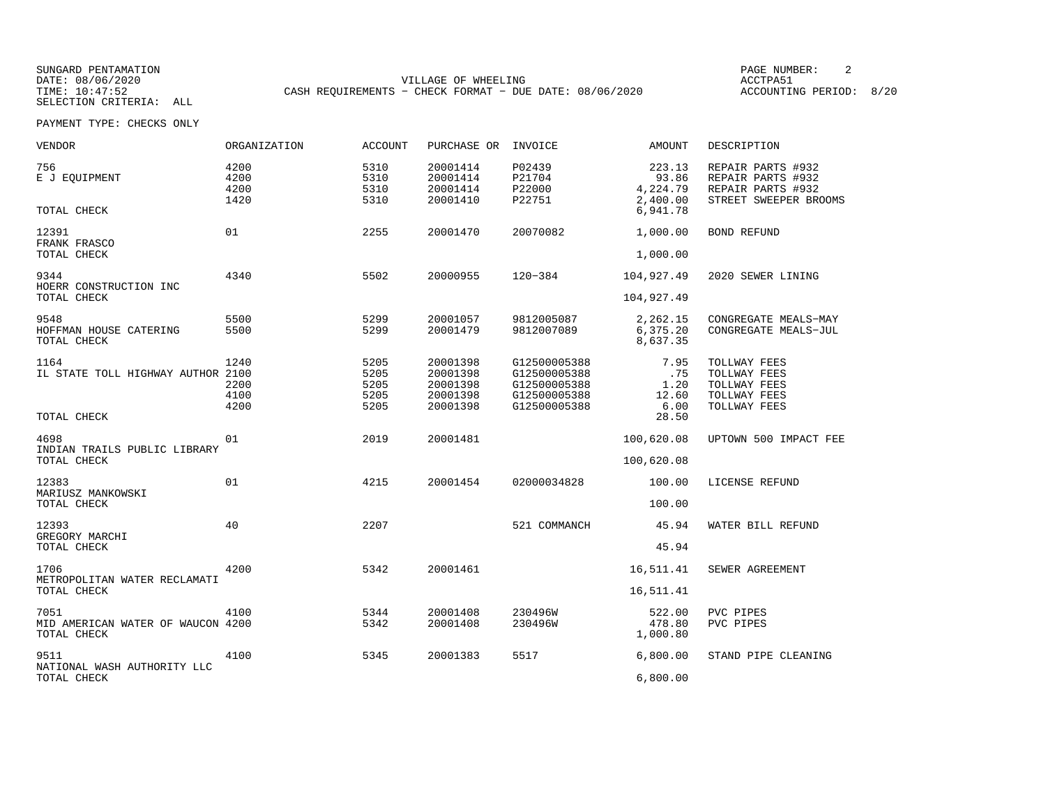SUNGARD PENTAMATION
DATE: 08/06/2020
TIME: 10:47:52
SELECTION CRITERIA: ALL

VILLAGE OF WHEELING
CASH REQUIREMENTS - CHECK FORMAT - DUE DATE: 08/06/2020

ACCTPA51
ACCOUNTING PERIOD: 8/20

PAYMENT TYPE: CHECKS ONLY

| VENDOR | ORGANIZATION | ACCOUNT | PURCHASE OR | INVOICE | AMOUNT | DESCRIPTION |
|---|---|---|---|---|---|---|
| 756 | 4200 | 5310 | 20001414 | P02439 | 223.13 | REPAIR PARTS #932 |
| E J EQUIPMENT | 4200 | 5310 | 20001414 | P21704 | 93.86 | REPAIR PARTS #932 |
| | 4200 | 5310 | 20001414 | P22000 | 4,224.79 | REPAIR PARTS #932 |
| | 1420 | 5310 | 20001410 | P22751 | 2,400.00 | STREET SWEEPER BROOMS |
| TOTAL CHECK | | | | | 6,941.78 | |
| 12391 | 01 | 2255 | 20001470 | 20070082 | 1,000.00 | BOND REFUND |
| FRANK FRASCO | | | | | | |
| TOTAL CHECK | | | | | 1,000.00 | |
| 9344 | 4340 | 5502 | 20000955 | 120-384 | 104,927.49 | 2020 SEWER LINING |
| HOERR CONSTRUCTION INC | | | | | | |
| TOTAL CHECK | | | | | 104,927.49 | |
| 9548 | 5500 | 5299 | 20001057 | 9812005087 | 2,262.15 | CONGREGATE MEALS-MAY |
| HOFFMAN HOUSE CATERING | 5500 | 5299 | 20001479 | 9812007089 | 6,375.20 | CONGREGATE MEALS-JUL |
| TOTAL CHECK | | | | | 8,637.35 | |
| 1164 | 1240 | 5205 | 20001398 | G12500005388 | 7.95 | TOLLWAY FEES |
| IL STATE TOLL HIGHWAY AUTHOR | 2100 | 5205 | 20001398 | G12500005388 | .75 | TOLLWAY FEES |
| | 2200 | 5205 | 20001398 | G12500005388 | 1.20 | TOLLWAY FEES |
| | 4100 | 5205 | 20001398 | G12500005388 | 12.60 | TOLLWAY FEES |
| | 4200 | 5205 | 20001398 | G12500005388 | 6.00 | TOLLWAY FEES |
| TOTAL CHECK | | | | | 28.50 | |
| 4698 | 01 | 2019 | 20001481 | | 100,620.08 | UPTOWN 500 IMPACT FEE |
| INDIAN TRAILS PUBLIC LIBRARY | | | | | | |
| TOTAL CHECK | | | | | 100,620.08 | |
| 12383 | 01 | 4215 | 20001454 | 02000034828 | 100.00 | LICENSE REFUND |
| MARIUSZ MANKOWSKI | | | | | | |
| TOTAL CHECK | | | | | 100.00 | |
| 12393 | 40 | 2207 | | 521 COMMANCH | 45.94 | WATER BILL REFUND |
| GREGORY MARCHI | | | | | | |
| TOTAL CHECK | | | | | 45.94 | |
| 1706 | 4200 | 5342 | 20001461 | | 16,511.41 | SEWER AGREEMENT |
| METROPOLITAN WATER RECLAMATI | | | | | | |
| TOTAL CHECK | | | | | 16,511.41 | |
| 7051 | 4100 | 5344 | 20001408 | 230496W | 522.00 | PVC PIPES |
| MID AMERICAN WATER OF WAUCON | 4200 | 5342 | 20001408 | 230496W | 478.80 | PVC PIPES |
| TOTAL CHECK | | | | | 1,000.80 | |
| 9511 | 4100 | 5345 | 20001383 | 5517 | 6,800.00 | STAND PIPE CLEANING |
| NATIONAL WASH AUTHORITY LLC | | | | | | |
| TOTAL CHECK | | | | | 6,800.00 | |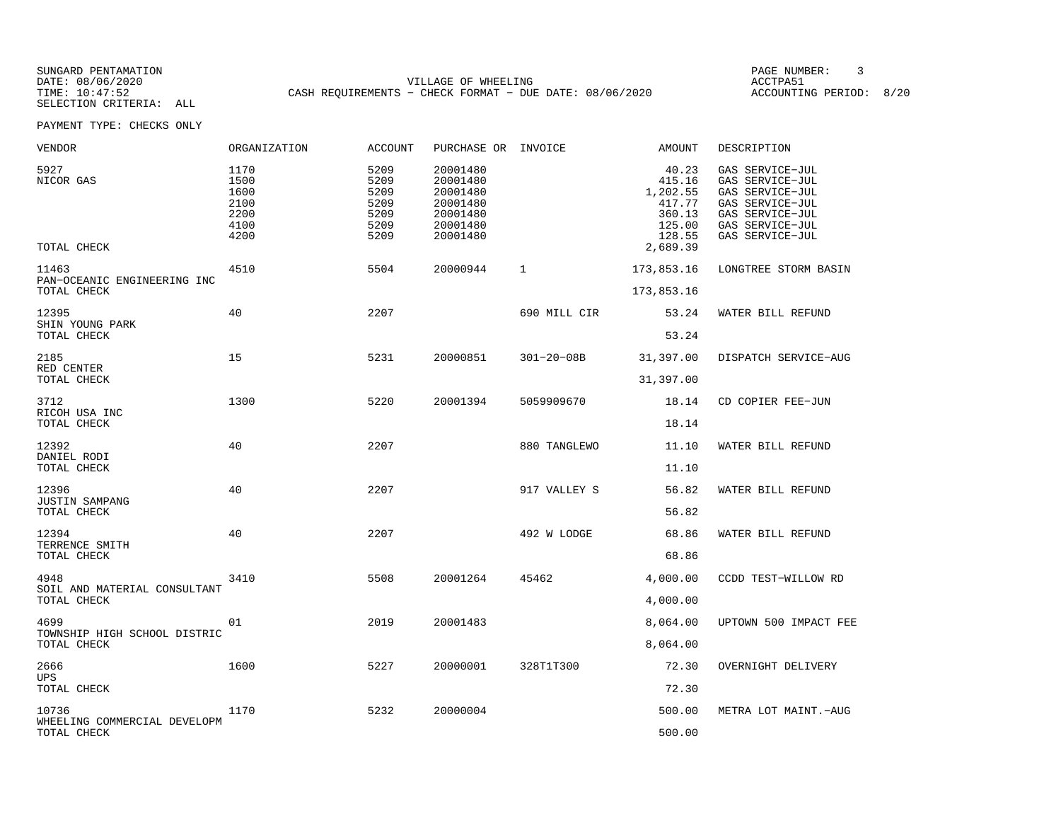SUNGARD PENTAMATION
DATE: 08/06/2020
TIME: 10:47:52
SELECTION CRITERIA: ALL

VILLAGE OF WHEELING
CASH REQUIREMENTS - CHECK FORMAT - DUE DATE: 08/06/2020

PAGE NUMBER: 3
ACCTPA51
ACCOUNTING PERIOD: 8/20

PAYMENT TYPE: CHECKS ONLY

| VENDOR | ORGANIZATION | ACCOUNT | PURCHASE OR | INVOICE | AMOUNT | DESCRIPTION |
|---|---|---|---|---|---|---|
| 5927 | 1170 | 5209 | 20001480 | | 40.23 | GAS SERVICE-JUL |
| NICOR GAS | 1500 | 5209 | 20001480 | | 415.16 | GAS SERVICE-JUL |
| | 1600 | 5209 | 20001480 | | 1,202.55 | GAS SERVICE-JUL |
| | 2100 | 5209 | 20001480 | | 417.77 | GAS SERVICE-JUL |
| | 2200 | 5209 | 20001480 | | 360.13 | GAS SERVICE-JUL |
| | 4100 | 5209 | 20001480 | | 125.00 | GAS SERVICE-JUL |
| | 4200 | 5209 | 20001480 | | 128.55 | GAS SERVICE-JUL |
| TOTAL CHECK | | | | | 2,689.39 | |
| 11463 | 4510 | 5504 | 20000944 | 1 | 173,853.16 | LONGTREE STORM BASIN |
| PAN-OCEANIC ENGINEERING INC | | | | | | |
| TOTAL CHECK | | | | | 173,853.16 | |
| 12395 | 40 | 2207 | | 690 MILL CIR | 53.24 | WATER BILL REFUND |
| SHIN YOUNG PARK | | | | | | |
| TOTAL CHECK | | | | | 53.24 | |
| 2185 | 15 | 5231 | 20000851 | 301-20-08B | 31,397.00 | DISPATCH SERVICE-AUG |
| RED CENTER | | | | | | |
| TOTAL CHECK | | | | | 31,397.00 | |
| 3712 | 1300 | 5220 | 20001394 | 5059909670 | 18.14 | CD COPIER FEE-JUN |
| RICOH USA INC | | | | | | |
| TOTAL CHECK | | | | | 18.14 | |
| 12392 | 40 | 2207 | | 880 TANGLEWO | 11.10 | WATER BILL REFUND |
| DANIEL RODI | | | | | | |
| TOTAL CHECK | | | | | 11.10 | |
| 12396 | 40 | 2207 | | 917 VALLEY S | 56.82 | WATER BILL REFUND |
| JUSTIN SAMPANG | | | | | | |
| TOTAL CHECK | | | | | 56.82 | |
| 12394 | 40 | 2207 | | 492 W LODGE | 68.86 | WATER BILL REFUND |
| TERRENCE SMITH | | | | | | |
| TOTAL CHECK | | | | | 68.86 | |
| 4948 | 3410 | 5508 | 20001264 | 45462 | 4,000.00 | CCDD TEST-WILLOW RD |
| SOIL AND MATERIAL CONSULTANT | | | | | | |
| TOTAL CHECK | | | | | 4,000.00 | |
| 4699 | 01 | 2019 | 20001483 | | 8,064.00 | UPTOWN 500 IMPACT FEE |
| TOWNSHIP HIGH SCHOOL DISTRIC | | | | | | |
| TOTAL CHECK | | | | | 8,064.00 | |
| 2666 | 1600 | 5227 | 20000001 | 328T1T300 | 72.30 | OVERNIGHT DELIVERY |
| UPS | | | | | | |
| TOTAL CHECK | | | | | 72.30 | |
| 10736 | 1170 | 5232 | 20000004 | | 500.00 | METRA LOT MAINT.-AUG |
| WHEELING COMMERCIAL DEVELOPM | | | | | | |
| TOTAL CHECK | | | | | 500.00 | |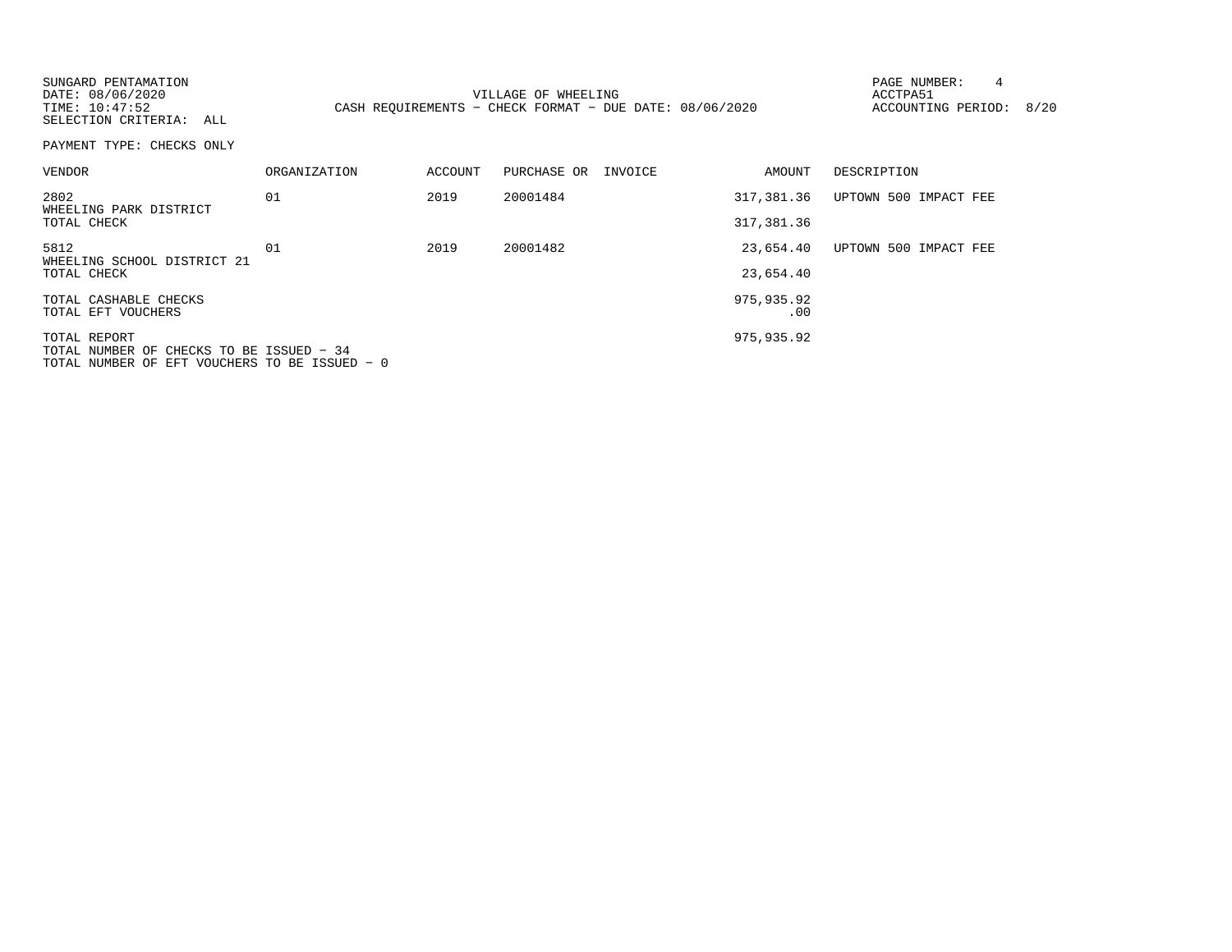SUNGARD PENTAMATION
DATE: 08/06/2020
TIME: 10:47:52
SELECTION CRITERIA: ALL

VILLAGE OF WHEELING
CASH REQUIREMENTS - CHECK FORMAT - DUE DATE: 08/06/2020

ACCTPA51
ACCOUNTING PERIOD: 8/20

PAYMENT TYPE: CHECKS ONLY

| VENDOR | ORGANIZATION | ACCOUNT | PURCHASE OR | INVOICE | AMOUNT | DESCRIPTION |
|---|---|---|---|---|---|---|
| 2802<br>WHEELING PARK DISTRICT | 01 | 2019 | 20001484 | | 317,381.36 | UPTOWN 500 IMPACT FEE |
| TOTAL CHECK | | | | | 317,381.36 | |
| 5812<br>WHEELING SCHOOL DISTRICT 21 | 01 | 2019 | 20001482 | | 23,654.40 | UPTOWN 500 IMPACT FEE |
| TOTAL CHECK | | | | | 23,654.40 | |
| TOTAL CASHABLE CHECKS | | | | | 975,935.92 | |
| TOTAL EFT VOUCHERS | | | | | .00 | |
| TOTAL REPORT | | | | | 975,935.92 | |

TOTAL NUMBER OF CHECKS TO BE ISSUED - 34
TOTAL NUMBER OF EFT VOUCHERS TO BE ISSUED - 0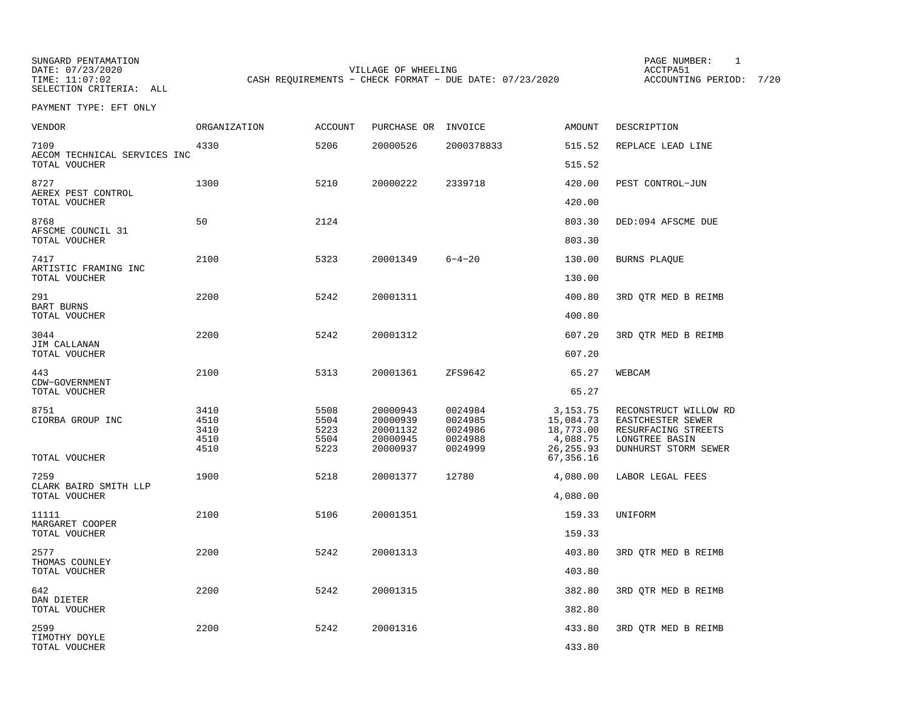SUNGARD PENTAMATION
DATE: 07/23/2020
TIME: 11:07:02
SELECTION CRITERIA: ALL

VILLAGE OF WHEELING
CASH REQUIREMENTS - CHECK FORMAT - DUE DATE: 07/23/2020

PAGE NUMBER: 1
ACCTPA51
ACCOUNTING PERIOD: 7/20

PAYMENT TYPE: EFT ONLY

| VENDOR | ORGANIZATION | ACCOUNT | PURCHASE OR | INVOICE | AMOUNT | DESCRIPTION |
|---|---|---|---|---|---|---|
| 7109 AECOM TECHNICAL SERVICES INC | 4330 | 5206 | 20000526 | 2000378833 | 515.52 | REPLACE LEAD LINE |
| TOTAL VOUCHER | | | | | 515.52 | |
| 8727 AEREX PEST CONTROL | 1300 | 5210 | 20000222 | 2339718 | 420.00 | PEST CONTROL-JUN |
| TOTAL VOUCHER | | | | | 420.00 | |
| 8768 AFSCME COUNCIL 31 | 50 | 2124 | | | 803.30 | DED:094 AFSCME DUE |
| TOTAL VOUCHER | | | | | 803.30 | |
| 7417 ARTISTIC FRAMING INC | 2100 | 5323 | 20001349 | 6-4-20 | 130.00 | BURNS PLAQUE |
| TOTAL VOUCHER | | | | | 130.00 | |
| 291 BART BURNS | 2200 | 5242 | 20001311 | | 400.80 | 3RD QTR MED B REIMB |
| TOTAL VOUCHER | | | | | 400.80 | |
| 3044 JIM CALLANAN | 2200 | 5242 | 20001312 | | 607.20 | 3RD QTR MED B REIMB |
| TOTAL VOUCHER | | | | | 607.20 | |
| 443 CDW-GOVERNMENT | 2100 | 5313 | 20001361 | ZFS9642 | 65.27 | WEBCAM |
| TOTAL VOUCHER | | | | | 65.27 | |
| 8751 CIORBA GROUP INC | 3410 | 5508 | 20000943 | 0024984 | 3,153.75 | RECONSTRUCT WILLOW RD |
| | 4510 | 5504 | 20000939 | 0024985 | 15,084.73 | EASTCHESTER SEWER |
| | 3410 | 5223 | 20001132 | 0024986 | 18,773.00 | RESURFACING STREETS |
| | 4510 | 5504 | 20000945 | 0024988 | 4,088.75 | LONGTREE BASIN |
| | 4510 | 5223 | 20000937 | 0024999 | 26,255.93 | DUNHURST STORM SEWER |
| TOTAL VOUCHER | | | | | 67,356.16 | |
| 7259 CLARK BAIRD SMITH LLP | 1900 | 5218 | 20001377 | 12780 | 4,080.00 | LABOR LEGAL FEES |
| TOTAL VOUCHER | | | | | 4,080.00 | |
| 11111 MARGARET COOPER | 2100 | 5106 | 20001351 | | 159.33 | UNIFORM |
| TOTAL VOUCHER | | | | | 159.33 | |
| 2577 THOMAS COUNLEY | 2200 | 5242 | 20001313 | | 403.80 | 3RD QTR MED B REIMB |
| TOTAL VOUCHER | | | | | 403.80 | |
| 642 DAN DIETER | 2200 | 5242 | 20001315 | | 382.80 | 3RD QTR MED B REIMB |
| TOTAL VOUCHER | | | | | 382.80 | |
| 2599 TIMOTHY DOYLE | 2200 | 5242 | 20001316 | | 433.80 | 3RD QTR MED B REIMB |
| TOTAL VOUCHER | | | | | 433.80 | |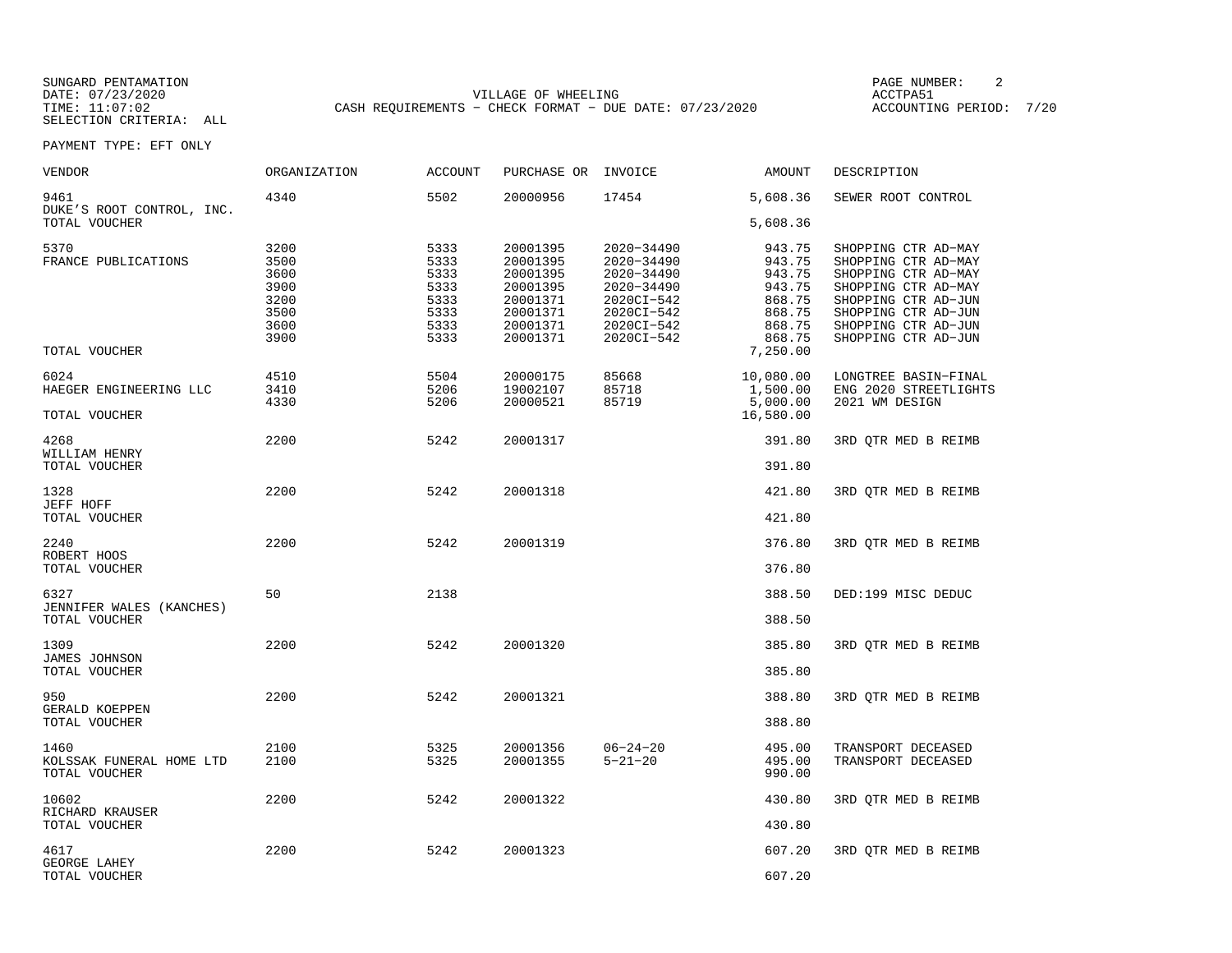SUNGARD PENTAMATION
DATE: 07/23/2020
TIME: 11:07:02
SELECTION CRITERIA: ALL

VILLAGE OF WHEELING
CASH REQUIREMENTS - CHECK FORMAT - DUE DATE: 07/23/2020

PAGE NUMBER: 2
ACCTPA51
ACCOUNTING PERIOD: 7/20

PAYMENT TYPE: EFT ONLY

| VENDOR | ORGANIZATION | ACCOUNT | PURCHASE OR | INVOICE | AMOUNT | DESCRIPTION |
|---|---|---|---|---|---|---|
| 9461 | 4340 | 5502 | 20000956 | 17454 | 5,608.36 | SEWER ROOT CONTROL |
| DUKE'S ROOT CONTROL, INC. | | | | | | |
| TOTAL VOUCHER | | | | | 5,608.36 | |
| 5370 | 3200 | 5333 | 20001395 | 2020-34490 | 943.75 | SHOPPING CTR AD-MAY |
| FRANCE PUBLICATIONS | 3500 | 5333 | 20001395 | 2020-34490 | 943.75 | SHOPPING CTR AD-MAY |
| | 3600 | 5333 | 20001395 | 2020-34490 | 943.75 | SHOPPING CTR AD-MAY |
| | 3900 | 5333 | 20001395 | 2020-34490 | 943.75 | SHOPPING CTR AD-MAY |
| | 3200 | 5333 | 20001371 | 2020CI-542 | 868.75 | SHOPPING CTR AD-JUN |
| | 3500 | 5333 | 20001371 | 2020CI-542 | 868.75 | SHOPPING CTR AD-JUN |
| | 3600 | 5333 | 20001371 | 2020CI-542 | 868.75 | SHOPPING CTR AD-JUN |
| | 3900 | 5333 | 20001371 | 2020CI-542 | 868.75 | SHOPPING CTR AD-JUN |
| TOTAL VOUCHER | | | | | 7,250.00 | |
| 6024 | 4510 | 5504 | 20000175 | 85668 | 10,080.00 | LONGTREE BASIN-FINAL |
| HAEGER ENGINEERING LLC | 3410 | 5206 | 19002107 | 85718 | 1,500.00 | ENG 2020 STREETLIGHTS |
| | 4330 | 5206 | 20000521 | 85719 | 5,000.00 | 2021 WM DESIGN |
| TOTAL VOUCHER | | | | | 16,580.00 | |
| 4268 | 2200 | 5242 | 20001317 | | 391.80 | 3RD QTR MED B REIMB |
| WILLIAM HENRY | | | | | | |
| TOTAL VOUCHER | | | | | 391.80 | |
| 1328 | 2200 | 5242 | 20001318 | | 421.80 | 3RD QTR MED B REIMB |
| JEFF HOFF | | | | | | |
| TOTAL VOUCHER | | | | | 421.80 | |
| 2240 | 2200 | 5242 | 20001319 | | 376.80 | 3RD QTR MED B REIMB |
| ROBERT HOOS | | | | | | |
| TOTAL VOUCHER | | | | | 376.80 | |
| 6327 | 50 | 2138 | | | 388.50 | DED:199 MISC DEDUC |
| JENNIFER WALES (KANCHES) | | | | | | |
| TOTAL VOUCHER | | | | | 388.50 | |
| 1309 | 2200 | 5242 | 20001320 | | 385.80 | 3RD QTR MED B REIMB |
| JAMES JOHNSON | | | | | | |
| TOTAL VOUCHER | | | | | 385.80 | |
| 950 | 2200 | 5242 | 20001321 | | 388.80 | 3RD QTR MED B REIMB |
| GERALD KOEPPEN | | | | | | |
| TOTAL VOUCHER | | | | | 388.80 | |
| 1460 | 2100 | 5325 | 20001356 | 06-24-20 | 495.00 | TRANSPORT DECEASED |
| KOLSSAK FUNERAL HOME LTD | 2100 | 5325 | 20001355 | 5-21-20 | 495.00 | TRANSPORT DECEASED |
| TOTAL VOUCHER | | | | | 990.00 | |
| 10602 | 2200 | 5242 | 20001322 | | 430.80 | 3RD QTR MED B REIMB |
| RICHARD KRAUSER | | | | | | |
| TOTAL VOUCHER | | | | | 430.80 | |
| 4617 | 2200 | 5242 | 20001323 | | 607.20 | 3RD QTR MED B REIMB |
| GEORGE LAHEY | | | | | | |
| TOTAL VOUCHER | | | | | 607.20 | |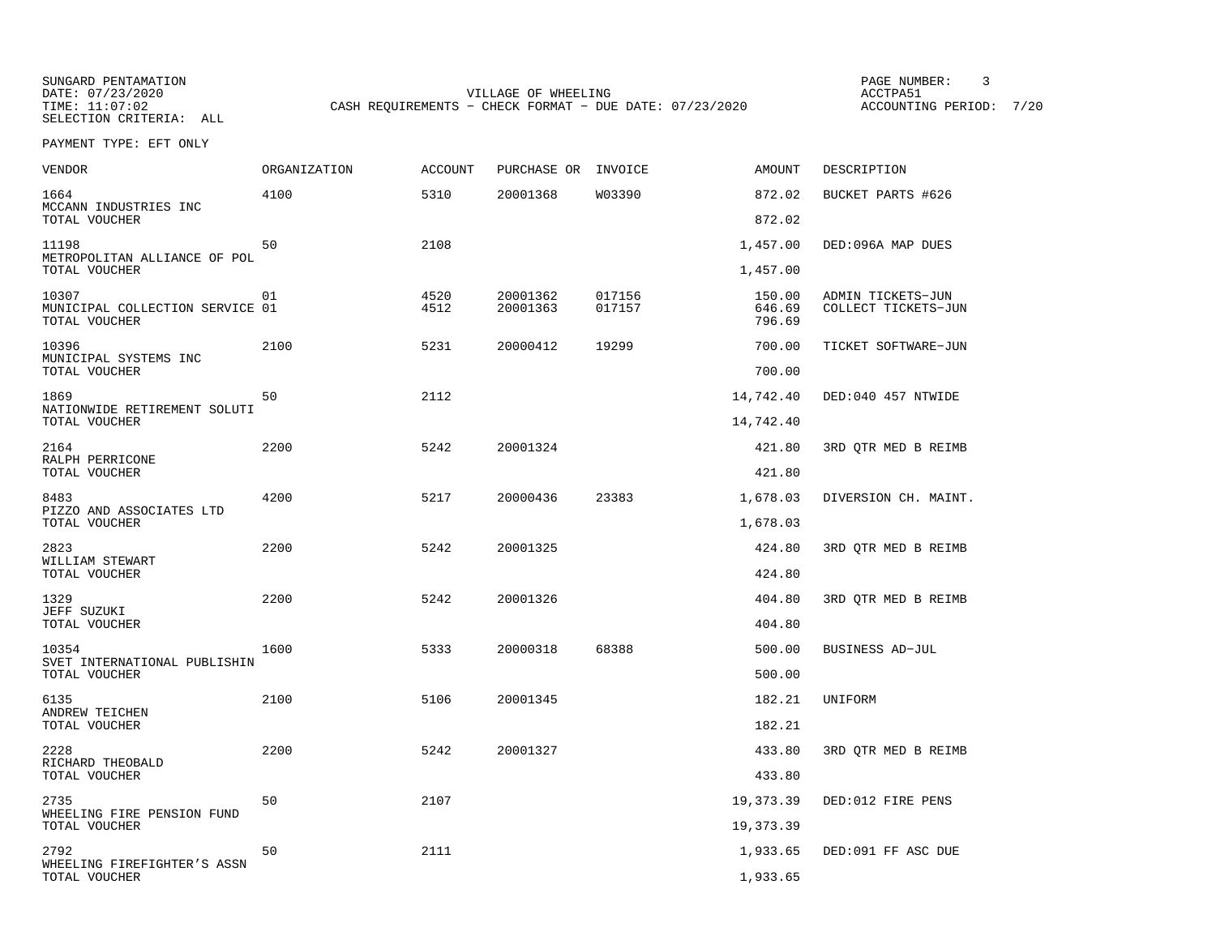SUNGARD PENTAMATION
DATE: 07/23/2020
TIME: 11:07:02
SELECTION CRITERIA: ALL

VILLAGE OF WHEELING
CASH REQUIREMENTS - CHECK FORMAT - DUE DATE: 07/23/2020

PAGE NUMBER: 3
ACCTPA51
ACCOUNTING PERIOD: 7/20

PAYMENT TYPE: EFT ONLY

| VENDOR | ORGANIZATION | ACCOUNT | PURCHASE OR | INVOICE | AMOUNT | DESCRIPTION |
|---|---|---|---|---|---|---|
| 1664 | 4100 | 5310 | 20001368 | W03390 | 872.02 | BUCKET PARTS #626 |
| MCCANN INDUSTRIES INC | | | | | | |
| TOTAL VOUCHER | | | | | 872.02 | |
| 11198 | 50 | 2108 | | | 1,457.00 | DED:096A MAP DUES |
| METROPOLITAN ALLIANCE OF POL | | | | | | |
| TOTAL VOUCHER | | | | | 1,457.00 | |
| 10307 | 01 | 4520 | 20001362 | 017156 | 150.00 | ADMIN TICKETS-JUN |
| MUNICIPAL COLLECTION SERVICE | 01 | 4512 | 20001363 | 017157 | 646.69 | COLLECT TICKETS-JUN |
| TOTAL VOUCHER | | | | | 796.69 | |
| 10396 | 2100 | 5231 | 20000412 | 19299 | 700.00 | TICKET SOFTWARE-JUN |
| MUNICIPAL SYSTEMS INC | | | | | | |
| TOTAL VOUCHER | | | | | 700.00 | |
| 1869 | 50 | 2112 | | | 14,742.40 | DED:040 457 NTWIDE |
| NATIONWIDE RETIREMENT SOLUTI | | | | | | |
| TOTAL VOUCHER | | | | | 14,742.40 | |
| 2164 | 2200 | 5242 | 20001324 | | 421.80 | 3RD QTR MED B REIMB |
| RALPH PERRICONE | | | | | | |
| TOTAL VOUCHER | | | | | 421.80 | |
| 8483 | 4200 | 5217 | 20000436 | 23383 | 1,678.03 | DIVERSION CH. MAINT. |
| PIZZO AND ASSOCIATES LTD | | | | | | |
| TOTAL VOUCHER | | | | | 1,678.03 | |
| 2823 | 2200 | 5242 | 20001325 | | 424.80 | 3RD QTR MED B REIMB |
| WILLIAM STEWART | | | | | | |
| TOTAL VOUCHER | | | | | 424.80 | |
| 1329 | 2200 | 5242 | 20001326 | | 404.80 | 3RD QTR MED B REIMB |
| JEFF SUZUKI | | | | | | |
| TOTAL VOUCHER | | | | | 404.80 | |
| 10354 | 1600 | 5333 | 20000318 | 68388 | 500.00 | BUSINESS AD-JUL |
| SVET INTERNATIONAL PUBLISHIN | | | | | | |
| TOTAL VOUCHER | | | | | 500.00 | |
| 6135 | 2100 | 5106 | 20001345 | | 182.21 | UNIFORM |
| ANDREW TEICHEN | | | | | | |
| TOTAL VOUCHER | | | | | 182.21 | |
| 2228 | 2200 | 5242 | 20001327 | | 433.80 | 3RD QTR MED B REIMB |
| RICHARD THEOBALD | | | | | | |
| TOTAL VOUCHER | | | | | 433.80 | |
| 2735 | 50 | 2107 | | | 19,373.39 | DED:012 FIRE PENS |
| WHEELING FIRE PENSION FUND | | | | | | |
| TOTAL VOUCHER | | | | | 19,373.39 | |
| 2792 | 50 | 2111 | | | 1,933.65 | DED:091 FF ASC DUE |
| WHEELING FIREFIGHTER'S ASSN | | | | | | |
| TOTAL VOUCHER | | | | | 1,933.65 | |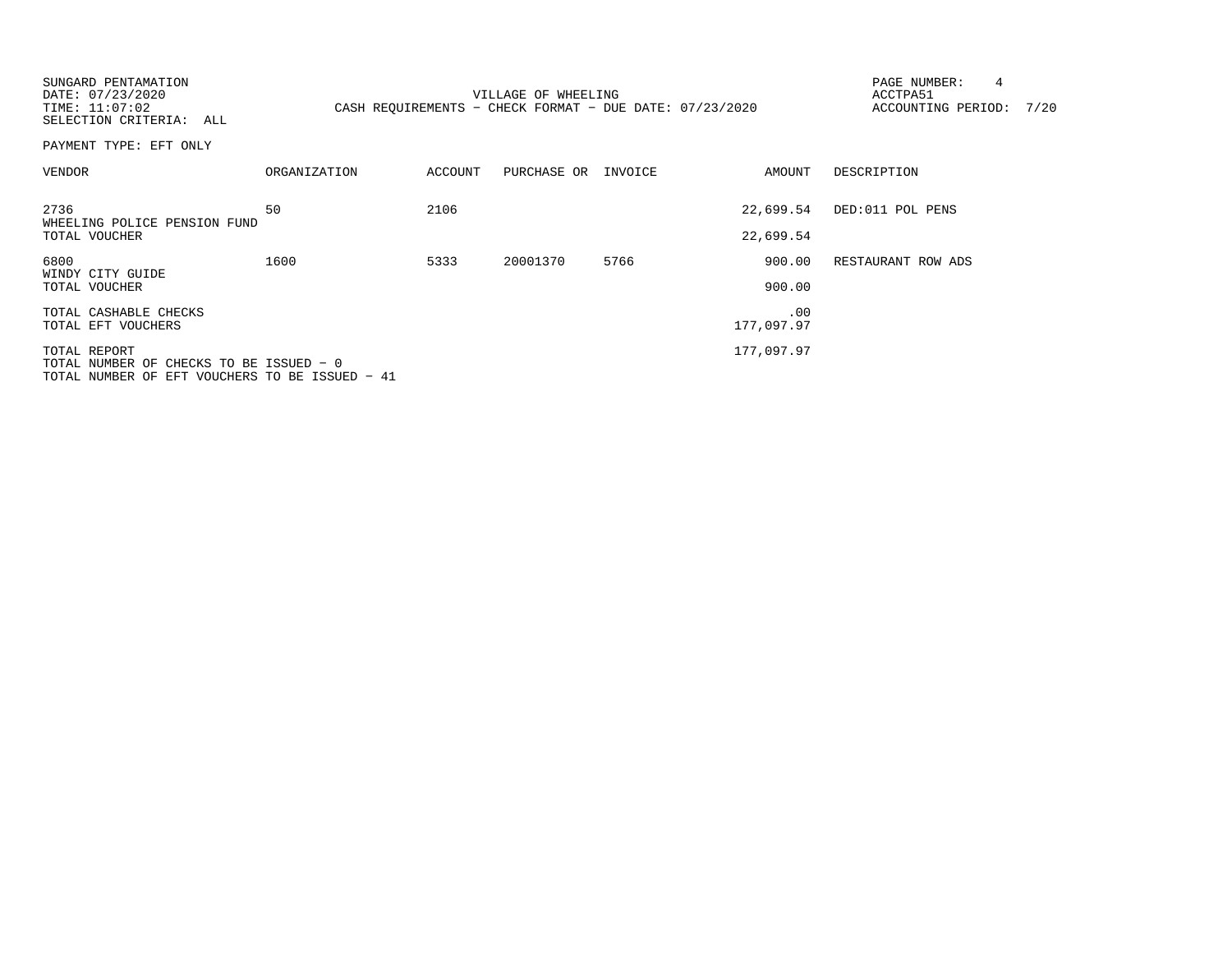SUNGARD PENTAMATION
DATE: 07/23/2020
TIME: 11:07:02
SELECTION CRITERIA: ALL

VILLAGE OF WHEELING
CASH REQUIREMENTS - CHECK FORMAT - DUE DATE: 07/23/2020

ACCTPA51
ACCOUNTING PERIOD: 7/20

PAYMENT TYPE: EFT ONLY

| VENDOR | ORGANIZATION | ACCOUNT | PURCHASE OR | INVOICE | AMOUNT | DESCRIPTION |
|---|---|---|---|---|---|---|
| 2736 WHEELING POLICE PENSION FUND | 50 | 2106 | | | 22,699.54 | DED:011 POL PENS |
| TOTAL VOUCHER | | | | | 22,699.54 | |
| 6800 WINDY CITY GUIDE | 1600 | 5333 | 20001370 | 5766 | 900.00 | RESTAURANT ROW ADS |
| TOTAL VOUCHER | | | | | 900.00 | |
| TOTAL CASHABLE CHECKS | | | | | .00 | |
| TOTAL EFT VOUCHERS | | | | | 177,097.97 | |
| TOTAL REPORT | | | | | 177,097.97 | |

TOTAL NUMBER OF CHECKS TO BE ISSUED - 0
TOTAL NUMBER OF EFT VOUCHERS TO BE ISSUED - 41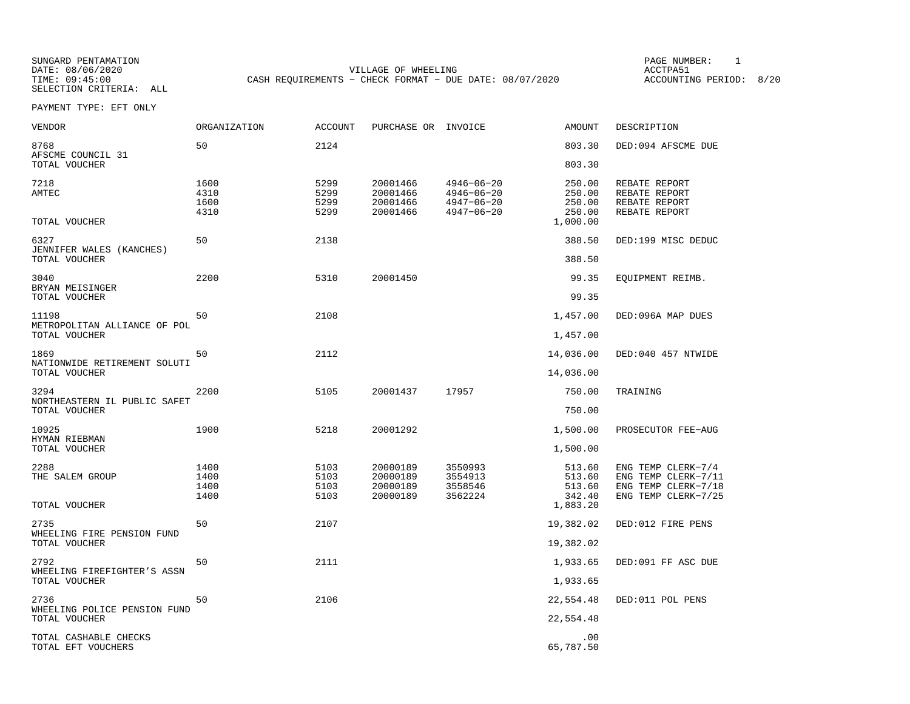SUNGARD PENTAMATION
DATE: 08/06/2020
TIME: 09:45:00
SELECTION CRITERIA: ALL

VILLAGE OF WHEELING
CASH REQUIREMENTS - CHECK FORMAT - DUE DATE: 08/07/2020

PAGE NUMBER: 1
ACCTPA51
ACCOUNTING PERIOD: 8/20

PAYMENT TYPE: EFT ONLY

| VENDOR | ORGANIZATION | ACCOUNT | PURCHASE OR | INVOICE | AMOUNT | DESCRIPTION |
|---|---|---|---|---|---|---|
| 8768 | 50 | 2124 | | | 803.30 | DED:094 AFSCME DUE |
| AFSCME COUNCIL 31 | | | | | | |
| TOTAL VOUCHER | | | | | 803.30 | |
| 7218 | 1600 | 5299 | 20001466 | 4946-06-20 | 250.00 | REBATE REPORT |
| AMTEC | 4310 | 5299 | 20001466 | 4946-06-20 | 250.00 | REBATE REPORT |
| | 1600 | 5299 | 20001466 | 4947-06-20 | 250.00 | REBATE REPORT |
| | 4310 | 5299 | 20001466 | 4947-06-20 | 250.00 | REBATE REPORT |
| TOTAL VOUCHER | | | | | 1,000.00 | |
| 6327 | 50 | 2138 | | | 388.50 | DED:199 MISC DEDUC |
| JENNIFER WALES (KANCHES) | | | | | | |
| TOTAL VOUCHER | | | | | 388.50 | |
| 3040 | 2200 | 5310 | 20001450 | | 99.35 | EQUIPMENT REIMB. |
| BRYAN MEISINGER | | | | | | |
| TOTAL VOUCHER | | | | | 99.35 | |
| 11198 | 50 | 2108 | | | 1,457.00 | DED:096A MAP DUES |
| METROPOLITAN ALLIANCE OF POL | | | | | | |
| TOTAL VOUCHER | | | | | 1,457.00 | |
| 1869 | 50 | 2112 | | | 14,036.00 | DED:040 457 NTWIDE |
| NATIONWIDE RETIREMENT SOLUTI | | | | | | |
| TOTAL VOUCHER | | | | | 14,036.00 | |
| 3294 | 2200 | 5105 | 20001437 | 17957 | 750.00 | TRAINING |
| NORTHEASTERN IL PUBLIC SAFET | | | | | | |
| TOTAL VOUCHER | | | | | 750.00 | |
| 10925 | 1900 | 5218 | 20001292 | | 1,500.00 | PROSECUTOR FEE-AUG |
| HYMAN RIEBMAN | | | | | | |
| TOTAL VOUCHER | | | | | 1,500.00 | |
| 2288 | 1400 | 5103 | 20000189 | 3550993 | 513.60 | ENG TEMP CLERK-7/4 |
| THE SALEM GROUP | 1400 | 5103 | 20000189 | 3554913 | 513.60 | ENG TEMP CLERK-7/11 |
| | 1400 | 5103 | 20000189 | 3558546 | 513.60 | ENG TEMP CLERK-7/18 |
| | 1400 | 5103 | 20000189 | 3562224 | 342.40 | ENG TEMP CLERK-7/25 |
| TOTAL VOUCHER | | | | | 1,883.20 | |
| 2735 | 50 | 2107 | | | 19,382.02 | DED:012 FIRE PENS |
| WHEELING FIRE PENSION FUND | | | | | | |
| TOTAL VOUCHER | | | | | 19,382.02 | |
| 2792 | 50 | 2111 | | | 1,933.65 | DED:091 FF ASC DUE |
| WHEELING FIREFIGHTER'S ASSN | | | | | | |
| TOTAL VOUCHER | | | | | 1,933.65 | |
| 2736 | 50 | 2106 | | | 22,554.48 | DED:011 POL PENS |
| WHEELING POLICE PENSION FUND | | | | | | |
| TOTAL VOUCHER | | | | | 22,554.48 | |
| TOTAL CASHABLE CHECKS | | | | | .00 | |
| TOTAL EFT VOUCHERS | | | | | 65,787.50 | |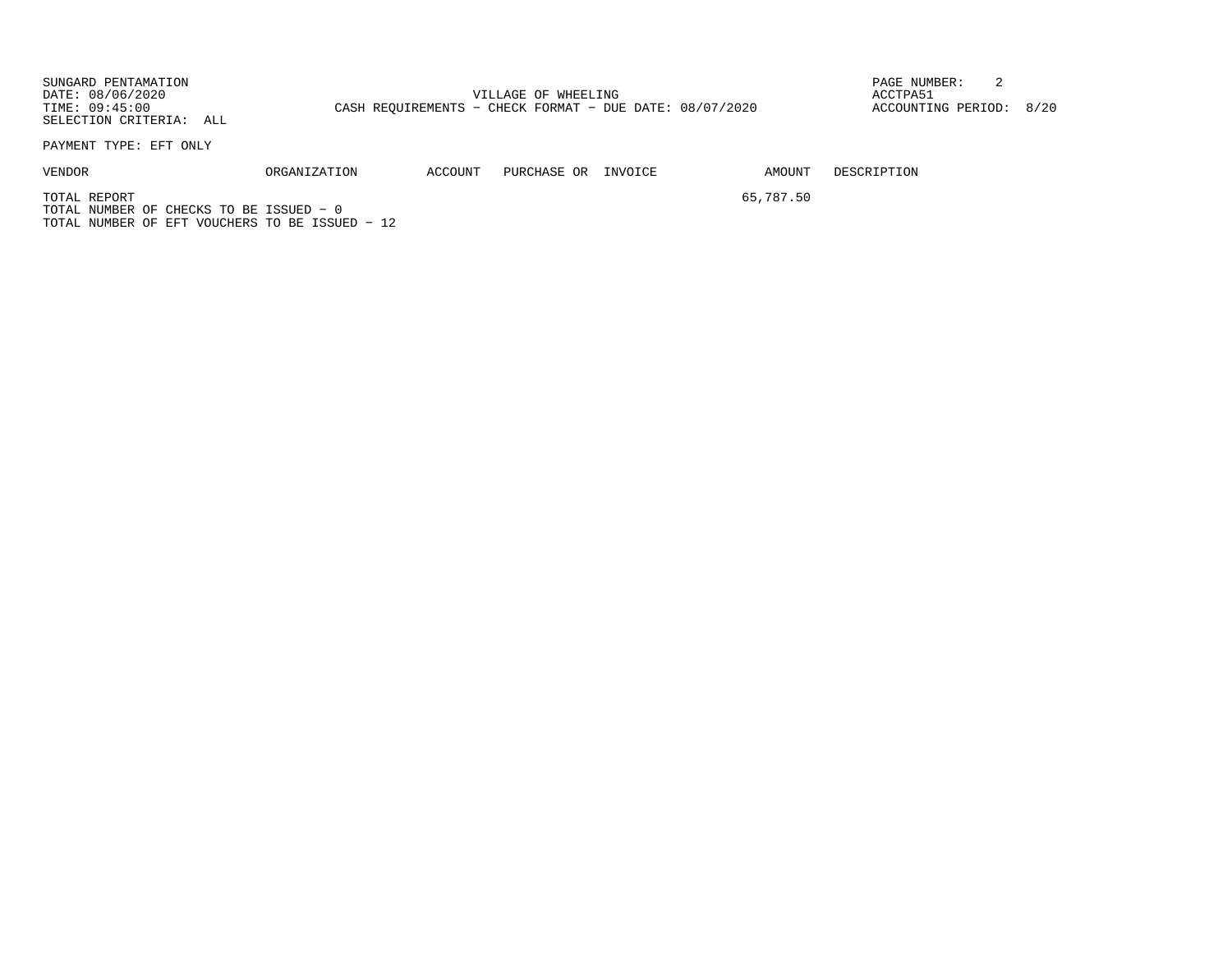SUNGARD PENTAMATION
DATE: 08/06/2020
TIME: 09:45:00
SELECTION CRITERIA: ALL

VILLAGE OF WHEELING
CASH REQUIREMENTS - CHECK FORMAT - DUE DATE: 08/07/2020

ACCTPA51
ACCOUNTING PERIOD: 8/20

PAYMENT TYPE: EFT ONLY

| VENDOR | ORGANIZATION | ACCOUNT | PURCHASE OR | INVOICE | AMOUNT | DESCRIPTION |
|---|---|---|---|---|---|---|
| TOTAL REPORT | | | | | 65,787.50 | |

TOTAL NUMBER OF CHECKS TO BE ISSUED - 0
TOTAL NUMBER OF EFT VOUCHERS TO BE ISSUED - 12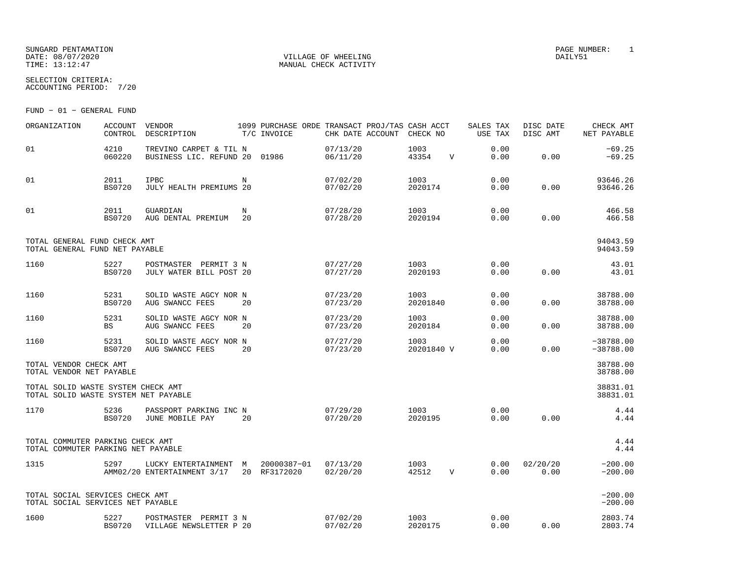SUNGARD PENTAMATION
DATE: 08/07/2020
TIME: 13:12:47

VILLAGE OF WHEELING
MANUAL CHECK ACTIVITY

PAGE NUMBER: 1
DAILY51

SELECTION CRITERIA:
ACCOUNTING PERIOD: 7/20

FUND - 01 - GENERAL FUND

| ORGANIZATION | ACCOUNT CONTROL | VENDOR DESCRIPTION | 1099 T/C | PURCHASE ORDE INVOICE | TRANSACT CHK DATE | PROJ/TAS ACCOUNT | CASH ACCT CHECK NO | | SALES TAX USE TAX | DISC DATE DISC AMT | CHECK AMT NET PAYABLE |
|---|---|---|---|---|---|---|---|---|---|---|---|
| 01 | 4210 | TREVINO CARPET & TIL | N | | 07/13/20 | | 1003 | | 0.00 | | -69.25 |
| | 060220 | BUSINESS LIC. REFUND | 20 | 01986 | 06/11/20 | | 43354 | V | 0.00 | 0.00 | -69.25 |
| 01 | 2011 | IPBC | N | | 07/02/20 | | 1003 | | 0.00 | | 93646.26 |
| | BS0720 | JULY HEALTH PREMIUMS | 20 | | 07/02/20 | | 2020174 | | 0.00 | 0.00 | 93646.26 |
| 01 | 2011 | GUARDIAN | N | | 07/28/20 | | 1003 | | 0.00 | | 466.58 |
| | BS0720 | AUG DENTAL PREMIUM | 20 | | 07/28/20 | | 2020194 | | 0.00 | 0.00 | 466.58 |
| TOTAL GENERAL FUND CHECK AMT | | | | | | | | | | | 94043.59 |
| TOTAL GENERAL FUND NET PAYABLE | | | | | | | | | | | 94043.59 |
| 1160 | 5227 | POSTMASTER PERMIT 3 | N | | 07/27/20 | | 1003 | | 0.00 | | 43.01 |
| | BS0720 | JULY WATER BILL POST | 20 | | 07/27/20 | | 2020193 | | 0.00 | 0.00 | 43.01 |
| 1160 | 5231 | SOLID WASTE AGCY NOR | N | | 07/23/20 | | 1003 | | 0.00 | | 38788.00 |
| | BS0720 | AUG SWANCC FEES | 20 | | 07/23/20 | | 20201840 | | 0.00 | 0.00 | 38788.00 |
| 1160 | 5231 | SOLID WASTE AGCY NOR | N | | 07/23/20 | | 1003 | | 0.00 | | 38788.00 |
| | BS | AUG SWANCC FEES | 20 | | 07/23/20 | | 2020184 | | 0.00 | 0.00 | 38788.00 |
| 1160 | 5231 | SOLID WASTE AGCY NOR | N | | 07/27/20 | | 1003 | | 0.00 | | -38788.00 |
| | BS0720 | AUG SWANCC FEES | 20 | | 07/23/20 | | 20201840 | V | 0.00 | 0.00 | -38788.00 |
| TOTAL VENDOR CHECK AMT | | | | | | | | | | | 38788.00 |
| TOTAL VENDOR NET PAYABLE | | | | | | | | | | | 38788.00 |
| TOTAL SOLID WASTE SYSTEM CHECK AMT | | | | | | | | | | | 38831.01 |
| TOTAL SOLID WASTE SYSTEM NET PAYABLE | | | | | | | | | | | 38831.01 |
| 1170 | 5236 | PASSPORT PARKING INC | N | | 07/29/20 | | 1003 | | 0.00 | | 4.44 |
| | BS0720 | JUNE MOBILE PAY | 20 | | 07/20/20 | | 2020195 | | 0.00 | 0.00 | 4.44 |
| TOTAL COMMUTER PARKING CHECK AMT | | | | | | | | | | | 4.44 |
| TOTAL COMMUTER PARKING NET PAYABLE | | | | | | | | | | | 4.44 |
| 1315 | 5297 | LUCKY ENTERTAINMENT | M | 20000387-01 | 07/13/20 | | 1003 | | 0.00 | 02/20/20 | -200.00 |
| | AMM02/20 | ENTERTAINMENT 3/17 | 20 | RF3172020 | 02/20/20 | | 42512 | V | 0.00 | 0.00 | -200.00 |
| TOTAL SOCIAL SERVICES CHECK AMT | | | | | | | | | | | -200.00 |
| TOTAL SOCIAL SERVICES NET PAYABLE | | | | | | | | | | | -200.00 |
| 1600 | 5227 | POSTMASTER PERMIT 3 | N | | 07/02/20 | | 1003 | | 0.00 | | 2803.74 |
| | BS0720 | VILLAGE NEWSLETTER P | 20 | | 07/02/20 | | 2020175 | | 0.00 | 0.00 | 2803.74 |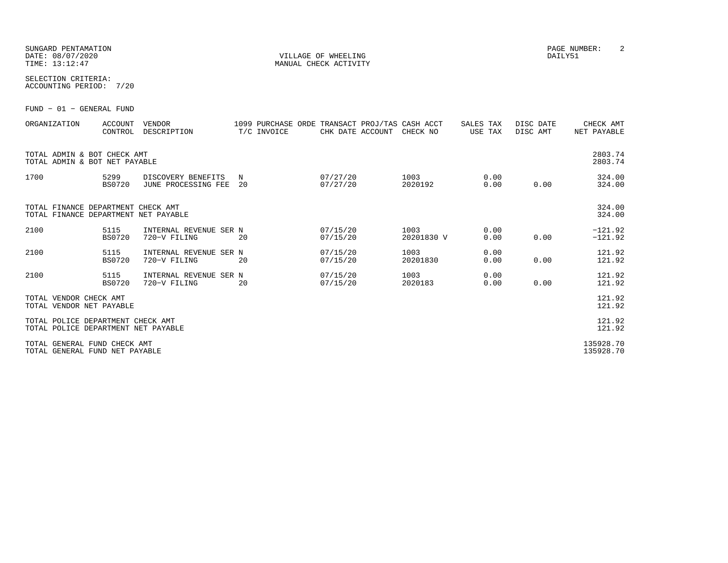SUNGARD PENTAMATION
DATE: 08/07/2020
TIME: 13:12:47

VILLAGE OF WHEELING
MANUAL CHECK ACTIVITY

DAILY51

SELECTION CRITERIA:
ACCOUNTING PERIOD: 7/20

FUND - 01 - GENERAL FUND

| ORGANIZATION | ACCOUNT CONTROL | VENDOR DESCRIPTION | 1099 T/C | PURCHASE ORDE INVOICE | TRANSACT CHK DATE | PROJ/TAS ACCOUNT | CASH ACCT CHECK NO | SALES TAX USE TAX | DISC DATE DISC AMT | CHECK AMT NET PAYABLE |
|---|---|---|---|---|---|---|---|---|---|---|
| TOTAL ADMIN & BOT CHECK AMT | | | | | | | | | | 2803.74 |
| TOTAL ADMIN & BOT NET PAYABLE | | | | | | | | | | 2803.74 |
| 1700 | 5299 | DISCOVERY BENEFITS | N | | 07/27/20 | | 1003 | 0.00 | | 324.00 |
| | BS0720 | JUNE PROCESSING FEE | 20 | | 07/27/20 | | 2020192 | 0.00 | 0.00 | 324.00 |
| TOTAL FINANCE DEPARTMENT CHECK AMT | | | | | | | | | | 324.00 |
| TOTAL FINANCE DEPARTMENT NET PAYABLE | | | | | | | | | | 324.00 |
| 2100 | 5115 | INTERNAL REVENUE SER | N | | 07/15/20 | | 1003 | 0.00 | | -121.92 |
| | BS0720 | 720-V FILING | 20 | | 07/15/20 | | 20201830 V | 0.00 | 0.00 | -121.92 |
| 2100 | 5115 | INTERNAL REVENUE SER | N | | 07/15/20 | | 1003 | 0.00 | | 121.92 |
| | BS0720 | 720-V FILING | 20 | | 07/15/20 | | 20201830 | 0.00 | 0.00 | 121.92 |
| 2100 | 5115 | INTERNAL REVENUE SER | N | | 07/15/20 | | 1003 | 0.00 | | 121.92 |
| | BS0720 | 720-V FILING | 20 | | 07/15/20 | | 2020183 | 0.00 | 0.00 | 121.92 |
| TOTAL VENDOR CHECK AMT | | | | | | | | | | 121.92 |
| TOTAL VENDOR NET PAYABLE | | | | | | | | | | 121.92 |
| TOTAL POLICE DEPARTMENT CHECK AMT | | | | | | | | | | 121.92 |
| TOTAL POLICE DEPARTMENT NET PAYABLE | | | | | | | | | | 121.92 |
| TOTAL GENERAL FUND CHECK AMT | | | | | | | | | | 135928.70 |
| TOTAL GENERAL FUND NET PAYABLE | | | | | | | | | | 135928.70 |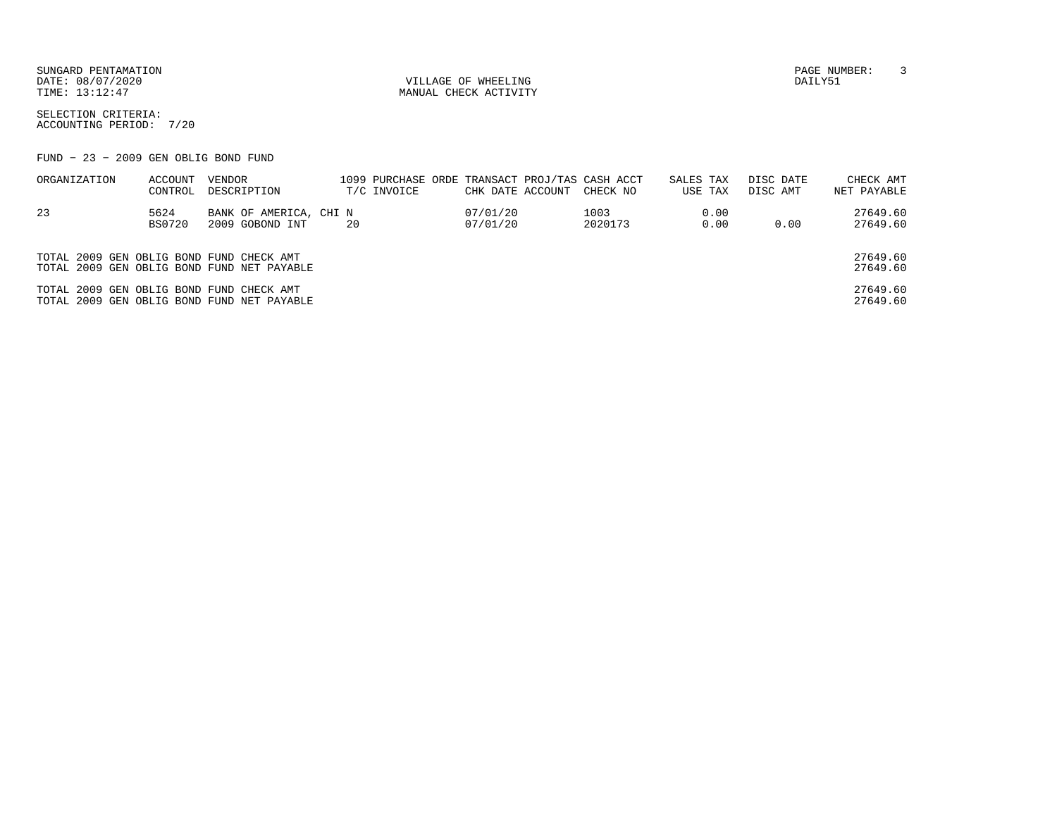SUNGARD PENTAMATION
DATE: 08/07/2020
TIME: 13:12:47

VILLAGE OF WHEELING
MANUAL CHECK ACTIVITY

DAILY51

SELECTION CRITERIA:
ACCOUNTING PERIOD: 7/20

FUND - 23 - 2009 GEN OBLIG BOND FUND

| ORGANIZATION | ACCOUNT CONTROL | VENDOR DESCRIPTION | 1099 T/C | PURCHASE ORDE INVOICE | TRANSACT CHK DATE | PROJ/TAS ACCOUNT | CASH ACCT CHECK NO | SALES TAX USE TAX | DISC DATE DISC AMT | CHECK AMT NET PAYABLE |
|---|---|---|---|---|---|---|---|---|---|---|
| 23 | 5624 | BANK OF AMERICA, CHI | N | | 07/01/20 | | 1003 | 0.00 | | 27649.60 |
| | BS0720 | 2009 GOBOND INT | 20 | | 07/01/20 | | 2020173 | 0.00 | 0.00 | 27649.60 |

| | |
|---|---|
| TOTAL 2009 GEN OBLIG BOND FUND CHECK AMT | 27649.60 |
| TOTAL 2009 GEN OBLIG BOND FUND NET PAYABLE | 27649.60 |
| TOTAL 2009 GEN OBLIG BOND FUND CHECK AMT | 27649.60 |
| TOTAL 2009 GEN OBLIG BOND FUND NET PAYABLE | 27649.60 |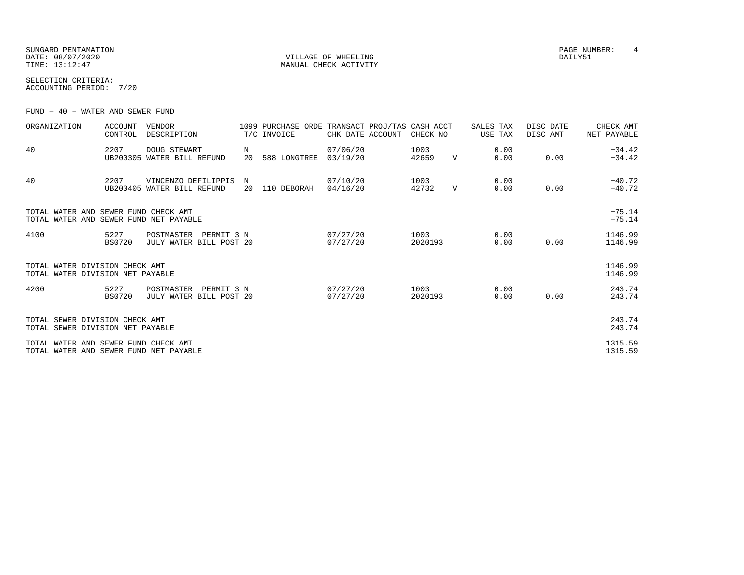SUNGARD PENTAMATION
DATE: 08/07/2020
TIME: 13:12:47

VILLAGE OF WHEELING
MANUAL CHECK ACTIVITY

DAILY51

SELECTION CRITERIA:
ACCOUNTING PERIOD: 7/20

FUND - 40 - WATER AND SEWER FUND

| ORGANIZATION | ACCOUNT CONTROL | VENDOR DESCRIPTION | 1099 T/C | PURCHASE ORDE INVOICE | TRANSACT CHK DATE | PROJ/TAS ACCOUNT | CASH ACCT CHECK NO | | SALES TAX USE TAX | DISC DATE DISC AMT | CHECK AMT NET PAYABLE |
|---|---|---|---|---|---|---|---|---|---|---|---|
| 40 | 2207 | DOUG STEWART | N | | 07/06/20 | | 1003 | | 0.00 | | −34.42 |
| | UB200305 | WATER BILL REFUND | 20 | 588 LONGTREE | 03/19/20 | | 42659 | V | 0.00 | 0.00 | −34.42 |
| 40 | 2207 | VINCENZO DEFILIPPIS | N | | 07/10/20 | | 1003 | | 0.00 | | −40.72 |
| | UB200405 | WATER BILL REFUND | 20 | 110 DEBORAH | 04/16/20 | | 42732 | V | 0.00 | 0.00 | −40.72 |
| TOTAL WATER AND SEWER FUND CHECK AMT | | | | | | | | | | | −75.14 |
| TOTAL WATER AND SEWER FUND NET PAYABLE | | | | | | | | | | | −75.14 |
| 4100 | 5227 | POSTMASTER PERMIT 3 | N | | 07/27/20 | | 1003 | | 0.00 | | 1146.99 |
| | BS0720 | JULY WATER BILL POST | 20 | | 07/27/20 | | 2020193 | | 0.00 | 0.00 | 1146.99 |
| TOTAL WATER DIVISION CHECK AMT | | | | | | | | | | | 1146.99 |
| TOTAL WATER DIVISION NET PAYABLE | | | | | | | | | | | 1146.99 |
| 4200 | 5227 | POSTMASTER PERMIT 3 | N | | 07/27/20 | | 1003 | | 0.00 | | 243.74 |
| | BS0720 | JULY WATER BILL POST | 20 | | 07/27/20 | | 2020193 | | 0.00 | 0.00 | 243.74 |
| TOTAL SEWER DIVISION CHECK AMT | | | | | | | | | | | 243.74 |
| TOTAL SEWER DIVISION NET PAYABLE | | | | | | | | | | | 243.74 |
| TOTAL WATER AND SEWER FUND CHECK AMT | | | | | | | | | | | 1315.59 |
| TOTAL WATER AND SEWER FUND NET PAYABLE | | | | | | | | | | | 1315.59 |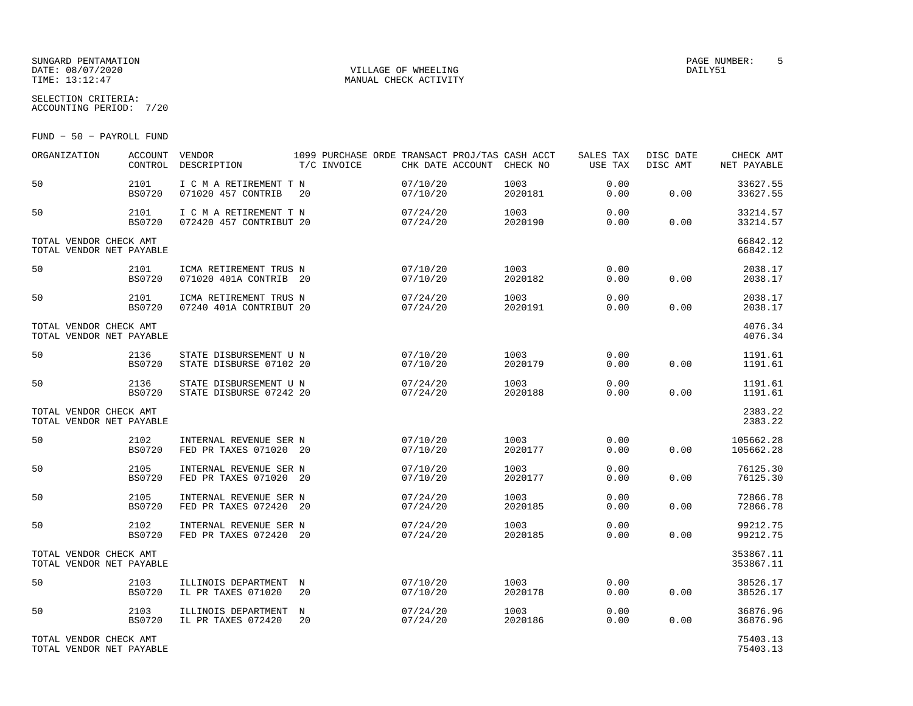SUNGARD PENTAMATION
DATE: 08/07/2020
TIME: 13:12:47

VILLAGE OF WHEELING
MANUAL CHECK ACTIVITY

DAILY51

SELECTION CRITERIA:
ACCOUNTING PERIOD: 7/20

FUND - 50 - PAYROLL FUND

| ORGANIZATION | ACCOUNT CONTROL | VENDOR DESCRIPTION | 1099 T/C | PURCHASE ORDE INVOICE | TRANSACT CHK DATE | PROJ/TAS ACCOUNT | CASH ACCT CHECK NO | SALES TAX USE TAX | DISC DATE DISC AMT | CHECK AMT NET PAYABLE |
|---|---|---|---|---|---|---|---|---|---|---|
| 50 | 2101<br>BS0720 | I C M A RETIREMENT T<br>071020 457 CONTRIB | N<br>20 | | 07/10/20<br>07/10/20 | | 1003<br>2020181 | 0.00<br>0.00 | <br>0.00 | 33627.55<br>33627.55 |
| 50 | 2101<br>BS0720 | I C M A RETIREMENT T<br>072420 457 CONTRIBUT | N<br>20 | | 07/24/20<br>07/24/20 | | 1003<br>2020190 | 0.00<br>0.00 | <br>0.00 | 33214.57<br>33214.57 |
| TOTAL VENDOR CHECK AMT<br>TOTAL VENDOR NET PAYABLE | | | | | | | | | | 66842.12<br>66842.12 |
| 50 | 2101<br>BS0720 | ICMA RETIREMENT TRUS<br>071020 401A CONTRIB | N<br>20 | | 07/10/20<br>07/10/20 | | 1003<br>2020182 | 0.00<br>0.00 | <br>0.00 | 2038.17<br>2038.17 |
| 50 | 2101<br>BS0720 | ICMA RETIREMENT TRUS<br>07240 401A CONTRIBUT | N<br>20 | | 07/24/20<br>07/24/20 | | 1003<br>2020191 | 0.00<br>0.00 | <br>0.00 | 2038.17<br>2038.17 |
| TOTAL VENDOR CHECK AMT<br>TOTAL VENDOR NET PAYABLE | | | | | | | | | | 4076.34<br>4076.34 |
| 50 | 2136<br>BS0720 | STATE DISBURSEMENT U<br>STATE DISBURSE 07102 | N<br>20 | | 07/10/20<br>07/10/20 | | 1003<br>2020179 | 0.00<br>0.00 | <br>0.00 | 1191.61<br>1191.61 |
| 50 | 2136<br>BS0720 | STATE DISBURSEMENT U<br>STATE DISBURSE 07242 | N<br>20 | | 07/24/20<br>07/24/20 | | 1003<br>2020188 | 0.00<br>0.00 | <br>0.00 | 1191.61<br>1191.61 |
| TOTAL VENDOR CHECK AMT<br>TOTAL VENDOR NET PAYABLE | | | | | | | | | | 2383.22<br>2383.22 |
| 50 | 2102<br>BS0720 | INTERNAL REVENUE SER<br>FED PR TAXES 071020 | N<br>20 | | 07/10/20<br>07/10/20 | | 1003<br>2020177 | 0.00<br>0.00 | <br>0.00 | 105662.28<br>105662.28 |
| 50 | 2105<br>BS0720 | INTERNAL REVENUE SER<br>FED PR TAXES 071020 | N<br>20 | | 07/10/20<br>07/10/20 | | 1003<br>2020177 | 0.00<br>0.00 | <br>0.00 | 76125.30<br>76125.30 |
| 50 | 2105<br>BS0720 | INTERNAL REVENUE SER<br>FED PR TAXES 072420 | N<br>20 | | 07/24/20<br>07/24/20 | | 1003<br>2020185 | 0.00<br>0.00 | <br>0.00 | 72866.78<br>72866.78 |
| 50 | 2102<br>BS0720 | INTERNAL REVENUE SER<br>FED PR TAXES 072420 | N<br>20 | | 07/24/20<br>07/24/20 | | 1003<br>2020185 | 0.00<br>0.00 | <br>0.00 | 99212.75<br>99212.75 |
| TOTAL VENDOR CHECK AMT<br>TOTAL VENDOR NET PAYABLE | | | | | | | | | | 353867.11<br>353867.11 |
| 50 | 2103<br>BS0720 | ILLINOIS DEPARTMENT<br>IL PR TAXES 071020 | N<br>20 | | 07/10/20<br>07/10/20 | | 1003<br>2020178 | 0.00<br>0.00 | <br>0.00 | 38526.17<br>38526.17 |
| 50 | 2103<br>BS0720 | ILLINOIS DEPARTMENT<br>IL PR TAXES 072420 | N<br>20 | | 07/24/20<br>07/24/20 | | 1003<br>2020186 | 0.00<br>0.00 | <br>0.00 | 36876.96<br>36876.96 |
| TOTAL VENDOR CHECK AMT<br>TOTAL VENDOR NET PAYABLE | | | | | | | | | | 75403.13<br>75403.13 |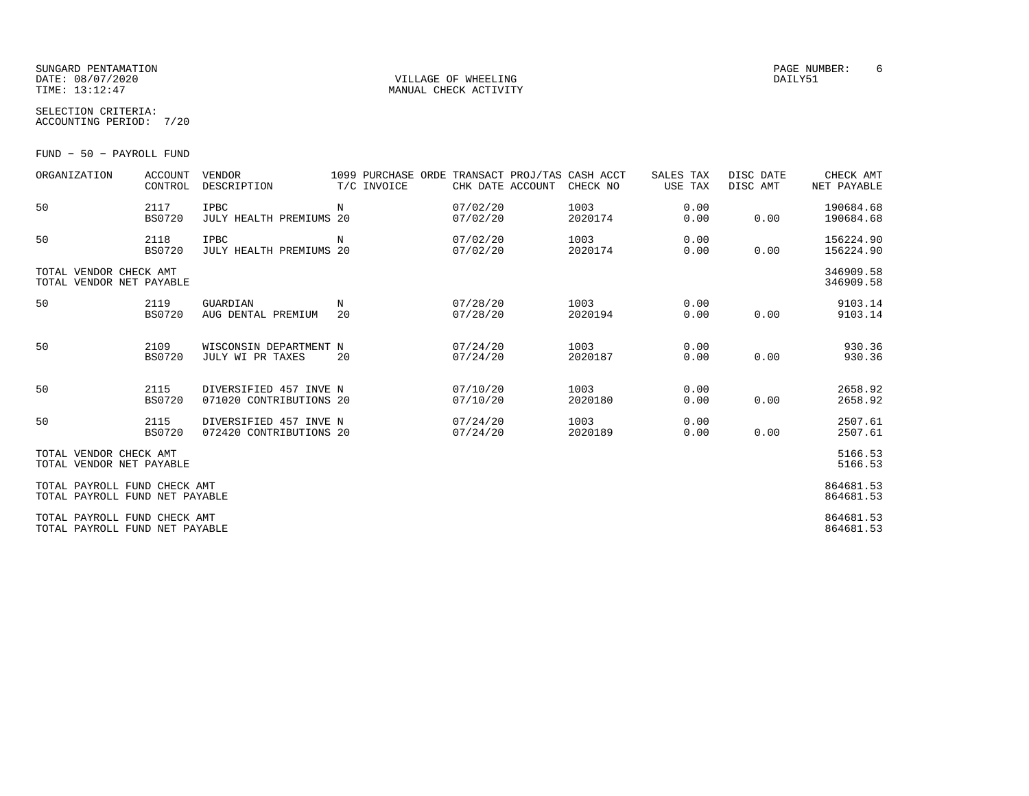SUNGARD PENTAMATION
DATE: 08/07/2020
TIME: 13:12:47

VILLAGE OF WHEELING
MANUAL CHECK ACTIVITY

DAILY51

SELECTION CRITERIA:
ACCOUNTING PERIOD: 7/20

FUND - 50 - PAYROLL FUND

| ORGANIZATION | ACCOUNT CONTROL | VENDOR DESCRIPTION | 1099 T/C | PURCHASE ORDE INVOICE | TRANSACT CHK DATE | PROJ/TAS ACCOUNT | CASH ACCT CHECK NO | SALES TAX USE TAX | DISC DATE DISC AMT | CHECK AMT NET PAYABLE |
|---|---|---|---|---|---|---|---|---|---|---|
| 50 | 2117 BS0720 | IPBC JULY HEALTH PREMIUMS | N 20 | | 07/02/20 07/02/20 | | 1003 2020174 | 0.00 0.00 | 0.00 | 190684.68 190684.68 |
| 50 | 2118 BS0720 | IPBC JULY HEALTH PREMIUMS | N 20 | | 07/02/20 07/02/20 | | 1003 2020174 | 0.00 0.00 | 0.00 | 156224.90 156224.90 |
| TOTAL VENDOR CHECK AMT TOTAL VENDOR NET PAYABLE | | | | | | | | | | 346909.58 346909.58 |
| 50 | 2119 BS0720 | GUARDIAN AUG DENTAL PREMIUM | N 20 | | 07/28/20 07/28/20 | | 1003 2020194 | 0.00 0.00 | 0.00 | 9103.14 9103.14 |
| 50 | 2109 BS0720 | WISCONSIN DEPARTMENT JULY WI PR TAXES | N 20 | | 07/24/20 07/24/20 | | 1003 2020187 | 0.00 0.00 | 0.00 | 930.36 930.36 |
| 50 | 2115 BS0720 | DIVERSIFIED 457 INVE 071020 CONTRIBUTIONS | N 20 | | 07/10/20 07/10/20 | | 1003 2020180 | 0.00 0.00 | 0.00 | 2658.92 2658.92 |
| 50 | 2115 BS0720 | DIVERSIFIED 457 INVE 072420 CONTRIBUTIONS | N 20 | | 07/24/20 07/24/20 | | 1003 2020189 | 0.00 0.00 | 0.00 | 2507.61 2507.61 |
| TOTAL VENDOR CHECK AMT TOTAL VENDOR NET PAYABLE | | | | | | | | | | 5166.53 5166.53 |
| TOTAL PAYROLL FUND CHECK AMT TOTAL PAYROLL FUND NET PAYABLE | | | | | | | | | | 864681.53 864681.53 |
| TOTAL PAYROLL FUND CHECK AMT TOTAL PAYROLL FUND NET PAYABLE | | | | | | | | | | 864681.53 864681.53 |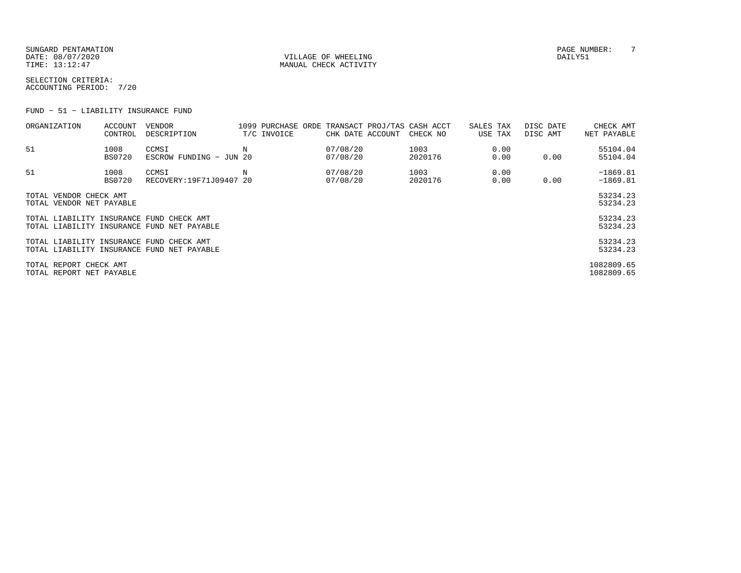SUNGARD PENTAMATION
DATE: 08/07/2020
TIME: 13:12:47

VILLAGE OF WHEELING
MANUAL CHECK ACTIVITY

DAILY51

SELECTION CRITERIA:
ACCOUNTING PERIOD: 7/20

FUND - 51 - LIABILITY INSURANCE FUND

| ORGANIZATION | ACCOUNT CONTROL | VENDOR DESCRIPTION | 1099 T/C | PURCHASE ORDE INVOICE | TRANSACT CHK DATE | PROJ/TAS ACCOUNT | CASH ACCT CHECK NO | SALES TAX USE TAX | DISC DATE DISC AMT | CHECK AMT NET PAYABLE |
|---|---|---|---|---|---|---|---|---|---|---|
| 51 | 1008 BS0720 | CCMSI ESCROW FUNDING - JUN 20 | N | | 07/08/20 07/08/20 | | 1003 2020176 | 0.00 0.00 | 0.00 | 55104.04 55104.04 |
| 51 | 1008 BS0720 | CCMSI RECOVERY:19F71J09407 20 | N | | 07/08/20 07/08/20 | | 1003 2020176 | 0.00 0.00 | 0.00 | -1869.81 -1869.81 |

| | |
|---|---|
| TOTAL VENDOR CHECK AMT | 53234.23 |
| TOTAL VENDOR NET PAYABLE | 53234.23 |
| TOTAL LIABILITY INSURANCE FUND CHECK AMT | 53234.23 |
| TOTAL LIABILITY INSURANCE FUND NET PAYABLE | 53234.23 |
| TOTAL LIABILITY INSURANCE FUND CHECK AMT | 53234.23 |
| TOTAL LIABILITY INSURANCE FUND NET PAYABLE | 53234.23 |
| TOTAL REPORT CHECK AMT | 1082809.65 |
| TOTAL REPORT NET PAYABLE | 1082809.65 |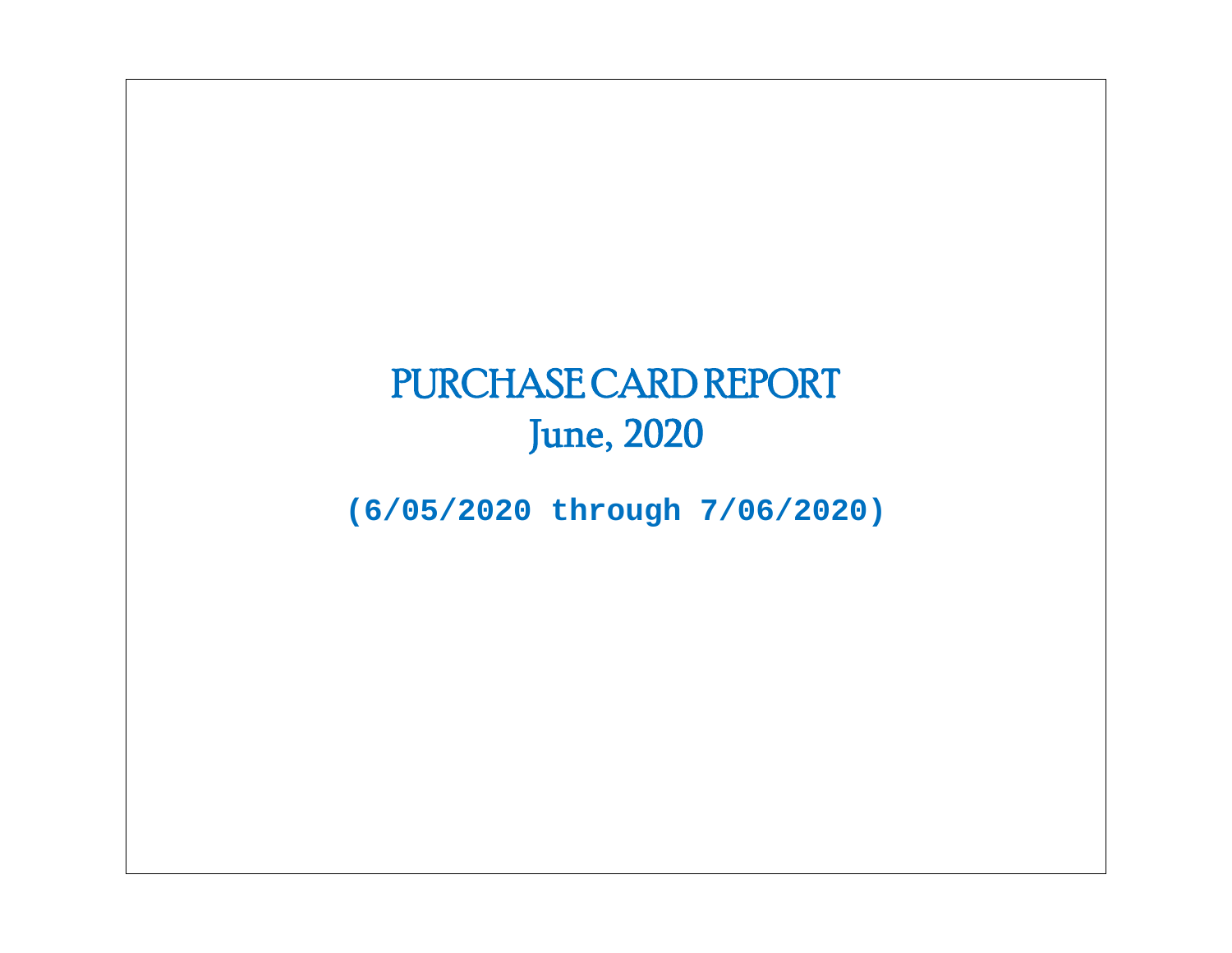# PURCHASE CARD REPORT
## June, 2020

**(6/05/2020 through 7/06/2020)**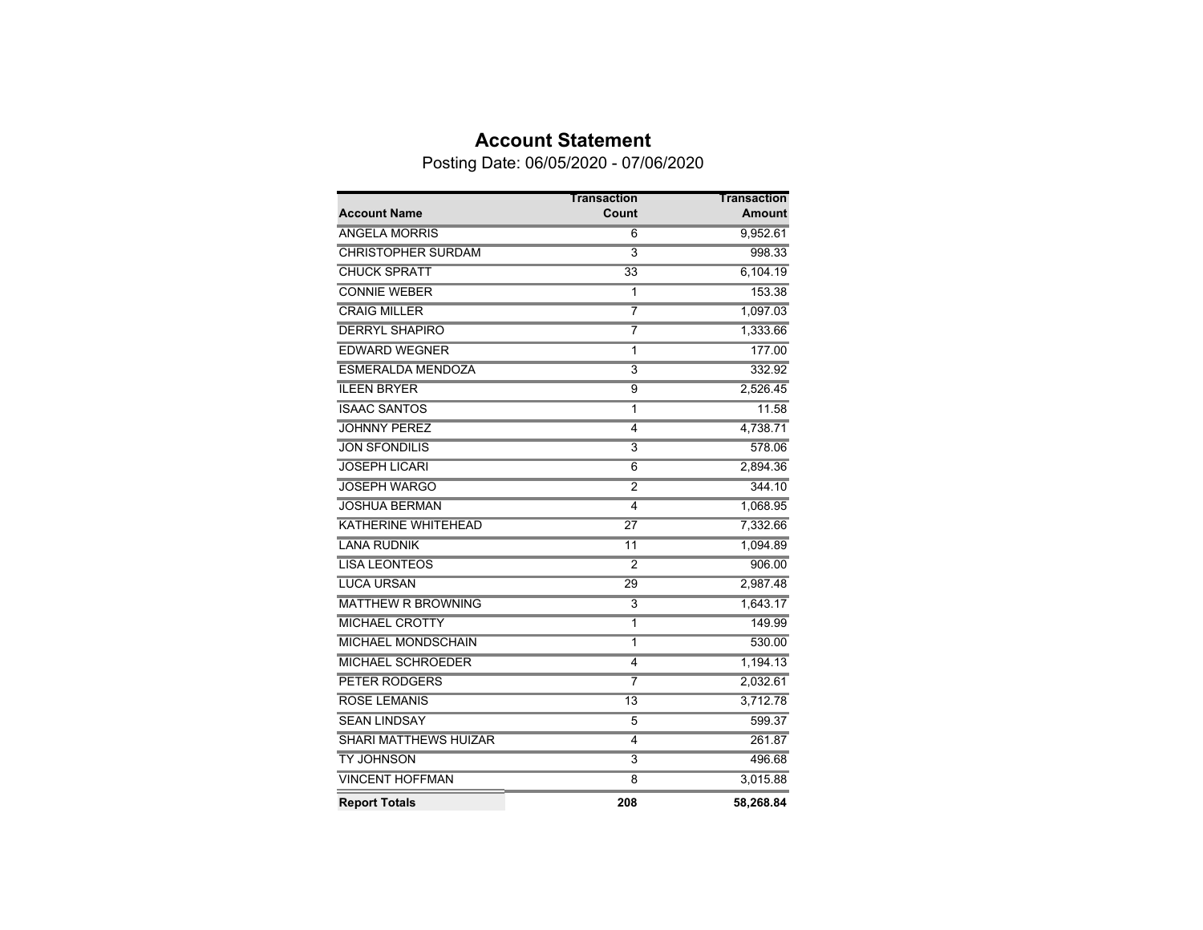# Account Statement

Posting Date: 06/05/2020 - 07/06/2020

| Account Name | Transaction Count | Transaction Amount |
|---|---|---|
| ANGELA MORRIS | 6 | 9,952.61 |
| CHRISTOPHER SURDAM | 3 | 998.33 |
| CHUCK SPRATT | 33 | 6,104.19 |
| CONNIE WEBER | 1 | 153.38 |
| CRAIG MILLER | 7 | 1,097.03 |
| DERRYL SHAPIRO | 7 | 1,333.66 |
| EDWARD WEGNER | 1 | 177.00 |
| ESMERALDA MENDOZA | 3 | 332.92 |
| ILEEN BRYER | 9 | 2,526.45 |
| ISAAC SANTOS | 1 | 11.58 |
| JOHNNY PEREZ | 4 | 4,738.71 |
| JON SFONDILIS | 3 | 578.06 |
| JOSEPH LICARI | 6 | 2,894.36 |
| JOSEPH WARGO | 2 | 344.10 |
| JOSHUA BERMAN | 4 | 1,068.95 |
| KATHERINE WHITEHEAD | 27 | 7,332.66 |
| LANA RUDNIK | 11 | 1,094.89 |
| LISA LEONTEOS | 2 | 906.00 |
| LUCA URSAN | 29 | 2,987.48 |
| MATTHEW R BROWNING | 3 | 1,643.17 |
| MICHAEL CROTTY | 1 | 149.99 |
| MICHAEL MONDSCHAIN | 1 | 530.00 |
| MICHAEL SCHROEDER | 4 | 1,194.13 |
| PETER RODGERS | 7 | 2,032.61 |
| ROSE LEMANIS | 13 | 3,712.78 |
| SEAN LINDSAY | 5 | 599.37 |
| SHARI MATTHEWS HUIZAR | 4 | 261.87 |
| TY JOHNSON | 3 | 496.68 |
| VINCENT HOFFMAN | 8 | 3,015.88 |
| **Report Totals** | **208** | **58,268.84** |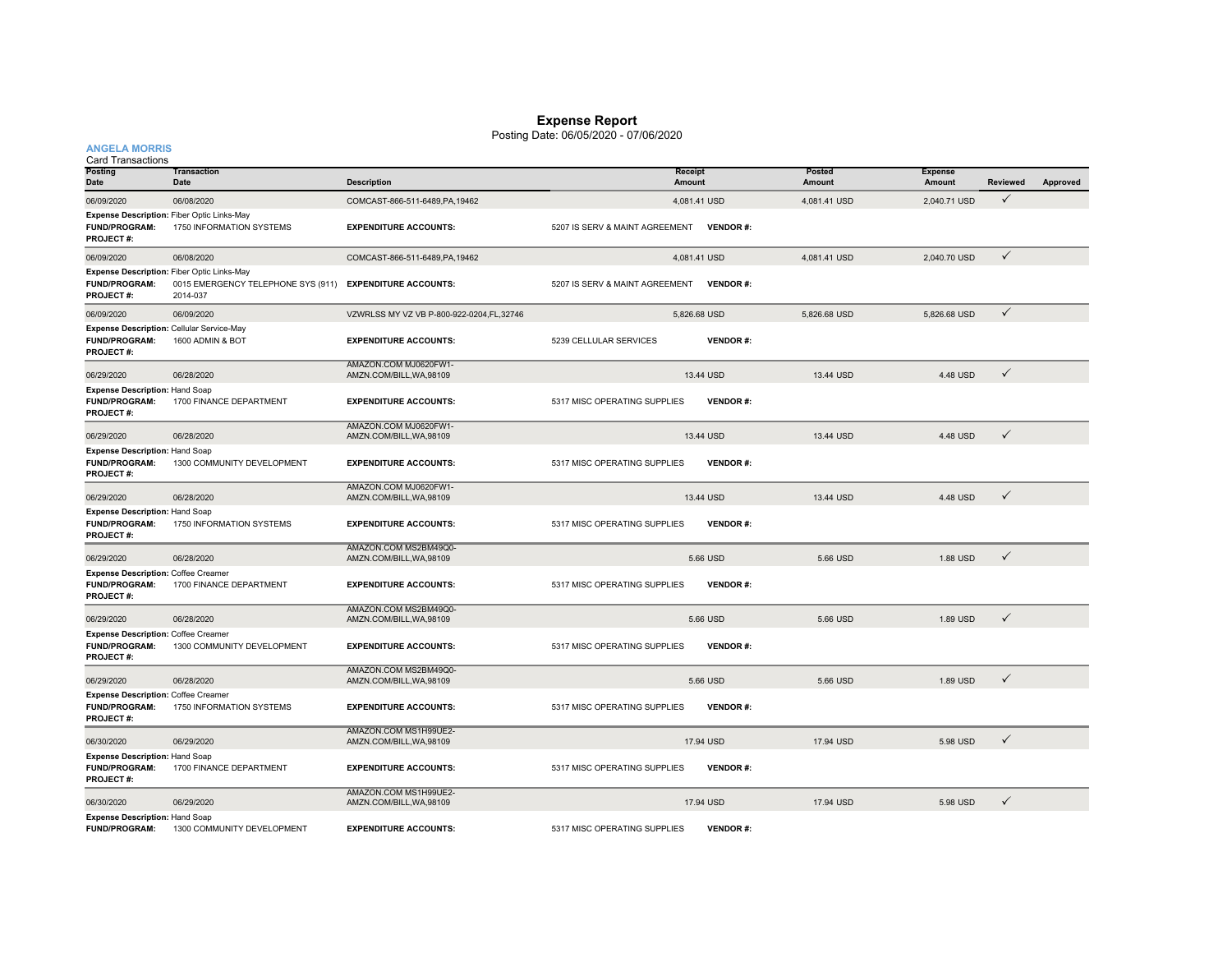# Expense Report

Posting Date: 06/05/2020 - 07/06/2020

**ANGELA MORRIS**

Card Transactions

| Posting Date | Transaction Date | Description | Receipt Amount | Posted Amount | Expense Amount | Reviewed | Approved |
|---|---|---|---|---|---|---|---|
| 06/09/2020 | 06/08/2020 | COMCAST-866-511-6489,PA,19462 | 4,081.41 USD | 4,081.41 USD | 2,040.71 USD | ✓ | |
| **Expense Description:** Fiber Optic Links-May | | | | | | | |
| **FUND/PROGRAM:** 1750 INFORMATION SYSTEMS | | **EXPENDITURE ACCOUNTS:** 5207 IS SERV & MAINT AGREEMENT | **VENDOR #:** | | | | |
| **PROJECT #:** | | | | | | | |
| 06/09/2020 | 06/08/2020 | COMCAST-866-511-6489,PA,19462 | 4,081.41 USD | 4,081.41 USD | 2,040.70 USD | ✓ | |
| **Expense Description:** Fiber Optic Links-May | | | | | | | |
| **FUND/PROGRAM:** 0015 EMERGENCY TELEPHONE SYS (911) | | **EXPENDITURE ACCOUNTS:** 5207 IS SERV & MAINT AGREEMENT | **VENDOR #:** | | | | |
| **PROJECT #:** 2014-037 | | | | | | | |
| 06/09/2020 | 06/09/2020 | VZWRLSS MY VZ VB P-800-922-0204,FL,32746 | 5,826.68 USD | 5,826.68 USD | 5,826.68 USD | ✓ | |
| **Expense Description:** Cellular Service-May | | | | | | | |
| **FUND/PROGRAM:** 1600 ADMIN & BOT | | **EXPENDITURE ACCOUNTS:** 5239 CELLULAR SERVICES | **VENDOR #:** | | | | |
| **PROJECT #:** | | | | | | | |
| 06/29/2020 | 06/28/2020 | AMAZON.COM MJ0620FW1- AMZN.COM/BILL,WA,98109 | 13.44 USD | 13.44 USD | 4.48 USD | ✓ | |
| **Expense Description:** Hand Soap | | | | | | | |
| **FUND/PROGRAM:** 1700 FINANCE DEPARTMENT | | **EXPENDITURE ACCOUNTS:** 5317 MISC OPERATING SUPPLIES | **VENDOR #:** | | | | |
| **PROJECT #:** | | | | | | | |
| 06/29/2020 | 06/28/2020 | AMAZON.COM MJ0620FW1- AMZN.COM/BILL,WA,98109 | 13.44 USD | 13.44 USD | 4.48 USD | ✓ | |
| **Expense Description:** Hand Soap | | | | | | | |
| **FUND/PROGRAM:** 1300 COMMUNITY DEVELOPMENT | | **EXPENDITURE ACCOUNTS:** 5317 MISC OPERATING SUPPLIES | **VENDOR #:** | | | | |
| **PROJECT #:** | | | | | | | |
| 06/29/2020 | 06/28/2020 | AMAZON.COM MJ0620FW1- AMZN.COM/BILL,WA,98109 | 13.44 USD | 13.44 USD | 4.48 USD | ✓ | |
| **Expense Description:** Hand Soap | | | | | | | |
| **FUND/PROGRAM:** 1750 INFORMATION SYSTEMS | | **EXPENDITURE ACCOUNTS:** 5317 MISC OPERATING SUPPLIES | **VENDOR #:** | | | | |
| **PROJECT #:** | | | | | | | |
| 06/29/2020 | 06/28/2020 | AMAZON.COM MS2BM49Q0- AMZN.COM/BILL,WA,98109 | 5.66 USD | 5.66 USD | 1.88 USD | ✓ | |
| **Expense Description:** Coffee Creamer | | | | | | | |
| **FUND/PROGRAM:** 1700 FINANCE DEPARTMENT | | **EXPENDITURE ACCOUNTS:** 5317 MISC OPERATING SUPPLIES | **VENDOR #:** | | | | |
| **PROJECT #:** | | | | | | | |
| 06/29/2020 | 06/28/2020 | AMAZON.COM MS2BM49Q0- AMZN.COM/BILL,WA,98109 | 5.66 USD | 5.66 USD | 1.89 USD | ✓ | |
| **Expense Description:** Coffee Creamer | | | | | | | |
| **FUND/PROGRAM:** 1300 COMMUNITY DEVELOPMENT | | **EXPENDITURE ACCOUNTS:** 5317 MISC OPERATING SUPPLIES | **VENDOR #:** | | | | |
| **PROJECT #:** | | | | | | | |
| 06/29/2020 | 06/28/2020 | AMAZON.COM MS2BM49Q0- AMZN.COM/BILL,WA,98109 | 5.66 USD | 5.66 USD | 1.89 USD | ✓ | |
| **Expense Description:** Coffee Creamer | | | | | | | |
| **FUND/PROGRAM:** 1750 INFORMATION SYSTEMS | | **EXPENDITURE ACCOUNTS:** 5317 MISC OPERATING SUPPLIES | **VENDOR #:** | | | | |
| **PROJECT #:** | | | | | | | |
| 06/30/2020 | 06/29/2020 | AMAZON.COM MS1H99UE2- AMZN.COM/BILL,WA,98109 | 17.94 USD | 17.94 USD | 5.98 USD | ✓ | |
| **Expense Description:** Hand Soap | | | | | | | |
| **FUND/PROGRAM:** 1700 FINANCE DEPARTMENT | | **EXPENDITURE ACCOUNTS:** 5317 MISC OPERATING SUPPLIES | **VENDOR #:** | | | | |
| **PROJECT #:** | | | | | | | |
| 06/30/2020 | 06/29/2020 | AMAZON.COM MS1H99UE2- AMZN.COM/BILL,WA,98109 | 17.94 USD | 17.94 USD | 5.98 USD | ✓ | |
| **Expense Description:** Hand Soap | | | | | | | |
| **FUND/PROGRAM:** 1300 COMMUNITY DEVELOPMENT | | **EXPENDITURE ACCOUNTS:** 5317 MISC OPERATING SUPPLIES | **VENDOR #:** | | | | |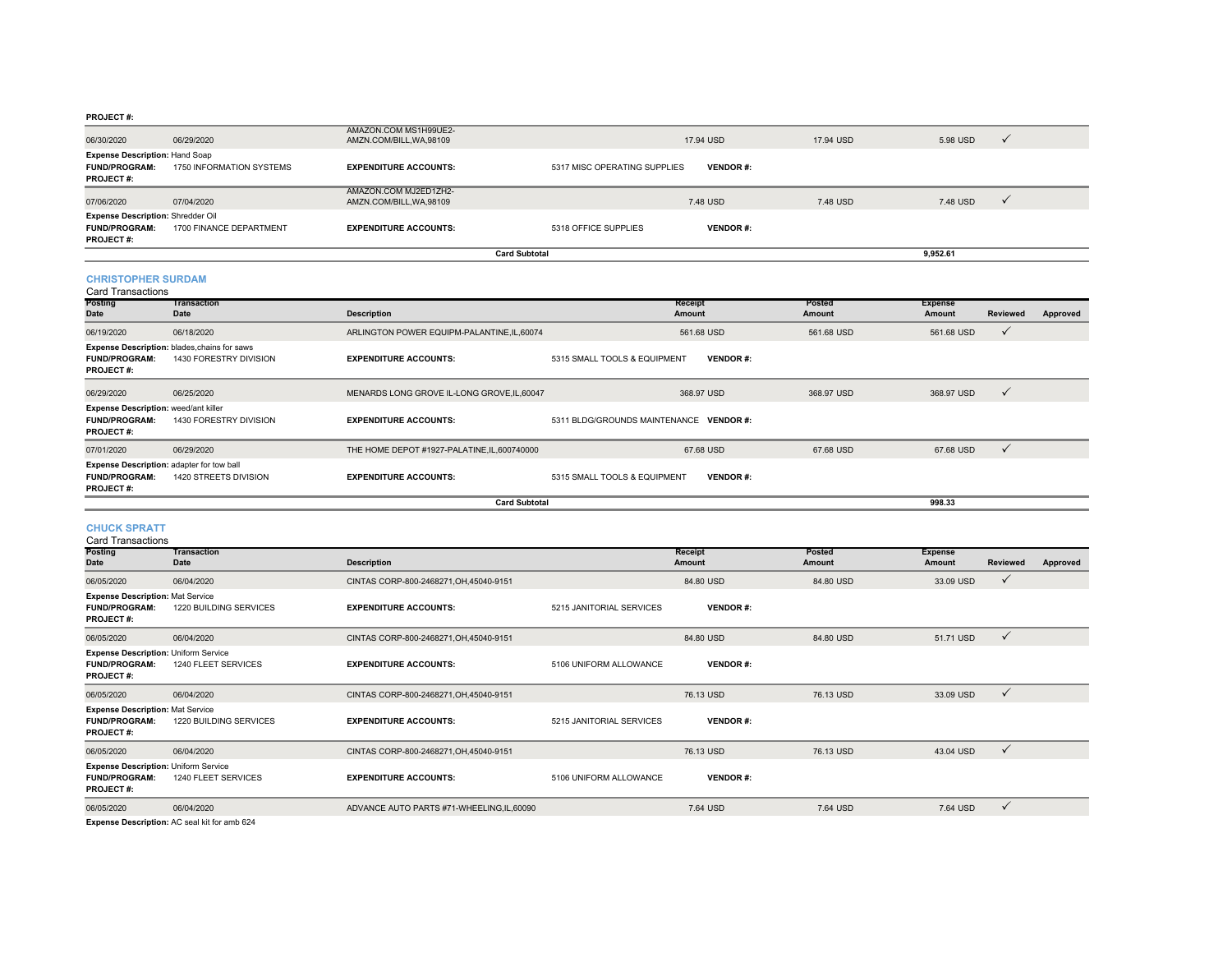**PROJECT #:**

| Posting Date | Transaction Date | Description | | Receipt Amount | Posted Amount | Expense Amount | Reviewed | Approved |
|---|---|---|---|---|---|---|---|---|
| 06/30/2020 | 06/29/2020 | AMAZON.COM MS1H99UE2-AMZN.COM/BILL,WA,98109 | | 17.94 USD | 17.94 USD | 5.98 USD | ✓ | |
| **Expense Description:** Hand Soap | | | | | | | | |
| **FUND/PROGRAM:** | 1750 INFORMATION SYSTEMS | **EXPENDITURE ACCOUNTS:** | 5317 MISC OPERATING SUPPLIES | **VENDOR #:** | | | | |
| **PROJECT #:** | | | | | | | | |
| 07/06/2020 | 07/04/2020 | AMAZON.COM MJ2ED1ZH2-AMZN.COM/BILL,WA,98109 | | 7.48 USD | 7.48 USD | 7.48 USD | ✓ | |
| **Expense Description:** Shredder Oil | | | | | | | | |
| **FUND/PROGRAM:** | 1700 FINANCE DEPARTMENT | **EXPENDITURE ACCOUNTS:** | 5318 OFFICE SUPPLIES | **VENDOR #:** | | | | |
| **PROJECT #:** | | | | | | | | |
| | | **Card Subtotal** | | | | **9,952.61** | | |

## CHRISTOPHER SURDAM

Card Transactions

| Posting Date | Transaction Date | Description | | Receipt Amount | Posted Amount | Expense Amount | Reviewed | Approved |
|---|---|---|---|---|---|---|---|---|
| 06/19/2020 | 06/18/2020 | ARLINGTON POWER EQUIPM-PALANTINE,IL,60074 | | 561.68 USD | 561.68 USD | 561.68 USD | ✓ | |
| **Expense Description:** blades,chains for saws | | | | | | | | |
| **FUND/PROGRAM:** | 1430 FORESTRY DIVISION | **EXPENDITURE ACCOUNTS:** | 5315 SMALL TOOLS & EQUIPMENT | **VENDOR #:** | | | | |
| **PROJECT #:** | | | | | | | | |
| 06/29/2020 | 06/25/2020 | MENARDS LONG GROVE IL-LONG GROVE,IL,60047 | | 368.97 USD | 368.97 USD | 368.97 USD | ✓ | |
| **Expense Description:** weed/ant killer | | | | | | | | |
| **FUND/PROGRAM:** | 1430 FORESTRY DIVISION | **EXPENDITURE ACCOUNTS:** | 5311 BLDG/GROUNDS MAINTENANCE | **VENDOR #:** | | | | |
| **PROJECT #:** | | | | | | | | |
| 07/01/2020 | 06/29/2020 | THE HOME DEPOT #1927-PALATINE,IL,600740000 | | 67.68 USD | 67.68 USD | 67.68 USD | ✓ | |
| **Expense Description:** adapter for tow ball | | | | | | | | |
| **FUND/PROGRAM:** | 1420 STREETS DIVISION | **EXPENDITURE ACCOUNTS:** | 5315 SMALL TOOLS & EQUIPMENT | **VENDOR #:** | | | | |
| **PROJECT #:** | | | | | | | | |
| | | **Card Subtotal** | | | | **998.33** | | |

## CHUCK SPRATT

Card Transactions

| Posting Date | Transaction Date | Description | | Receipt Amount | Posted Amount | Expense Amount | Reviewed | Approved |
|---|---|---|---|---|---|---|---|---|
| 06/05/2020 | 06/04/2020 | CINTAS CORP-800-2468271,OH,45040-9151 | | 84.80 USD | 84.80 USD | 33.09 USD | ✓ | |
| **Expense Description:** Mat Service | | | | | | | | |
| **FUND/PROGRAM:** | 1220 BUILDING SERVICES | **EXPENDITURE ACCOUNTS:** | 5215 JANITORIAL SERVICES | **VENDOR #:** | | | | |
| **PROJECT #:** | | | | | | | | |
| 06/05/2020 | 06/04/2020 | CINTAS CORP-800-2468271,OH,45040-9151 | | 84.80 USD | 84.80 USD | 51.71 USD | ✓ | |
| **Expense Description:** Uniform Service | | | | | | | | |
| **FUND/PROGRAM:** | 1240 FLEET SERVICES | **EXPENDITURE ACCOUNTS:** | 5106 UNIFORM ALLOWANCE | **VENDOR #:** | | | | |
| **PROJECT #:** | | | | | | | | |
| 06/05/2020 | 06/04/2020 | CINTAS CORP-800-2468271,OH,45040-9151 | | 76.13 USD | 76.13 USD | 33.09 USD | ✓ | |
| **Expense Description:** Mat Service | | | | | | | | |
| **FUND/PROGRAM:** | 1220 BUILDING SERVICES | **EXPENDITURE ACCOUNTS:** | 5215 JANITORIAL SERVICES | **VENDOR #:** | | | | |
| **PROJECT #:** | | | | | | | | |
| 06/05/2020 | 06/04/2020 | CINTAS CORP-800-2468271,OH,45040-9151 | | 76.13 USD | 76.13 USD | 43.04 USD | ✓ | |
| **Expense Description:** Uniform Service | | | | | | | | |
| **FUND/PROGRAM:** | 1240 FLEET SERVICES | **EXPENDITURE ACCOUNTS:** | 5106 UNIFORM ALLOWANCE | **VENDOR #:** | | | | |
| **PROJECT #:** | | | | | | | | |
| 06/05/2020 | 06/04/2020 | ADVANCE AUTO PARTS #71-WHEELING,IL,60090 | | 7.64 USD | 7.64 USD | 7.64 USD | ✓ | |
| **Expense Description:** AC seal kit for amb 624 | | | | | | | | |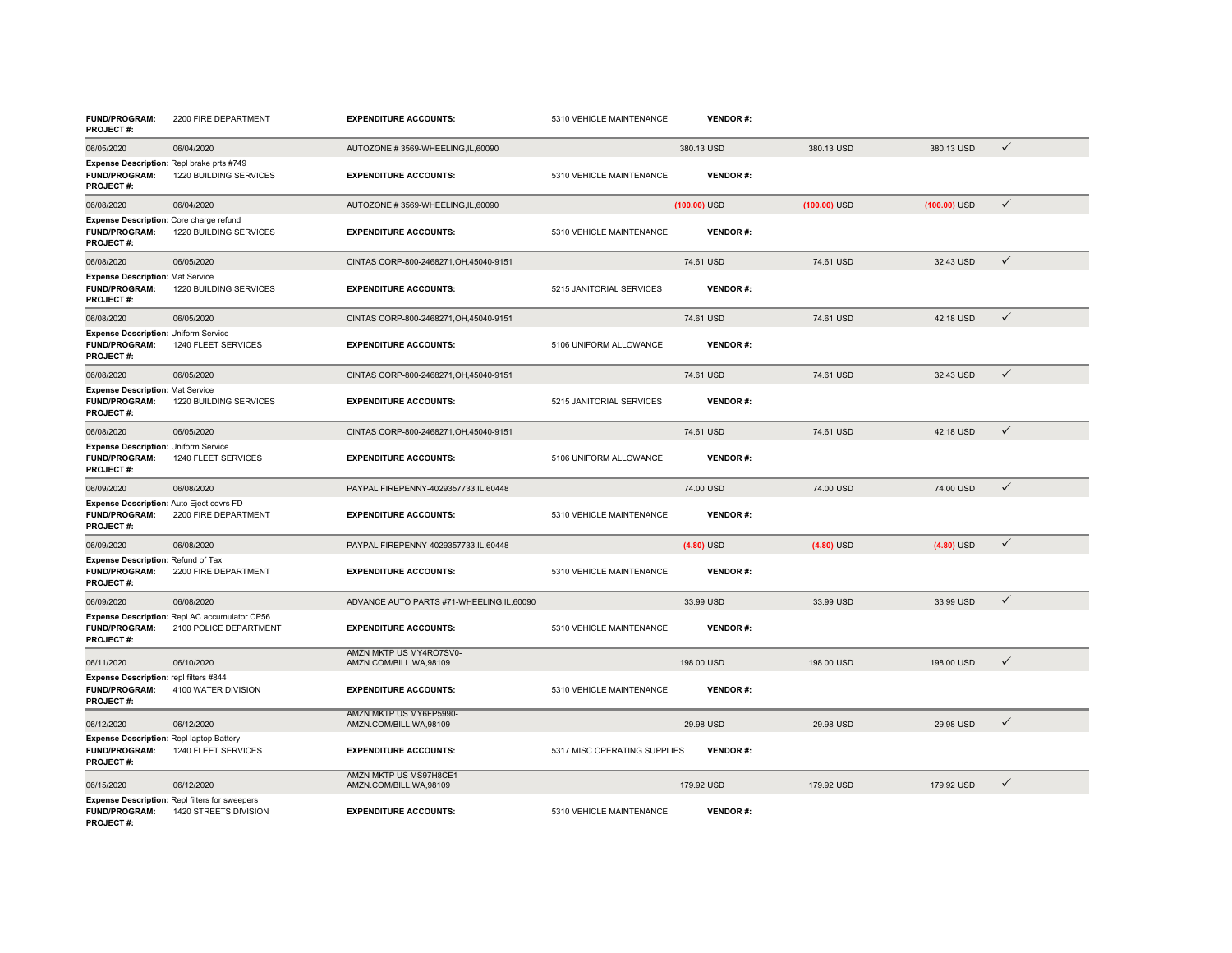| | | | | | | | | |
|---|---|---|---|---|---|---|---|---|
| **FUND/PROGRAM:** 2200 FIRE DEPARTMENT **PROJECT #:** | | **EXPENDITURE ACCOUNTS:** | 5310 VEHICLE MAINTENANCE | **VENDOR #:** | | | | |
| 06/05/2020 | 06/04/2020 | AUTOZONE # 3569-WHEELING,IL,60090 | | 380.13 USD | | 380.13 USD | 380.13 USD | ✓ |
| **Expense Description:** Repl brake prts #749 **FUND/PROGRAM:** 1220 BUILDING SERVICES **PROJECT #:** | | **EXPENDITURE ACCOUNTS:** | 5310 VEHICLE MAINTENANCE | **VENDOR #:** | | | | |
| 06/08/2020 | 06/04/2020 | AUTOZONE # 3569-WHEELING,IL,60090 | | (100.00) USD | | (100.00) USD | (100.00) USD | ✓ |
| **Expense Description:** Core charge refund **FUND/PROGRAM:** 1220 BUILDING SERVICES **PROJECT #:** | | **EXPENDITURE ACCOUNTS:** | 5310 VEHICLE MAINTENANCE | **VENDOR #:** | | | | |
| 06/08/2020 | 06/05/2020 | CINTAS CORP-800-2468271,OH,45040-9151 | | 74.61 USD | | 74.61 USD | 32.43 USD | ✓ |
| **Expense Description:** Mat Service **FUND/PROGRAM:** 1220 BUILDING SERVICES **PROJECT #:** | | **EXPENDITURE ACCOUNTS:** | 5215 JANITORIAL SERVICES | **VENDOR #:** | | | | |
| 06/08/2020 | 06/05/2020 | CINTAS CORP-800-2468271,OH,45040-9151 | | 74.61 USD | | 74.61 USD | 42.18 USD | ✓ |
| **Expense Description:** Uniform Service **FUND/PROGRAM:** 1240 FLEET SERVICES **PROJECT #:** | | **EXPENDITURE ACCOUNTS:** | 5106 UNIFORM ALLOWANCE | **VENDOR #:** | | | | |
| 06/08/2020 | 06/05/2020 | CINTAS CORP-800-2468271,OH,45040-9151 | | 74.61 USD | | 74.61 USD | 32.43 USD | ✓ |
| **Expense Description:** Mat Service **FUND/PROGRAM:** 1220 BUILDING SERVICES **PROJECT #:** | | **EXPENDITURE ACCOUNTS:** | 5215 JANITORIAL SERVICES | **VENDOR #:** | | | | |
| 06/08/2020 | 06/05/2020 | CINTAS CORP-800-2468271,OH,45040-9151 | | 74.61 USD | | 74.61 USD | 42.18 USD | ✓ |
| **Expense Description:** Uniform Service **FUND/PROGRAM:** 1240 FLEET SERVICES **PROJECT #:** | | **EXPENDITURE ACCOUNTS:** | 5106 UNIFORM ALLOWANCE | **VENDOR #:** | | | | |
| 06/09/2020 | 06/08/2020 | PAYPAL FIREPENNY-4029357733,IL,60448 | | 74.00 USD | | 74.00 USD | 74.00 USD | ✓ |
| **Expense Description:** Auto Eject covrs FD **FUND/PROGRAM:** 2200 FIRE DEPARTMENT **PROJECT #:** | | **EXPENDITURE ACCOUNTS:** | 5310 VEHICLE MAINTENANCE | **VENDOR #:** | | | | |
| 06/09/2020 | 06/08/2020 | PAYPAL FIREPENNY-4029357733,IL,60448 | | (4.80) USD | | (4.80) USD | (4.80) USD | ✓ |
| **Expense Description:** Refund of Tax **FUND/PROGRAM:** 2200 FIRE DEPARTMENT **PROJECT #:** | | **EXPENDITURE ACCOUNTS:** | 5310 VEHICLE MAINTENANCE | **VENDOR #:** | | | | |
| 06/09/2020 | 06/08/2020 | ADVANCE AUTO PARTS #71-WHEELING,IL,60090 | | 33.99 USD | | 33.99 USD | 33.99 USD | ✓ |
| **Expense Description:** Repl AC accumulator CP56 **FUND/PROGRAM:** 2100 POLICE DEPARTMENT **PROJECT #:** | | **EXPENDITURE ACCOUNTS:** | 5310 VEHICLE MAINTENANCE | **VENDOR #:** | | | | |
| 06/11/2020 | 06/10/2020 | AMZN MKTP US MY4RO7SV0-AMZN.COM/BILL,WA,98109 | | 198.00 USD | | 198.00 USD | 198.00 USD | ✓ |
| **Expense Description:** repl filters #844 **FUND/PROGRAM:** 4100 WATER DIVISION **PROJECT #:** | | **EXPENDITURE ACCOUNTS:** | 5310 VEHICLE MAINTENANCE | **VENDOR #:** | | | | |
| 06/12/2020 | 06/12/2020 | AMZN MKTP US MY6FP5990-AMZN.COM/BILL,WA,98109 | | 29.98 USD | | 29.98 USD | 29.98 USD | ✓ |
| **Expense Description:** Repl laptop Battery **FUND/PROGRAM:** 1240 FLEET SERVICES **PROJECT #:** | | **EXPENDITURE ACCOUNTS:** | 5317 MISC OPERATING SUPPLIES | **VENDOR #:** | | | | |
| 06/15/2020 | 06/12/2020 | AMZN MKTP US MS97H8CE1-AMZN.COM/BILL,WA,98109 | | 179.92 USD | | 179.92 USD | 179.92 USD | ✓ |
| **Expense Description:** Repl filters for sweepers **FUND/PROGRAM:** 1420 STREETS DIVISION **PROJECT #:** | | **EXPENDITURE ACCOUNTS:** | 5310 VEHICLE MAINTENANCE | **VENDOR #:** | | | | |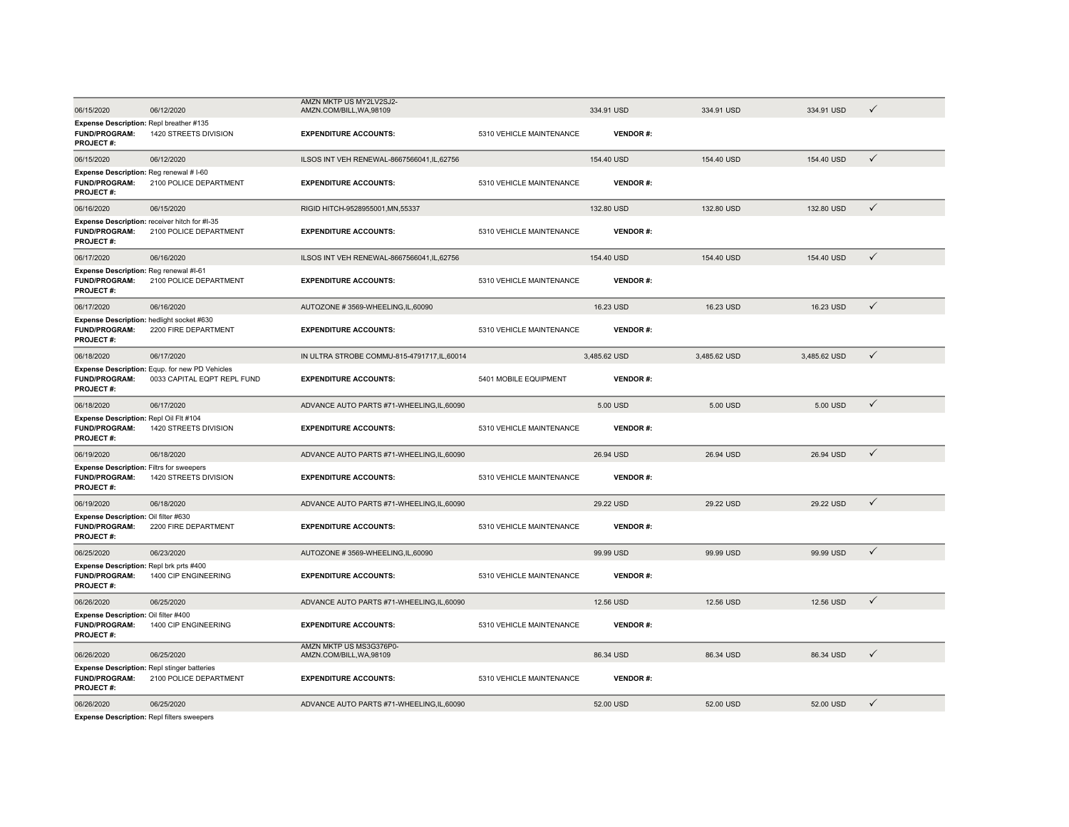| 06/15/2020 | 06/12/2020 | AMZN MKTP US MY2LV2SJ2-AMZN.COM/BILL,WA,98109 | | 334.91 USD | 334.91 USD | 334.91 USD | ✓ |
|---|---|---|---|---|---|---|---|
| **Expense Description:** Repl breather #135 | | | | | | | |
| **FUND/PROGRAM:** | 1420 STREETS DIVISION | **EXPENDITURE ACCOUNTS:** | 5310 VEHICLE MAINTENANCE | **VENDOR #:** | | | |
| **PROJECT #:** | | | | | | | |
| 06/15/2020 | 06/12/2020 | ILSOS INT VEH RENEWAL-8667566041,IL,62756 | | 154.40 USD | 154.40 USD | 154.40 USD | ✓ |
| **Expense Description:** Reg renewal # I-60 | | | | | | | |
| **FUND/PROGRAM:** | 2100 POLICE DEPARTMENT | **EXPENDITURE ACCOUNTS:** | 5310 VEHICLE MAINTENANCE | **VENDOR #:** | | | |
| **PROJECT #:** | | | | | | | |
| 06/16/2020 | 06/15/2020 | RIGID HITCH-9528955001,MN,55337 | | 132.80 USD | 132.80 USD | 132.80 USD | ✓ |
| **Expense Description:** receiver hitch for #I-35 | | | | | | | |
| **FUND/PROGRAM:** | 2100 POLICE DEPARTMENT | **EXPENDITURE ACCOUNTS:** | 5310 VEHICLE MAINTENANCE | **VENDOR #:** | | | |
| **PROJECT #:** | | | | | | | |
| 06/17/2020 | 06/16/2020 | ILSOS INT VEH RENEWAL-8667566041,IL,62756 | | 154.40 USD | 154.40 USD | 154.40 USD | ✓ |
| **Expense Description:** Reg renewal #I-61 | | | | | | | |
| **FUND/PROGRAM:** | 2100 POLICE DEPARTMENT | **EXPENDITURE ACCOUNTS:** | 5310 VEHICLE MAINTENANCE | **VENDOR #:** | | | |
| **PROJECT #:** | | | | | | | |
| 06/17/2020 | 06/16/2020 | AUTOZONE # 3569-WHEELING,IL,60090 | | 16.23 USD | 16.23 USD | 16.23 USD | ✓ |
| **Expense Description:** hedlight socket #630 | | | | | | | |
| **FUND/PROGRAM:** | 2200 FIRE DEPARTMENT | **EXPENDITURE ACCOUNTS:** | 5310 VEHICLE MAINTENANCE | **VENDOR #:** | | | |
| **PROJECT #:** | | | | | | | |
| 06/18/2020 | 06/17/2020 | IN ULTRA STROBE COMMU-815-4791717,IL,60014 | | 3,485.62 USD | 3,485.62 USD | 3,485.62 USD | ✓ |
| **Expense Description:** Equp. for new PD Vehicles | | | | | | | |
| **FUND/PROGRAM:** | 0033 CAPITAL EQPT REPL FUND | **EXPENDITURE ACCOUNTS:** | 5401 MOBILE EQUIPMENT | **VENDOR #:** | | | |
| **PROJECT #:** | | | | | | | |
| 06/18/2020 | 06/17/2020 | ADVANCE AUTO PARTS #71-WHEELING,IL,60090 | | 5.00 USD | 5.00 USD | 5.00 USD | ✓ |
| **Expense Description:** Repl Oil Flt #104 | | | | | | | |
| **FUND/PROGRAM:** | 1420 STREETS DIVISION | **EXPENDITURE ACCOUNTS:** | 5310 VEHICLE MAINTENANCE | **VENDOR #:** | | | |
| **PROJECT #:** | | | | | | | |
| 06/19/2020 | 06/18/2020 | ADVANCE AUTO PARTS #71-WHEELING,IL,60090 | | 26.94 USD | 26.94 USD | 26.94 USD | ✓ |
| **Expense Description:** Filtrs for sweepers | | | | | | | |
| **FUND/PROGRAM:** | 1420 STREETS DIVISION | **EXPENDITURE ACCOUNTS:** | 5310 VEHICLE MAINTENANCE | **VENDOR #:** | | | |
| **PROJECT #:** | | | | | | | |
| 06/19/2020 | 06/18/2020 | ADVANCE AUTO PARTS #71-WHEELING,IL,60090 | | 29.22 USD | 29.22 USD | 29.22 USD | ✓ |
| **Expense Description:** Oil filter #630 | | | | | | | |
| **FUND/PROGRAM:** | 2200 FIRE DEPARTMENT | **EXPENDITURE ACCOUNTS:** | 5310 VEHICLE MAINTENANCE | **VENDOR #:** | | | |
| **PROJECT #:** | | | | | | | |
| 06/25/2020 | 06/23/2020 | AUTOZONE # 3569-WHEELING,IL,60090 | | 99.99 USD | 99.99 USD | 99.99 USD | ✓ |
| **Expense Description:** Repl brk prts #400 | | | | | | | |
| **FUND/PROGRAM:** | 1400 CIP ENGINEERING | **EXPENDITURE ACCOUNTS:** | 5310 VEHICLE MAINTENANCE | **VENDOR #:** | | | |
| **PROJECT #:** | | | | | | | |
| 06/26/2020 | 06/25/2020 | ADVANCE AUTO PARTS #71-WHEELING,IL,60090 | | 12.56 USD | 12.56 USD | 12.56 USD | ✓ |
| **Expense Description:** Oil filter #400 | | | | | | | |
| **FUND/PROGRAM:** | 1400 CIP ENGINEERING | **EXPENDITURE ACCOUNTS:** | 5310 VEHICLE MAINTENANCE | **VENDOR #:** | | | |
| **PROJECT #:** | | | | | | | |
| 06/26/2020 | 06/25/2020 | AMZN MKTP US MS3G376P0-AMZN.COM/BILL,WA,98109 | | 86.34 USD | 86.34 USD | 86.34 USD | ✓ |
| **Expense Description:** Repl stinger batteries | | | | | | | |
| **FUND/PROGRAM:** | 2100 POLICE DEPARTMENT | **EXPENDITURE ACCOUNTS:** | 5310 VEHICLE MAINTENANCE | **VENDOR #:** | | | |
| **PROJECT #:** | | | | | | | |
| 06/26/2020 | 06/25/2020 | ADVANCE AUTO PARTS #71-WHEELING,IL,60090 | | 52.00 USD | 52.00 USD | 52.00 USD | ✓ |
| **Expense Description:** Repl filters sweepers | | | | | | | |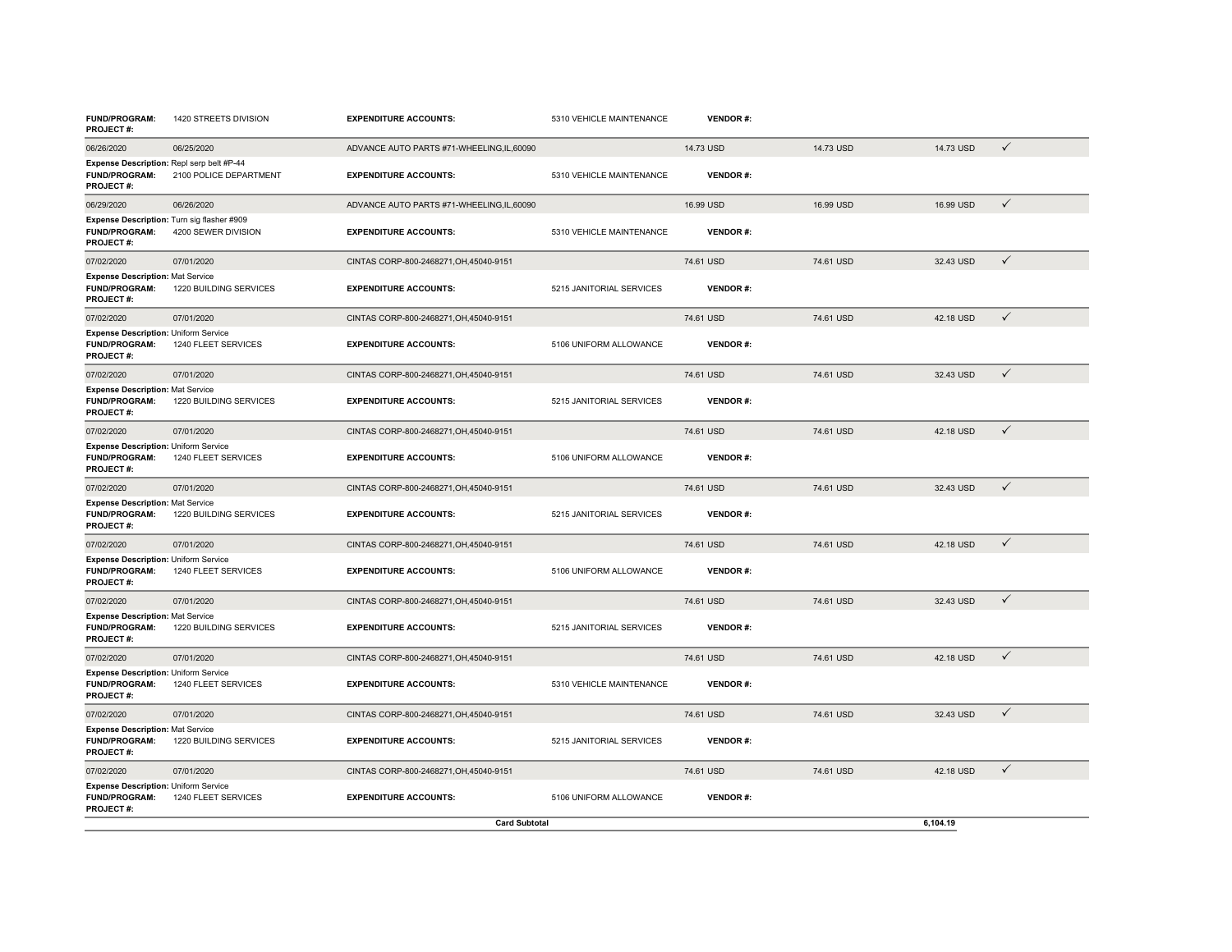| | | | | | | | |
|---|---|---|---|---|---|---|---|
| **FUND/PROGRAM:** 1420 STREETS DIVISION<br>**PROJECT #:** | | **EXPENDITURE ACCOUNTS:** | 5310 VEHICLE MAINTENANCE | **VENDOR #:** | | | |
| 06/26/2020 | 06/25/2020 | ADVANCE AUTO PARTS #71-WHEELING,IL,60090 | | 14.73 USD | 14.73 USD | 14.73 USD | ✓ |
| **Expense Description:** Repl serp belt #P-44<br>**FUND/PROGRAM:** 2100 POLICE DEPARTMENT<br>**PROJECT #:** | | **EXPENDITURE ACCOUNTS:** | 5310 VEHICLE MAINTENANCE | **VENDOR #:** | | | |
| 06/29/2020 | 06/26/2020 | ADVANCE AUTO PARTS #71-WHEELING,IL,60090 | | 16.99 USD | 16.99 USD | 16.99 USD | ✓ |
| **Expense Description:** Turn sig flasher #909<br>**FUND/PROGRAM:** 4200 SEWER DIVISION<br>**PROJECT #:** | | **EXPENDITURE ACCOUNTS:** | 5310 VEHICLE MAINTENANCE | **VENDOR #:** | | | |
| 07/02/2020 | 07/01/2020 | CINTAS CORP-800-2468271,OH,45040-9151 | | 74.61 USD | 74.61 USD | 32.43 USD | ✓ |
| **Expense Description:** Mat Service<br>**FUND/PROGRAM:** 1220 BUILDING SERVICES<br>**PROJECT #:** | | **EXPENDITURE ACCOUNTS:** | 5215 JANITORIAL SERVICES | **VENDOR #:** | | | |
| 07/02/2020 | 07/01/2020 | CINTAS CORP-800-2468271,OH,45040-9151 | | 74.61 USD | 74.61 USD | 42.18 USD | ✓ |
| **Expense Description:** Uniform Service<br>**FUND/PROGRAM:** 1240 FLEET SERVICES<br>**PROJECT #:** | | **EXPENDITURE ACCOUNTS:** | 5106 UNIFORM ALLOWANCE | **VENDOR #:** | | | |
| 07/02/2020 | 07/01/2020 | CINTAS CORP-800-2468271,OH,45040-9151 | | 74.61 USD | 74.61 USD | 32.43 USD | ✓ |
| **Expense Description:** Mat Service<br>**FUND/PROGRAM:** 1220 BUILDING SERVICES<br>**PROJECT #:** | | **EXPENDITURE ACCOUNTS:** | 5215 JANITORIAL SERVICES | **VENDOR #:** | | | |
| 07/02/2020 | 07/01/2020 | CINTAS CORP-800-2468271,OH,45040-9151 | | 74.61 USD | 74.61 USD | 42.18 USD | ✓ |
| **Expense Description:** Uniform Service<br>**FUND/PROGRAM:** 1240 FLEET SERVICES<br>**PROJECT #:** | | **EXPENDITURE ACCOUNTS:** | 5106 UNIFORM ALLOWANCE | **VENDOR #:** | | | |
| 07/02/2020 | 07/01/2020 | CINTAS CORP-800-2468271,OH,45040-9151 | | 74.61 USD | 74.61 USD | 32.43 USD | ✓ |
| **Expense Description:** Mat Service<br>**FUND/PROGRAM:** 1220 BUILDING SERVICES<br>**PROJECT #:** | | **EXPENDITURE ACCOUNTS:** | 5215 JANITORIAL SERVICES | **VENDOR #:** | | | |
| 07/02/2020 | 07/01/2020 | CINTAS CORP-800-2468271,OH,45040-9151 | | 74.61 USD | 74.61 USD | 42.18 USD | ✓ |
| **Expense Description:** Uniform Service<br>**FUND/PROGRAM:** 1240 FLEET SERVICES<br>**PROJECT #:** | | **EXPENDITURE ACCOUNTS:** | 5106 UNIFORM ALLOWANCE | **VENDOR #:** | | | |
| 07/02/2020 | 07/01/2020 | CINTAS CORP-800-2468271,OH,45040-9151 | | 74.61 USD | 74.61 USD | 32.43 USD | ✓ |
| **Expense Description:** Mat Service<br>**FUND/PROGRAM:** 1220 BUILDING SERVICES<br>**PROJECT #:** | | **EXPENDITURE ACCOUNTS:** | 5215 JANITORIAL SERVICES | **VENDOR #:** | | | |
| 07/02/2020 | 07/01/2020 | CINTAS CORP-800-2468271,OH,45040-9151 | | 74.61 USD | 74.61 USD | 42.18 USD | ✓ |
| **Expense Description:** Uniform Service<br>**FUND/PROGRAM:** 1240 FLEET SERVICES<br>**PROJECT #:** | | **EXPENDITURE ACCOUNTS:** | 5310 VEHICLE MAINTENANCE | **VENDOR #:** | | | |
| 07/02/2020 | 07/01/2020 | CINTAS CORP-800-2468271,OH,45040-9151 | | 74.61 USD | 74.61 USD | 32.43 USD | ✓ |
| **Expense Description:** Mat Service<br>**FUND/PROGRAM:** 1220 BUILDING SERVICES<br>**PROJECT #:** | | **EXPENDITURE ACCOUNTS:** | 5215 JANITORIAL SERVICES | **VENDOR #:** | | | |
| 07/02/2020 | 07/01/2020 | CINTAS CORP-800-2468271,OH,45040-9151 | | 74.61 USD | 74.61 USD | 42.18 USD | ✓ |
| **Expense Description:** Uniform Service<br>**FUND/PROGRAM:** 1240 FLEET SERVICES<br>**PROJECT #:** | | **EXPENDITURE ACCOUNTS:** | 5106 UNIFORM ALLOWANCE | **VENDOR #:** | | | |
| | | **Card Subtotal** | | | | 6,104.19 | |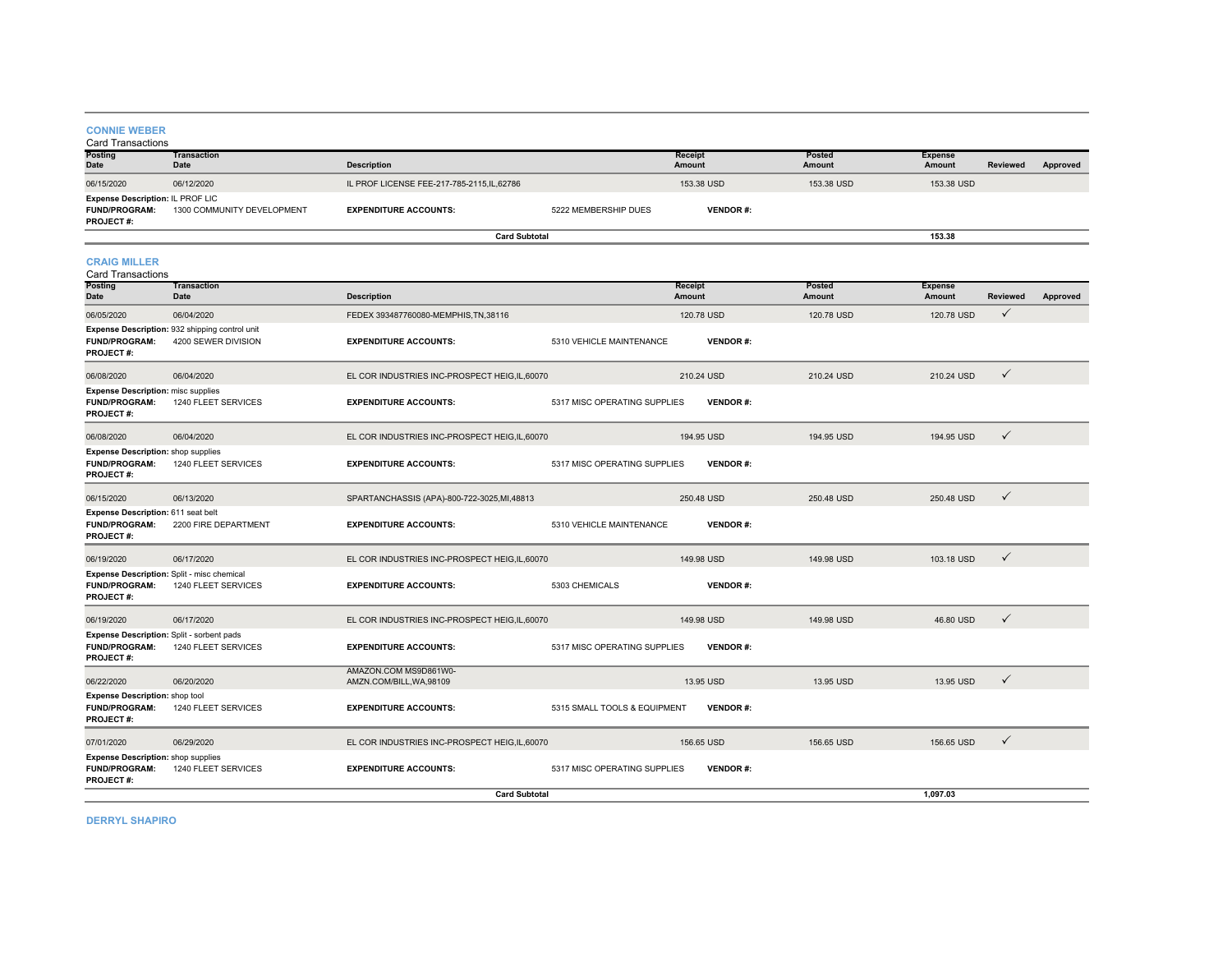### CONNIE WEBER

Card Transactions

| Posting Date | Transaction Date | Description | Receipt Amount | Posted Amount | Expense Amount | Reviewed | Approved |
|---|---|---|---|---|---|---|---|
| 06/15/2020 | 06/12/2020 | IL PROF LICENSE FEE-217-785-2115,IL,62786 | 153.38 USD | 153.38 USD | 153.38 USD | | |

**Expense Description:** IL PROF LIC
**FUND/PROGRAM:** 1300 COMMUNITY DEVELOPMENT **EXPENDITURE ACCOUNTS:** 5222 MEMBERSHIP DUES **VENDOR #:**
**PROJECT #:**

**Card Subtotal** 153.38

### CRAIG MILLER

Card Transactions

| Posting Date | Transaction Date | Description | Receipt Amount | Posted Amount | Expense Amount | Reviewed | Approved |
|---|---|---|---|---|---|---|---|
| 06/05/2020 | 06/04/2020 | FEDEX 393487760080-MEMPHIS,TN,38116 | 120.78 USD | 120.78 USD | 120.78 USD | ✓ | |
| **Expense Description:** 932 shipping control unit; **FUND/PROGRAM:** 4200 SEWER DIVISION; **EXPENDITURE ACCOUNTS:** 5310 VEHICLE MAINTENANCE; **VENDOR #:**; **PROJECT #:** | | | | | | | |
| 06/08/2020 | 06/04/2020 | EL COR INDUSTRIES INC-PROSPECT HEIG,IL,60070 | 210.24 USD | 210.24 USD | 210.24 USD | ✓ | |
| **Expense Description:** misc supplies; **FUND/PROGRAM:** 1240 FLEET SERVICES; **EXPENDITURE ACCOUNTS:** 5317 MISC OPERATING SUPPLIES; **VENDOR #:**; **PROJECT #:** | | | | | | | |
| 06/08/2020 | 06/04/2020 | EL COR INDUSTRIES INC-PROSPECT HEIG,IL,60070 | 194.95 USD | 194.95 USD | 194.95 USD | ✓ | |
| **Expense Description:** shop supplies; **FUND/PROGRAM:** 1240 FLEET SERVICES; **EXPENDITURE ACCOUNTS:** 5317 MISC OPERATING SUPPLIES; **VENDOR #:**; **PROJECT #:** | | | | | | | |
| 06/15/2020 | 06/13/2020 | SPARTANCHASSIS (APA)-800-722-3025,MI,48813 | 250.48 USD | 250.48 USD | 250.48 USD | ✓ | |
| **Expense Description:** 611 seat belt; **FUND/PROGRAM:** 2200 FIRE DEPARTMENT; **EXPENDITURE ACCOUNTS:** 5310 VEHICLE MAINTENANCE; **VENDOR #:**; **PROJECT #:** | | | | | | | |
| 06/19/2020 | 06/17/2020 | EL COR INDUSTRIES INC-PROSPECT HEIG,IL,60070 | 149.98 USD | 149.98 USD | 103.18 USD | ✓ | |
| **Expense Description:** Split - misc chemical; **FUND/PROGRAM:** 1240 FLEET SERVICES; **EXPENDITURE ACCOUNTS:** 5303 CHEMICALS; **VENDOR #:**; **PROJECT #:** | | | | | | | |
| 06/19/2020 | 06/17/2020 | EL COR INDUSTRIES INC-PROSPECT HEIG,IL,60070 | 149.98 USD | 149.98 USD | 46.80 USD | ✓ | |
| **Expense Description:** Split - sorbent pads; **FUND/PROGRAM:** 1240 FLEET SERVICES; **EXPENDITURE ACCOUNTS:** 5317 MISC OPERATING SUPPLIES; **VENDOR #:**; **PROJECT #:** | | | | | | | |
| 06/22/2020 | 06/20/2020 | AMAZON.COM MS9D861W0-AMZN.COM/BILL,WA,98109 | 13.95 USD | 13.95 USD | 13.95 USD | ✓ | |
| **Expense Description:** shop tool; **FUND/PROGRAM:** 1240 FLEET SERVICES; **EXPENDITURE ACCOUNTS:** 5315 SMALL TOOLS & EQUIPMENT; **VENDOR #:**; **PROJECT #:** | | | | | | | |
| 07/01/2020 | 06/29/2020 | EL COR INDUSTRIES INC-PROSPECT HEIG,IL,60070 | 156.65 USD | 156.65 USD | 156.65 USD | ✓ | |
| **Expense Description:** shop supplies; **FUND/PROGRAM:** 1240 FLEET SERVICES; **EXPENDITURE ACCOUNTS:** 5317 MISC OPERATING SUPPLIES; **VENDOR #:**; **PROJECT #:** | | | | | | | |

**Card Subtotal** 1,097.03

### DERRYL SHAPIRO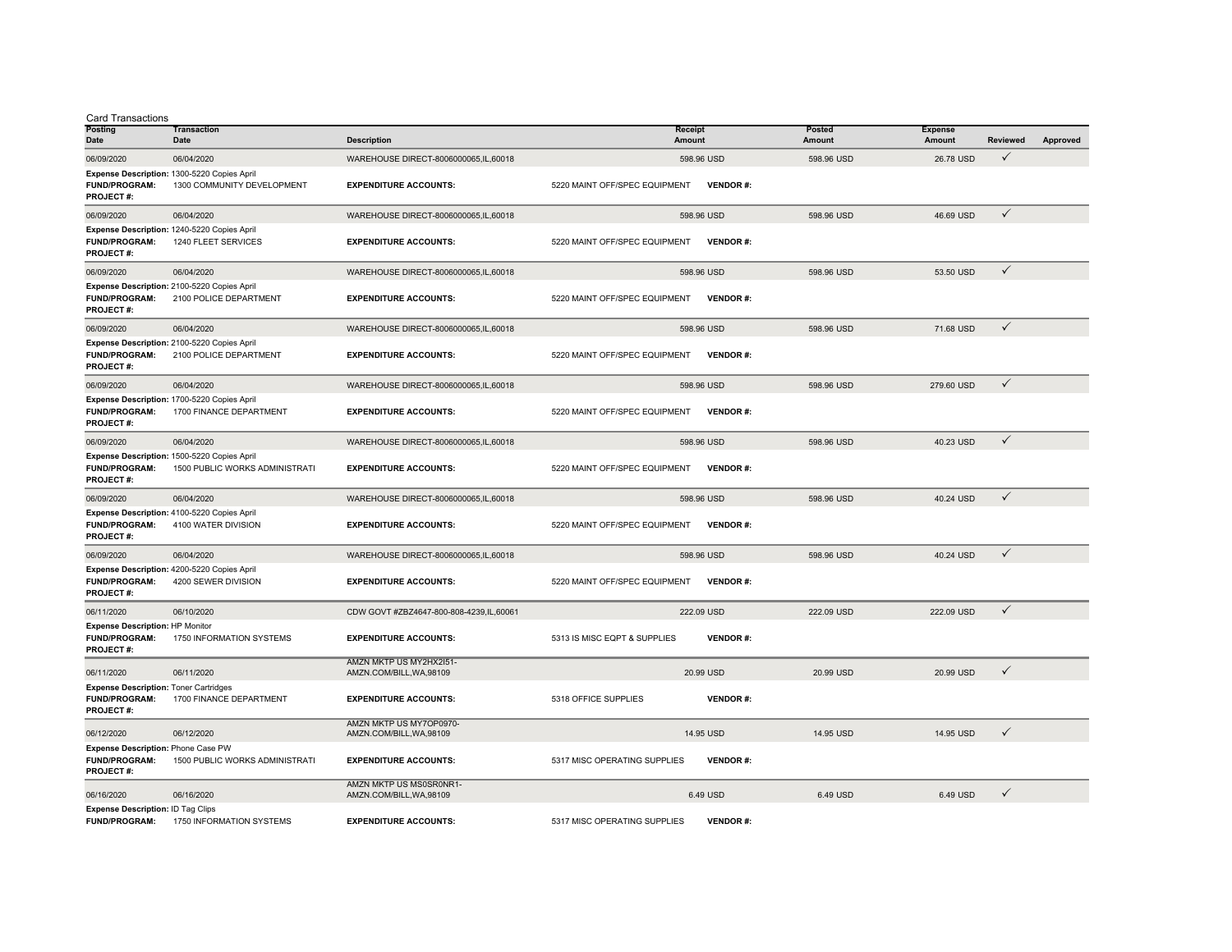Card Transactions

| Posting Date | Transaction Date | Description | Receipt Amount | Posted Amount | Expense Amount | Reviewed | Approved |
|---|---|---|---|---|---|---|---|
| 06/09/2020 | 06/04/2020 | WAREHOUSE DIRECT-8006000065,IL,60018 | 598.96 USD | 598.96 USD | 26.78 USD | ✓ | |
| **Expense Description:** 1300-5220 Copies April | | | | | | | |
| **FUND/PROGRAM:** | 1300 COMMUNITY DEVELOPMENT | **EXPENDITURE ACCOUNTS:** | 5220 MAINT OFF/SPEC EQUIPMENT | **VENDOR #:** | | | |
| **PROJECT #:** | | | | | | | |
| 06/09/2020 | 06/04/2020 | WAREHOUSE DIRECT-8006000065,IL,60018 | 598.96 USD | 598.96 USD | 46.69 USD | ✓ | |
| **Expense Description:** 1240-5220 Copies April | | | | | | | |
| **FUND/PROGRAM:** | 1240 FLEET SERVICES | **EXPENDITURE ACCOUNTS:** | 5220 MAINT OFF/SPEC EQUIPMENT | **VENDOR #:** | | | |
| **PROJECT #:** | | | | | | | |
| 06/09/2020 | 06/04/2020 | WAREHOUSE DIRECT-8006000065,IL,60018 | 598.96 USD | 598.96 USD | 53.50 USD | ✓ | |
| **Expense Description:** 2100-5220 Copies April | | | | | | | |
| **FUND/PROGRAM:** | 2100 POLICE DEPARTMENT | **EXPENDITURE ACCOUNTS:** | 5220 MAINT OFF/SPEC EQUIPMENT | **VENDOR #:** | | | |
| **PROJECT #:** | | | | | | | |
| 06/09/2020 | 06/04/2020 | WAREHOUSE DIRECT-8006000065,IL,60018 | 598.96 USD | 598.96 USD | 71.68 USD | ✓ | |
| **Expense Description:** 2100-5220 Copies April | | | | | | | |
| **FUND/PROGRAM:** | 2100 POLICE DEPARTMENT | **EXPENDITURE ACCOUNTS:** | 5220 MAINT OFF/SPEC EQUIPMENT | **VENDOR #:** | | | |
| **PROJECT #:** | | | | | | | |
| 06/09/2020 | 06/04/2020 | WAREHOUSE DIRECT-8006000065,IL,60018 | 598.96 USD | 598.96 USD | 279.60 USD | ✓ | |
| **Expense Description:** 1700-5220 Copies April | | | | | | | |
| **FUND/PROGRAM:** | 1700 FINANCE DEPARTMENT | **EXPENDITURE ACCOUNTS:** | 5220 MAINT OFF/SPEC EQUIPMENT | **VENDOR #:** | | | |
| **PROJECT #:** | | | | | | | |
| 06/09/2020 | 06/04/2020 | WAREHOUSE DIRECT-8006000065,IL,60018 | 598.96 USD | 598.96 USD | 40.23 USD | ✓ | |
| **Expense Description:** 1500-5220 Copies April | | | | | | | |
| **FUND/PROGRAM:** | 1500 PUBLIC WORKS ADMINISTRATI | **EXPENDITURE ACCOUNTS:** | 5220 MAINT OFF/SPEC EQUIPMENT | **VENDOR #:** | | | |
| **PROJECT #:** | | | | | | | |
| 06/09/2020 | 06/04/2020 | WAREHOUSE DIRECT-8006000065,IL,60018 | 598.96 USD | 598.96 USD | 40.24 USD | ✓ | |
| **Expense Description:** 4100-5220 Copies April | | | | | | | |
| **FUND/PROGRAM:** | 4100 WATER DIVISION | **EXPENDITURE ACCOUNTS:** | 5220 MAINT OFF/SPEC EQUIPMENT | **VENDOR #:** | | | |
| **PROJECT #:** | | | | | | | |
| 06/09/2020 | 06/04/2020 | WAREHOUSE DIRECT-8006000065,IL,60018 | 598.96 USD | 598.96 USD | 40.24 USD | ✓ | |
| **Expense Description:** 4200-5220 Copies April | | | | | | | |
| **FUND/PROGRAM:** | 4200 SEWER DIVISION | **EXPENDITURE ACCOUNTS:** | 5220 MAINT OFF/SPEC EQUIPMENT | **VENDOR #:** | | | |
| **PROJECT #:** | | | | | | | |
| 06/11/2020 | 06/10/2020 | CDW GOVT #ZBZ4647-800-808-4239,IL,60061 | 222.09 USD | 222.09 USD | 222.09 USD | ✓ | |
| **Expense Description:** HP Monitor | | | | | | | |
| **FUND/PROGRAM:** | 1750 INFORMATION SYSTEMS | **EXPENDITURE ACCOUNTS:** | 5313 IS MISC EQPT & SUPPLIES | **VENDOR #:** | | | |
| **PROJECT #:** | | | | | | | |
| 06/11/2020 | 06/11/2020 | AMZN MKTP US MY2HX2I51-AMZN.COM/BILL,WA,98109 | 20.99 USD | 20.99 USD | 20.99 USD | ✓ | |
| **Expense Description:** Toner Cartridges | | | | | | | |
| **FUND/PROGRAM:** | 1700 FINANCE DEPARTMENT | **EXPENDITURE ACCOUNTS:** | 5318 OFFICE SUPPLIES | **VENDOR #:** | | | |
| **PROJECT #:** | | | | | | | |
| 06/12/2020 | 06/12/2020 | AMZN MKTP US MY7OP0970-AMZN.COM/BILL,WA,98109 | 14.95 USD | 14.95 USD | 14.95 USD | ✓ | |
| **Expense Description:** Phone Case PW | | | | | | | |
| **FUND/PROGRAM:** | 1500 PUBLIC WORKS ADMINISTRATI | **EXPENDITURE ACCOUNTS:** | 5317 MISC OPERATING SUPPLIES | **VENDOR #:** | | | |
| **PROJECT #:** | | | | | | | |
| 06/16/2020 | 06/16/2020 | AMZN MKTP US MS0SR0NR1-AMZN.COM/BILL,WA,98109 | 6.49 USD | 6.49 USD | 6.49 USD | ✓ | |
| **Expense Description:** ID Tag Clips | | | | | | | |
| **FUND/PROGRAM:** | 1750 INFORMATION SYSTEMS | **EXPENDITURE ACCOUNTS:** | 5317 MISC OPERATING SUPPLIES | **VENDOR #:** | | | |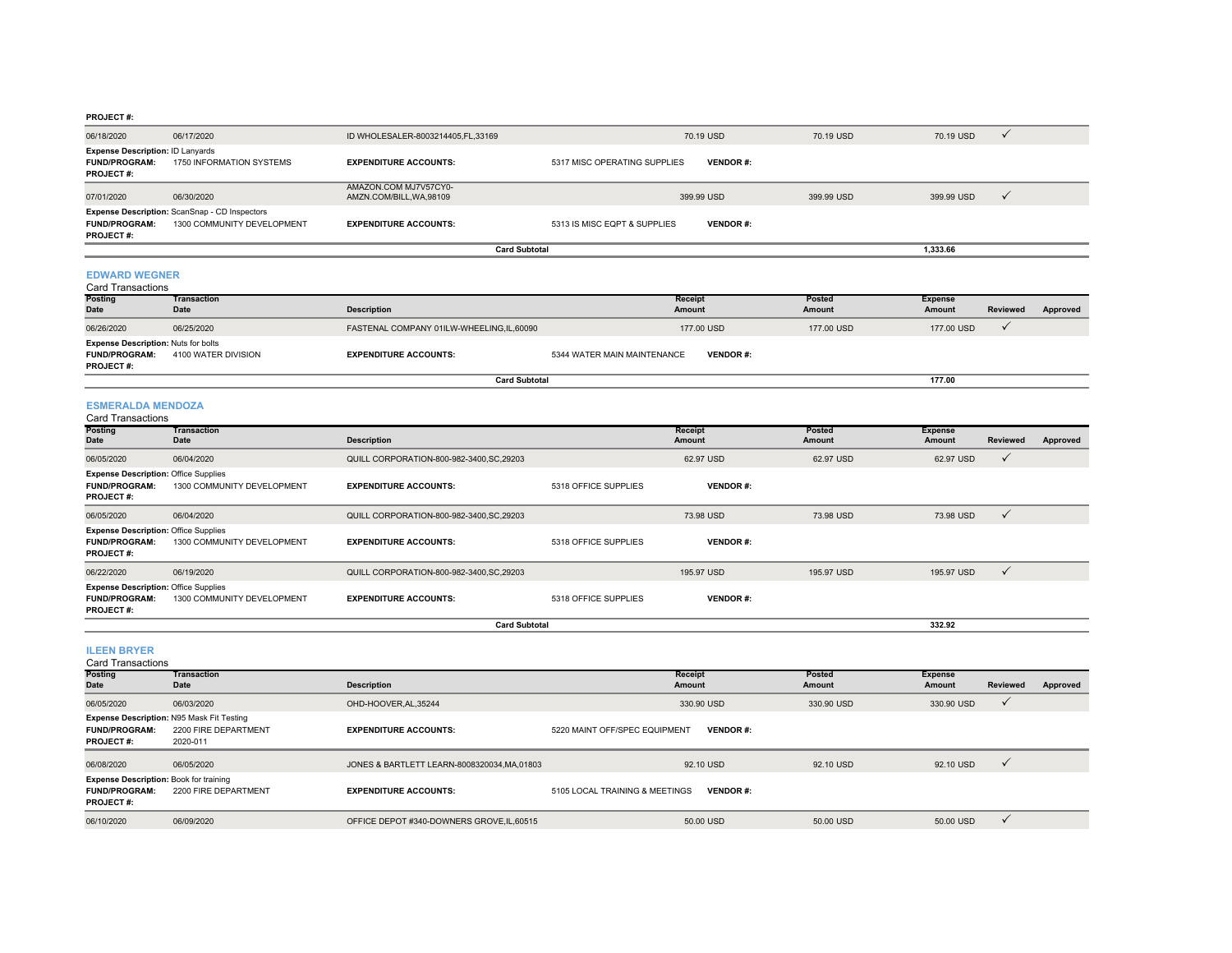**PROJECT #:**

| Posting Date | Transaction Date | Description | Receipt Amount | Posted Amount | Expense Amount | Reviewed | Approved |
|---|---|---|---|---|---|---|---|
| 06/18/2020 | 06/17/2020 | ID WHOLESALER-8003214405,FL,33169 | 70.19 USD | 70.19 USD | 70.19 USD | ✓ | |

**Expense Description:** ID Lanyards
**FUND/PROGRAM:** 1750 INFORMATION SYSTEMS **EXPENDITURE ACCOUNTS:** 5317 MISC OPERATING SUPPLIES **VENDOR #:**
**PROJECT #:**

| Posting Date | Transaction Date | Description | Receipt Amount | Posted Amount | Expense Amount | Reviewed | Approved |
|---|---|---|---|---|---|---|---|
| 07/01/2020 | 06/30/2020 | AMAZON.COM MJ7V57CY0-AMZN.COM/BILL,WA,98109 | 399.99 USD | 399.99 USD | 399.99 USD | ✓ | |

**Expense Description:** ScanSnap - CD Inspectors
**FUND/PROGRAM:** 1300 COMMUNITY DEVELOPMENT **EXPENDITURE ACCOUNTS:** 5313 IS MISC EQPT & SUPPLIES **VENDOR #:**
**PROJECT #:**

**Card Subtotal** 1,333.66

## EDWARD WEGNER

Card Transactions

| Posting Date | Transaction Date | Description | Receipt Amount | Posted Amount | Expense Amount | Reviewed | Approved |
|---|---|---|---|---|---|---|---|
| 06/26/2020 | 06/25/2020 | FASTENAL COMPANY 01ILW-WHEELING,IL,60090 | 177.00 USD | 177.00 USD | 177.00 USD | ✓ | |

**Expense Description:** Nuts for bolts
**FUND/PROGRAM:** 4100 WATER DIVISION **EXPENDITURE ACCOUNTS:** 5344 WATER MAIN MAINTENANCE **VENDOR #:**
**PROJECT #:**

**Card Subtotal** 177.00

## ESMERALDA MENDOZA

Card Transactions

| Posting Date | Transaction Date | Description | Receipt Amount | Posted Amount | Expense Amount | Reviewed | Approved |
|---|---|---|---|---|---|---|---|
| 06/05/2020 | 06/04/2020 | QUILL CORPORATION-800-982-3400,SC,29203 | 62.97 USD | 62.97 USD | 62.97 USD | ✓ | |

**Expense Description:** Office Supplies
**FUND/PROGRAM:** 1300 COMMUNITY DEVELOPMENT **EXPENDITURE ACCOUNTS:** 5318 OFFICE SUPPLIES **VENDOR #:**
**PROJECT #:**

| Posting Date | Transaction Date | Description | Receipt Amount | Posted Amount | Expense Amount | Reviewed | Approved |
|---|---|---|---|---|---|---|---|
| 06/05/2020 | 06/04/2020 | QUILL CORPORATION-800-982-3400,SC,29203 | 73.98 USD | 73.98 USD | 73.98 USD | ✓ | |

**Expense Description:** Office Supplies
**FUND/PROGRAM:** 1300 COMMUNITY DEVELOPMENT **EXPENDITURE ACCOUNTS:** 5318 OFFICE SUPPLIES **VENDOR #:**
**PROJECT #:**

| Posting Date | Transaction Date | Description | Receipt Amount | Posted Amount | Expense Amount | Reviewed | Approved |
|---|---|---|---|---|---|---|---|
| 06/22/2020 | 06/19/2020 | QUILL CORPORATION-800-982-3400,SC,29203 | 195.97 USD | 195.97 USD | 195.97 USD | ✓ | |

**Expense Description:** Office Supplies
**FUND/PROGRAM:** 1300 COMMUNITY DEVELOPMENT **EXPENDITURE ACCOUNTS:** 5318 OFFICE SUPPLIES **VENDOR #:**
**PROJECT #:**

**Card Subtotal** 332.92

## ILEEN BRYER

Card Transactions

| Posting Date | Transaction Date | Description | Receipt Amount | Posted Amount | Expense Amount | Reviewed | Approved |
|---|---|---|---|---|---|---|---|
| 06/05/2020 | 06/03/2020 | OHD-HOOVER,AL,35244 | 330.90 USD | 330.90 USD | 330.90 USD | ✓ | |

**Expense Description:** N95 Mask Fit Testing
**FUND/PROGRAM:** 2200 FIRE DEPARTMENT **EXPENDITURE ACCOUNTS:** 5220 MAINT OFF/SPEC EQUIPMENT **VENDOR #:**
**PROJECT #:** 2020-011

| Posting Date | Transaction Date | Description | Receipt Amount | Posted Amount | Expense Amount | Reviewed | Approved |
|---|---|---|---|---|---|---|---|
| 06/08/2020 | 06/05/2020 | JONES & BARTLETT LEARN-8008320034,MA,01803 | 92.10 USD | 92.10 USD | 92.10 USD | ✓ | |

**Expense Description:** Book for training
**FUND/PROGRAM:** 2200 FIRE DEPARTMENT **EXPENDITURE ACCOUNTS:** 5105 LOCAL TRAINING & MEETINGS **VENDOR #:**
**PROJECT #:**

| Posting Date | Transaction Date | Description | Receipt Amount | Posted Amount | Expense Amount | Reviewed | Approved |
|---|---|---|---|---|---|---|---|
| 06/10/2020 | 06/09/2020 | OFFICE DEPOT #340-DOWNERS GROVE,IL,60515 | 50.00 USD | 50.00 USD | 50.00 USD | ✓ | |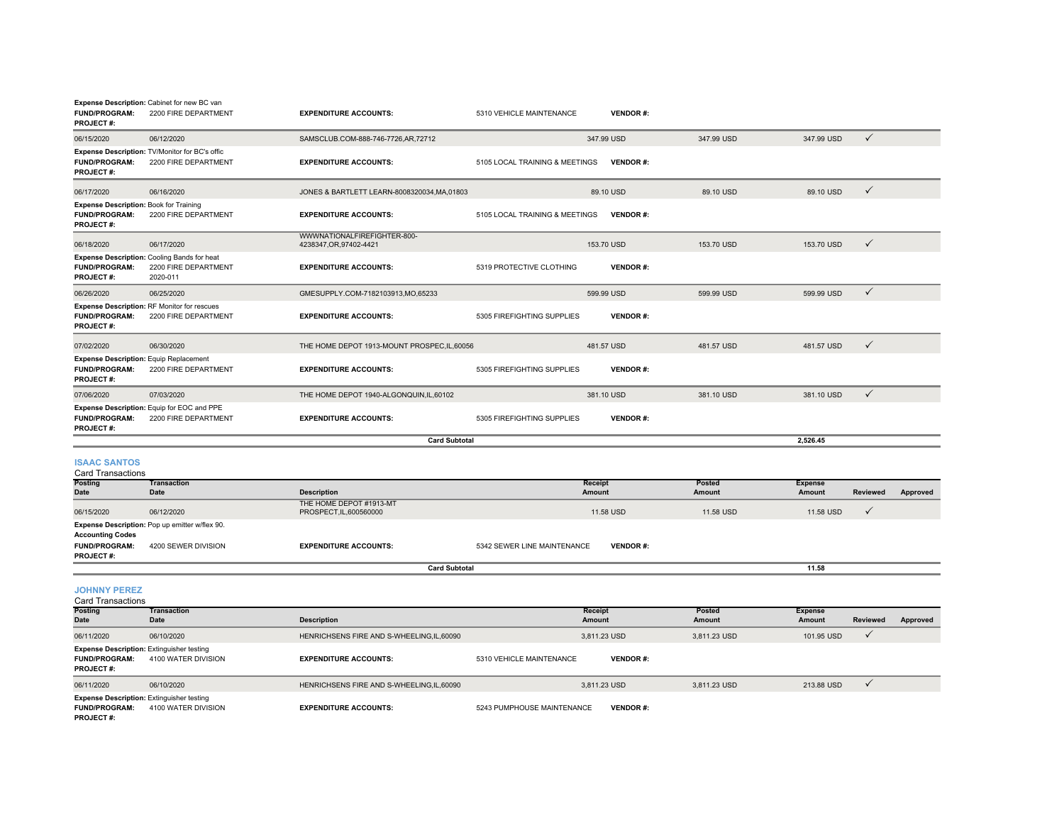**Expense Description:** Cabinet for new BC van
**FUND/PROGRAM:** 2200 FIRE DEPARTMENT | **EXPENDITURE ACCOUNTS:** 5310 VEHICLE MAINTENANCE | **VENDOR #:**
**PROJECT #:**

| Posting Date | Transaction Date | Description | Receipt Amount | Posted Amount | Expense Amount | Reviewed | Approved |
|---|---|---|---|---|---|---|---|
| 06/15/2020 | 06/12/2020 | SAMSCLUB.COM-888-746-7726,AR,72712 | 347.99 USD | 347.99 USD | 347.99 USD | ✓ | |

**Expense Description:** TV/Monitor for BC's offic
**FUND/PROGRAM:** 2200 FIRE DEPARTMENT | **EXPENDITURE ACCOUNTS:** 5105 LOCAL TRAINING & MEETINGS | **VENDOR #:**
**PROJECT #:**

| Posting Date | Transaction Date | Description | Receipt Amount | Posted Amount | Expense Amount | Reviewed | Approved |
|---|---|---|---|---|---|---|---|
| 06/17/2020 | 06/16/2020 | JONES & BARTLETT LEARN-8008320034,MA,01803 | 89.10 USD | 89.10 USD | 89.10 USD | ✓ | |

**Expense Description:** Book for Training
**FUND/PROGRAM:** 2200 FIRE DEPARTMENT | **EXPENDITURE ACCOUNTS:** 5105 LOCAL TRAINING & MEETINGS | **VENDOR #:**
**PROJECT #:**

| Posting Date | Transaction Date | Description | Receipt Amount | Posted Amount | Expense Amount | Reviewed | Approved |
|---|---|---|---|---|---|---|---|
| 06/18/2020 | 06/17/2020 | WWWNATIONALFIREFIGHTER-800-4238347,OR,97402-4421 | 153.70 USD | 153.70 USD | 153.70 USD | ✓ | |

**Expense Description:** Cooling Bands for heat
**FUND/PROGRAM:** 2200 FIRE DEPARTMENT | **EXPENDITURE ACCOUNTS:** 5319 PROTECTIVE CLOTHING | **VENDOR #:**
**PROJECT #:** 2020-011

| Posting Date | Transaction Date | Description | Receipt Amount | Posted Amount | Expense Amount | Reviewed | Approved |
|---|---|---|---|---|---|---|---|
| 06/26/2020 | 06/25/2020 | GMESUPPLY.COM-7182103913,MO,65233 | 599.99 USD | 599.99 USD | 599.99 USD | ✓ | |

**Expense Description:** RF Monitor for rescues
**FUND/PROGRAM:** 2200 FIRE DEPARTMENT | **EXPENDITURE ACCOUNTS:** 5305 FIREFIGHTING SUPPLIES | **VENDOR #:**
**PROJECT #:**

| Posting Date | Transaction Date | Description | Receipt Amount | Posted Amount | Expense Amount | Reviewed | Approved |
|---|---|---|---|---|---|---|---|
| 07/02/2020 | 06/30/2020 | THE HOME DEPOT 1913-MOUNT PROSPEC,IL,60056 | 481.57 USD | 481.57 USD | 481.57 USD | ✓ | |

**Expense Description:** Equip Replacement
**FUND/PROGRAM:** 2200 FIRE DEPARTMENT | **EXPENDITURE ACCOUNTS:** 5305 FIREFIGHTING SUPPLIES | **VENDOR #:**
**PROJECT #:**

| Posting Date | Transaction Date | Description | Receipt Amount | Posted Amount | Expense Amount | Reviewed | Approved |
|---|---|---|---|---|---|---|---|
| 07/06/2020 | 07/03/2020 | THE HOME DEPOT 1940-ALGONQUIN,IL,60102 | 381.10 USD | 381.10 USD | 381.10 USD | ✓ | |

**Expense Description:** Equip for EOC and PPE
**FUND/PROGRAM:** 2200 FIRE DEPARTMENT | **EXPENDITURE ACCOUNTS:** 5305 FIREFIGHTING SUPPLIES | **VENDOR #:**
**PROJECT #:**

**Card Subtotal** 2,526.45

## ISAAC SANTOS

Card Transactions

| Posting Date | Transaction Date | Description | Receipt Amount | Posted Amount | Expense Amount | Reviewed | Approved |
|---|---|---|---|---|---|---|---|
| 06/15/2020 | 06/12/2020 | THE HOME DEPOT #1913-MT PROSPECT,IL,600560000 | 11.58 USD | 11.58 USD | 11.58 USD | ✓ | |

**Expense Description:** Pop up emitter w/flex 90.
**Accounting Codes**
**FUND/PROGRAM:** 4200 SEWER DIVISION | **EXPENDITURE ACCOUNTS:** 5342 SEWER LINE MAINTENANCE | **VENDOR #:**
**PROJECT #:**

**Card Subtotal** 11.58

## JOHNNY PEREZ

Card Transactions

| Posting Date | Transaction Date | Description | Receipt Amount | Posted Amount | Expense Amount | Reviewed | Approved |
|---|---|---|---|---|---|---|---|
| 06/11/2020 | 06/10/2020 | HENRICHSENS FIRE AND S-WHEELING,IL,60090 | 3,811.23 USD | 3,811.23 USD | 101.95 USD | ✓ | |

**Expense Description:** Extinguisher testing
**FUND/PROGRAM:** 4100 WATER DIVISION | **EXPENDITURE ACCOUNTS:** 5310 VEHICLE MAINTENANCE | **VENDOR #:**
**PROJECT #:**

| Posting Date | Transaction Date | Description | Receipt Amount | Posted Amount | Expense Amount | Reviewed | Approved |
|---|---|---|---|---|---|---|---|
| 06/11/2020 | 06/10/2020 | HENRICHSENS FIRE AND S-WHEELING,IL,60090 | 3,811.23 USD | 3,811.23 USD | 213.88 USD | ✓ | |

**Expense Description:** Extinguisher testing
**FUND/PROGRAM:** 4100 WATER DIVISION | **EXPENDITURE ACCOUNTS:** 5243 PUMPHOUSE MAINTENANCE | **VENDOR #:**
**PROJECT #:**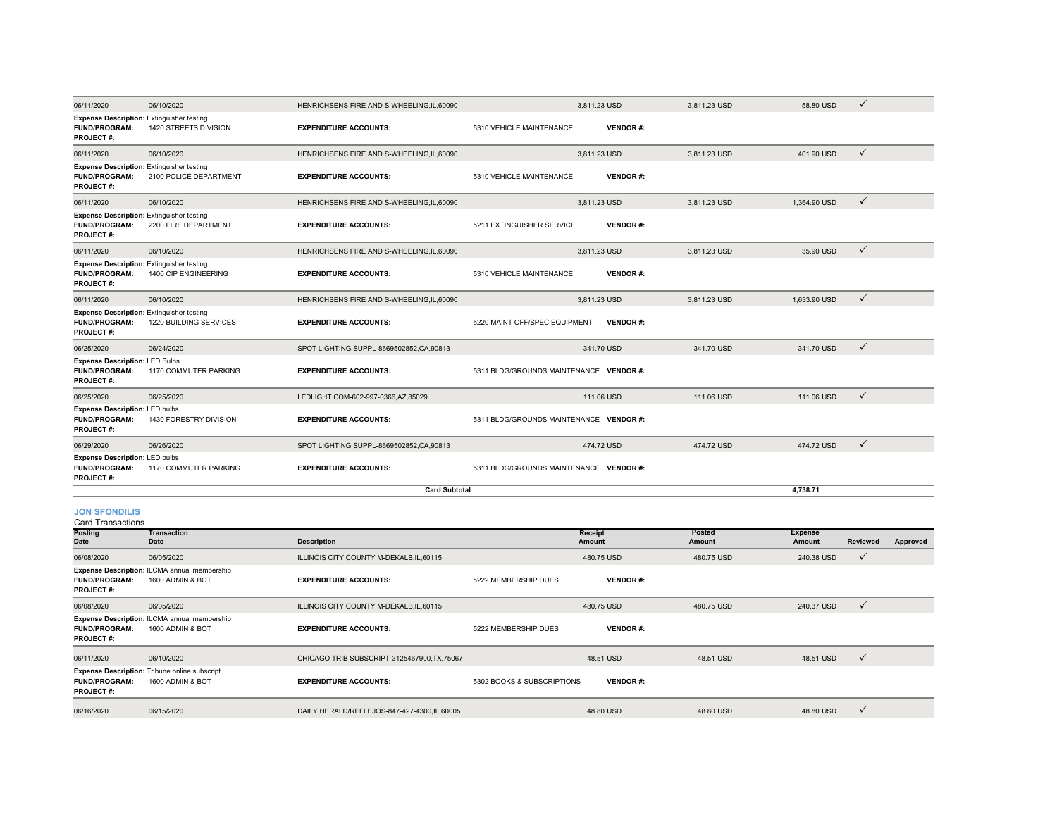| Posting Date | Transaction Date | Description | Receipt Amount | Posted Amount | Expense Amount | Reviewed | Approved |
|---|---|---|---|---|---|---|---|
| 06/11/2020 | 06/10/2020 | HENRICHSENS FIRE AND S-WHEELING,IL,60090 | 3,811.23 USD | 3,811.23 USD | 58.80 USD | ✓ | |
| **Expense Description:** Extinguisher testing **FUND/PROGRAM:** 1420 STREETS DIVISION **PROJECT #:** | | **EXPENDITURE ACCOUNTS:** | 5310 VEHICLE MAINTENANCE **VENDOR #:** | | | | |
| 06/11/2020 | 06/10/2020 | HENRICHSENS FIRE AND S-WHEELING,IL,60090 | 3,811.23 USD | 3,811.23 USD | 401.90 USD | ✓ | |
| **Expense Description:** Extinguisher testing **FUND/PROGRAM:** 2100 POLICE DEPARTMENT **PROJECT #:** | | **EXPENDITURE ACCOUNTS:** | 5310 VEHICLE MAINTENANCE **VENDOR #:** | | | | |
| 06/11/2020 | 06/10/2020 | HENRICHSENS FIRE AND S-WHEELING,IL,60090 | 3,811.23 USD | 3,811.23 USD | 1,364.90 USD | ✓ | |
| **Expense Description:** Extinguisher testing **FUND/PROGRAM:** 2200 FIRE DEPARTMENT **PROJECT #:** | | **EXPENDITURE ACCOUNTS:** | 5211 EXTINGUISHER SERVICE **VENDOR #:** | | | | |
| 06/11/2020 | 06/10/2020 | HENRICHSENS FIRE AND S-WHEELING,IL,60090 | 3,811.23 USD | 3,811.23 USD | 35.90 USD | ✓ | |
| **Expense Description:** Extinguisher testing **FUND/PROGRAM:** 1400 CIP ENGINEERING **PROJECT #:** | | **EXPENDITURE ACCOUNTS:** | 5310 VEHICLE MAINTENANCE **VENDOR #:** | | | | |
| 06/11/2020 | 06/10/2020 | HENRICHSENS FIRE AND S-WHEELING,IL,60090 | 3,811.23 USD | 3,811.23 USD | 1,633.90 USD | ✓ | |
| **Expense Description:** Extinguisher testing **FUND/PROGRAM:** 1220 BUILDING SERVICES **PROJECT #:** | | **EXPENDITURE ACCOUNTS:** | 5220 MAINT OFF/SPEC EQUIPMENT **VENDOR #:** | | | | |
| 06/25/2020 | 06/24/2020 | SPOT LIGHTING SUPPL-8669502852,CA,90813 | 341.70 USD | 341.70 USD | 341.70 USD | ✓ | |
| **Expense Description:** LED Bulbs **FUND/PROGRAM:** 1170 COMMUTER PARKING **PROJECT #:** | | **EXPENDITURE ACCOUNTS:** | 5311 BLDG/GROUNDS MAINTENANCE **VENDOR #:** | | | | |
| 06/25/2020 | 06/25/2020 | LEDLIGHT.COM-602-997-0366,AZ,85029 | 111.06 USD | 111.06 USD | 111.06 USD | ✓ | |
| **Expense Description:** LED bulbs **FUND/PROGRAM:** 1430 FORESTRY DIVISION **PROJECT #:** | | **EXPENDITURE ACCOUNTS:** | 5311 BLDG/GROUNDS MAINTENANCE **VENDOR #:** | | | | |
| 06/29/2020 | 06/26/2020 | SPOT LIGHTING SUPPL-8669502852,CA,90813 | 474.72 USD | 474.72 USD | 474.72 USD | ✓ | |
| **Expense Description:** LED bulbs **FUND/PROGRAM:** 1170 COMMUTER PARKING **PROJECT #:** | | **EXPENDITURE ACCOUNTS:** | 5311 BLDG/GROUNDS MAINTENANCE **VENDOR #:** | | | | |
| | | **Card Subtotal** | | | **4,738.71** | | |

## JON SFONDILIS

Card Transactions

| Posting Date | Transaction Date | Description | Receipt Amount | Posted Amount | Expense Amount | Reviewed | Approved |
|---|---|---|---|---|---|---|---|
| 06/08/2020 | 06/05/2020 | ILLINOIS CITY COUNTY M-DEKALB,IL,60115 | 480.75 USD | 480.75 USD | 240.38 USD | ✓ | |
| **Expense Description:** ILCMA annual membership **FUND/PROGRAM:** 1600 ADMIN & BOT **PROJECT #:** | | **EXPENDITURE ACCOUNTS:** | 5222 MEMBERSHIP DUES **VENDOR #:** | | | | |
| 06/08/2020 | 06/05/2020 | ILLINOIS CITY COUNTY M-DEKALB,IL,60115 | 480.75 USD | 480.75 USD | 240.37 USD | ✓ | |
| **Expense Description:** ILCMA annual membership **FUND/PROGRAM:** 1600 ADMIN & BOT **PROJECT #:** | | **EXPENDITURE ACCOUNTS:** | 5222 MEMBERSHIP DUES **VENDOR #:** | | | | |
| 06/11/2020 | 06/10/2020 | CHICAGO TRIB SUBSCRIPT-3125467900,TX,75067 | 48.51 USD | 48.51 USD | 48.51 USD | ✓ | |
| **Expense Description:** Tribune online subscript **FUND/PROGRAM:** 1600 ADMIN & BOT **PROJECT #:** | | **EXPENDITURE ACCOUNTS:** | 5302 BOOKS & SUBSCRIPTIONS **VENDOR #:** | | | | |
| 06/16/2020 | 06/15/2020 | DAILY HERALD/REFLEJOS-847-427-4300,IL,60005 | 48.80 USD | 48.80 USD | 48.80 USD | ✓ | |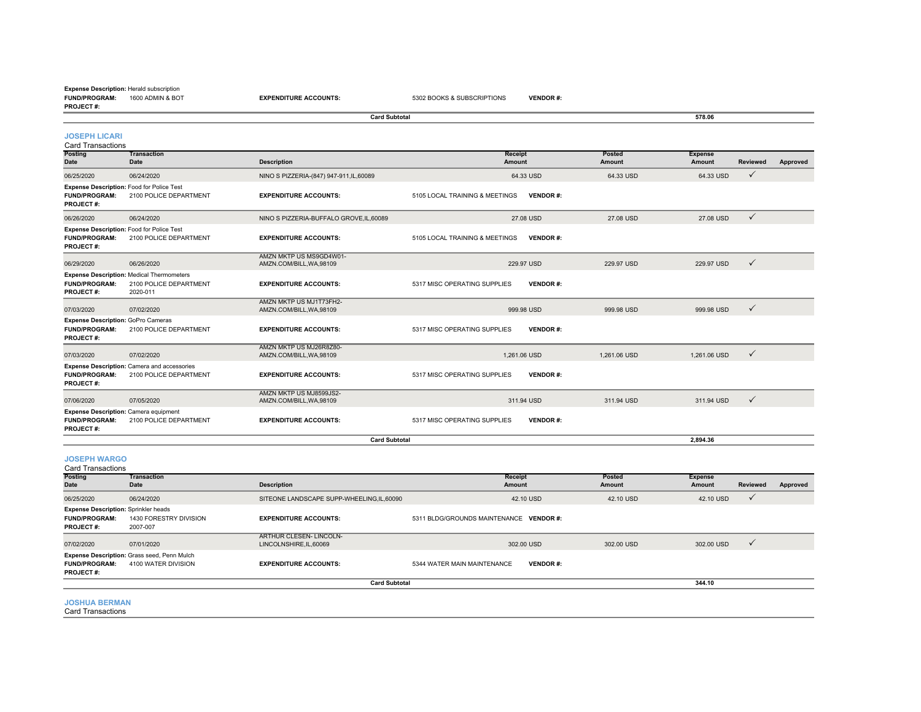**Expense Description:** Herald subscription
**FUND/PROGRAM:** 1600 ADMIN & BOT **EXPENDITURE ACCOUNTS:** 5302 BOOKS & SUBSCRIPTIONS **VENDOR #:**
**PROJECT #:**

**Card Subtotal** 578.06

### JOSEPH LICARI

Card Transactions

| Posting Date | Transaction Date | Description | Receipt Amount | Posted Amount | Expense Amount | Reviewed | Approved |
|---|---|---|---|---|---|---|---|
| 06/25/2020 | 06/24/2020 | NINO S PIZZERIA-(847) 947-911,IL,60089 | 64.33 USD | 64.33 USD | 64.33 USD | ✓ | |
| **Expense Description:** Food for Police Test | | | | | | | |
| **FUND/PROGRAM:** 2100 POLICE DEPARTMENT | | **EXPENDITURE ACCOUNTS:** 5105 LOCAL TRAINING & MEETINGS | **VENDOR #:** | | | | |
| **PROJECT #:** | | | | | | | |
| 06/26/2020 | 06/24/2020 | NINO S PIZZERIA-BUFFALO GROVE,IL,60089 | 27.08 USD | 27.08 USD | 27.08 USD | ✓ | |
| **Expense Description:** Food for Police Test | | | | | | | |
| **FUND/PROGRAM:** 2100 POLICE DEPARTMENT | | **EXPENDITURE ACCOUNTS:** 5105 LOCAL TRAINING & MEETINGS | **VENDOR #:** | | | | |
| **PROJECT #:** | | | | | | | |
| 06/29/2020 | 06/26/2020 | AMZN MKTP US MS9GD4W01-AMZN.COM/BILL,WA,98109 | 229.97 USD | 229.97 USD | 229.97 USD | ✓ | |
| **Expense Description:** Medical Thermometers | | | | | | | |
| **FUND/PROGRAM:** 2100 POLICE DEPARTMENT | | **EXPENDITURE ACCOUNTS:** 5317 MISC OPERATING SUPPLIES | **VENDOR #:** | | | | |
| **PROJECT #:** 2020-011 | | | | | | | |
| 07/03/2020 | 07/02/2020 | AMZN MKTP US MJ1T73FH2-AMZN.COM/BILL,WA,98109 | 999.98 USD | 999.98 USD | 999.98 USD | ✓ | |
| **Expense Description:** GoPro Cameras | | | | | | | |
| **FUND/PROGRAM:** 2100 POLICE DEPARTMENT | | **EXPENDITURE ACCOUNTS:** 5317 MISC OPERATING SUPPLIES | **VENDOR #:** | | | | |
| **PROJECT #:** | | | | | | | |
| 07/03/2020 | 07/02/2020 | AMZN MKTP US MJ26R8Z80-AMZN.COM/BILL,WA,98109 | 1,261.06 USD | 1,261.06 USD | 1,261.06 USD | ✓ | |
| **Expense Description:** Camera and accessories | | | | | | | |
| **FUND/PROGRAM:** 2100 POLICE DEPARTMENT | | **EXPENDITURE ACCOUNTS:** 5317 MISC OPERATING SUPPLIES | **VENDOR #:** | | | | |
| **PROJECT #:** | | | | | | | |
| 07/06/2020 | 07/05/2020 | AMZN MKTP US MJ8599JS2-AMZN.COM/BILL,WA,98109 | 311.94 USD | 311.94 USD | 311.94 USD | ✓ | |
| **Expense Description:** Camera equipment | | | | | | | |
| **FUND/PROGRAM:** 2100 POLICE DEPARTMENT | | **EXPENDITURE ACCOUNTS:** 5317 MISC OPERATING SUPPLIES | **VENDOR #:** | | | | |
| **PROJECT #:** | | | | | | | |

**Card Subtotal** 2,894.36

### JOSEPH WARGO

Card Transactions

| Posting Date | Transaction Date | Description | Receipt Amount | Posted Amount | Expense Amount | Reviewed | Approved |
|---|---|---|---|---|---|---|---|
| 06/25/2020 | 06/24/2020 | SITEONE LANDSCAPE SUPP-WHEELING,IL,60090 | 42.10 USD | 42.10 USD | 42.10 USD | ✓ | |
| **Expense Description:** Sprinkler heads | | | | | | | |
| **FUND/PROGRAM:** 1430 FORESTRY DIVISION | | **EXPENDITURE ACCOUNTS:** 5311 BLDG/GROUNDS MAINTENANCE | **VENDOR #:** | | | | |
| **PROJECT #:** 2007-007 | | | | | | | |
| 07/02/2020 | 07/01/2020 | ARTHUR CLESEN- LINCOLN-LINCOLNSHIRE,IL,60069 | 302.00 USD | 302.00 USD | 302.00 USD | ✓ | |
| **Expense Description:** Grass seed, Penn Mulch | | | | | | | |
| **FUND/PROGRAM:** 4100 WATER DIVISION | | **EXPENDITURE ACCOUNTS:** 5344 WATER MAIN MAINTENANCE | **VENDOR #:** | | | | |
| **PROJECT #:** | | | | | | | |

**Card Subtotal** 344.10

### JOSHUA BERMAN

Card Transactions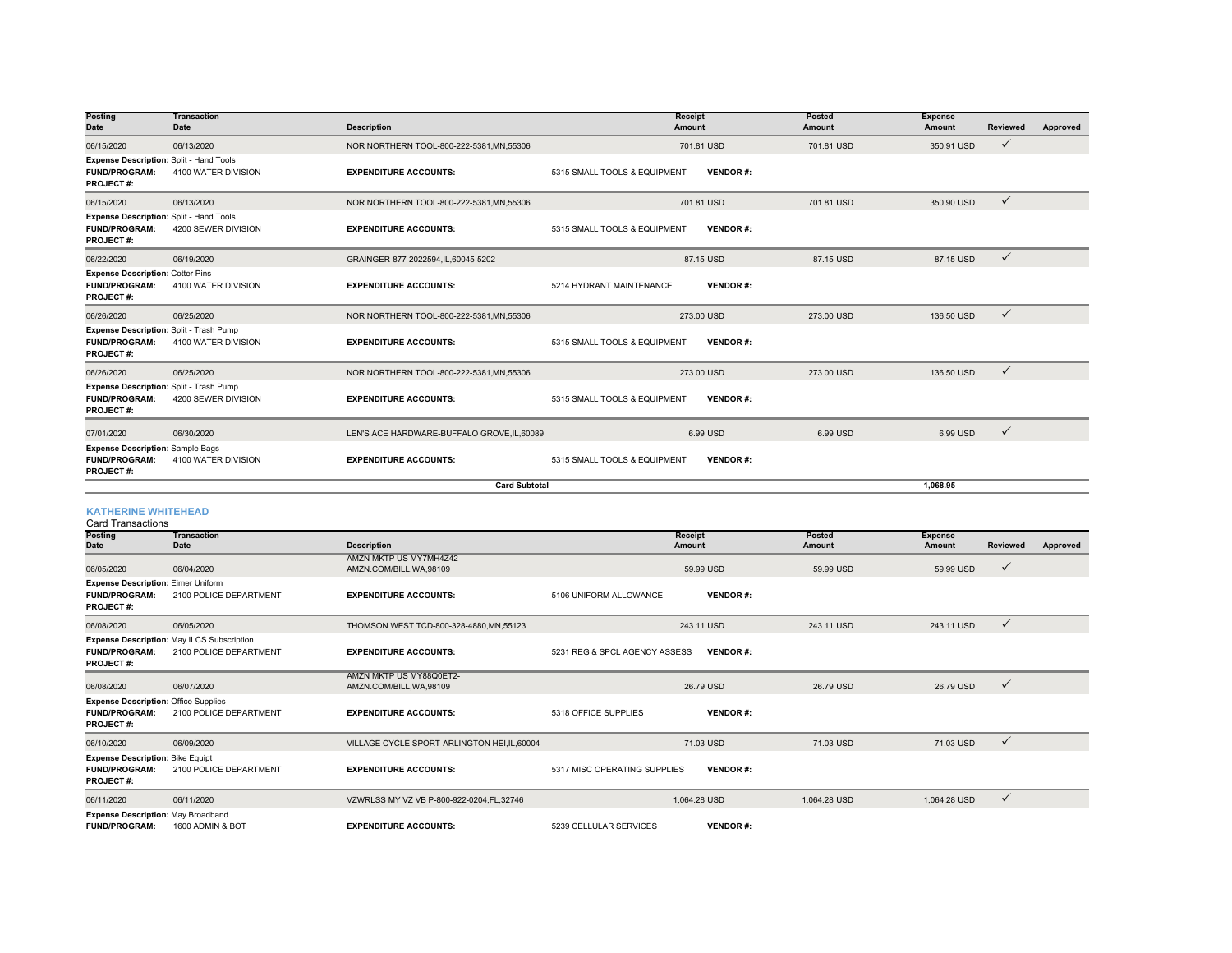| Posting Date | Transaction Date | Description | | Receipt Amount | Posted Amount | Expense Amount | Reviewed | Approved |
|---|---|---|---|---|---|---|---|---|
| 06/15/2020 | 06/13/2020 | NOR NORTHERN TOOL-800-222-5381,MN,55306 | | 701.81 USD | 701.81 USD | 350.91 USD | ✓ | |
| **Expense Description:** Split - Hand Tools | | | | | | | | |
| **FUND/PROGRAM:** | 4100 WATER DIVISION | **EXPENDITURE ACCOUNTS:** | 5315 SMALL TOOLS & EQUIPMENT | **VENDOR #:** | | | | |
| **PROJECT #:** | | | | | | | | |
| 06/15/2020 | 06/13/2020 | NOR NORTHERN TOOL-800-222-5381,MN,55306 | | 701.81 USD | 701.81 USD | 350.90 USD | ✓ | |
| **Expense Description:** Split - Hand Tools | | | | | | | | |
| **FUND/PROGRAM:** | 4200 SEWER DIVISION | **EXPENDITURE ACCOUNTS:** | 5315 SMALL TOOLS & EQUIPMENT | **VENDOR #:** | | | | |
| **PROJECT #:** | | | | | | | | |
| 06/22/2020 | 06/19/2020 | GRAINGER-877-2022594,IL,60045-5202 | | 87.15 USD | 87.15 USD | 87.15 USD | ✓ | |
| **Expense Description:** Cotter Pins | | | | | | | | |
| **FUND/PROGRAM:** | 4100 WATER DIVISION | **EXPENDITURE ACCOUNTS:** | 5214 HYDRANT MAINTENANCE | **VENDOR #:** | | | | |
| **PROJECT #:** | | | | | | | | |
| 06/26/2020 | 06/25/2020 | NOR NORTHERN TOOL-800-222-5381,MN,55306 | | 273.00 USD | 273.00 USD | 136.50 USD | ✓ | |
| **Expense Description:** Split - Trash Pump | | | | | | | | |
| **FUND/PROGRAM:** | 4100 WATER DIVISION | **EXPENDITURE ACCOUNTS:** | 5315 SMALL TOOLS & EQUIPMENT | **VENDOR #:** | | | | |
| **PROJECT #:** | | | | | | | | |
| 06/26/2020 | 06/25/2020 | NOR NORTHERN TOOL-800-222-5381,MN,55306 | | 273.00 USD | 273.00 USD | 136.50 USD | ✓ | |
| **Expense Description:** Split - Trash Pump | | | | | | | | |
| **FUND/PROGRAM:** | 4200 SEWER DIVISION | **EXPENDITURE ACCOUNTS:** | 5315 SMALL TOOLS & EQUIPMENT | **VENDOR #:** | | | | |
| **PROJECT #:** | | | | | | | | |
| 07/01/2020 | 06/30/2020 | LEN'S ACE HARDWARE-BUFFALO GROVE,IL,60089 | | 6.99 USD | 6.99 USD | 6.99 USD | ✓ | |
| **Expense Description:** Sample Bags | | | | | | | | |
| **FUND/PROGRAM:** | 4100 WATER DIVISION | **EXPENDITURE ACCOUNTS:** | 5315 SMALL TOOLS & EQUIPMENT | **VENDOR #:** | | | | |
| **PROJECT #:** | | | | | | | | |
| | | **Card Subtotal** | | | | **1,068.95** | | |

## KATHERINE WHITEHEAD

Card Transactions

| Posting Date | Transaction Date | Description | | Receipt Amount | Posted Amount | Expense Amount | Reviewed | Approved |
|---|---|---|---|---|---|---|---|---|
| 06/05/2020 | 06/04/2020 | AMZN MKTP US MY7MH4Z42-AMZN.COM/BILL,WA,98109 | | 59.99 USD | 59.99 USD | 59.99 USD | ✓ | |
| **Expense Description:** Eimer Uniform | | | | | | | | |
| **FUND/PROGRAM:** | 2100 POLICE DEPARTMENT | **EXPENDITURE ACCOUNTS:** | 5106 UNIFORM ALLOWANCE | **VENDOR #:** | | | | |
| **PROJECT #:** | | | | | | | | |
| 06/08/2020 | 06/05/2020 | THOMSON WEST TCD-800-328-4880,MN,55123 | | 243.11 USD | 243.11 USD | 243.11 USD | ✓ | |
| **Expense Description:** May ILCS Subscription | | | | | | | | |
| **FUND/PROGRAM:** | 2100 POLICE DEPARTMENT | **EXPENDITURE ACCOUNTS:** | 5231 REG & SPCL AGENCY ASSESS | **VENDOR #:** | | | | |
| **PROJECT #:** | | | | | | | | |
| 06/08/2020 | 06/07/2020 | AMZN MKTP US MY88Q0ET2-AMZN.COM/BILL,WA,98109 | | 26.79 USD | 26.79 USD | 26.79 USD | ✓ | |
| **Expense Description:** Office Supplies | | | | | | | | |
| **FUND/PROGRAM:** | 2100 POLICE DEPARTMENT | **EXPENDITURE ACCOUNTS:** | 5318 OFFICE SUPPLIES | **VENDOR #:** | | | | |
| **PROJECT #:** | | | | | | | | |
| 06/10/2020 | 06/09/2020 | VILLAGE CYCLE SPORT-ARLINGTON HEI,IL,60004 | | 71.03 USD | 71.03 USD | 71.03 USD | ✓ | |
| **Expense Description:** Bike Equipt | | | | | | | | |
| **FUND/PROGRAM:** | 2100 POLICE DEPARTMENT | **EXPENDITURE ACCOUNTS:** | 5317 MISC OPERATING SUPPLIES | **VENDOR #:** | | | | |
| **PROJECT #:** | | | | | | | | |
| 06/11/2020 | 06/11/2020 | VZWRLSS MY VZ VB P-800-922-0204,FL,32746 | | 1,064.28 USD | 1,064.28 USD | 1,064.28 USD | ✓ | |
| **Expense Description:** May Broadband | | | | | | | | |
| **FUND/PROGRAM:** | 1600 ADMIN & BOT | **EXPENDITURE ACCOUNTS:** | 5239 CELLULAR SERVICES | **VENDOR #:** | | | | |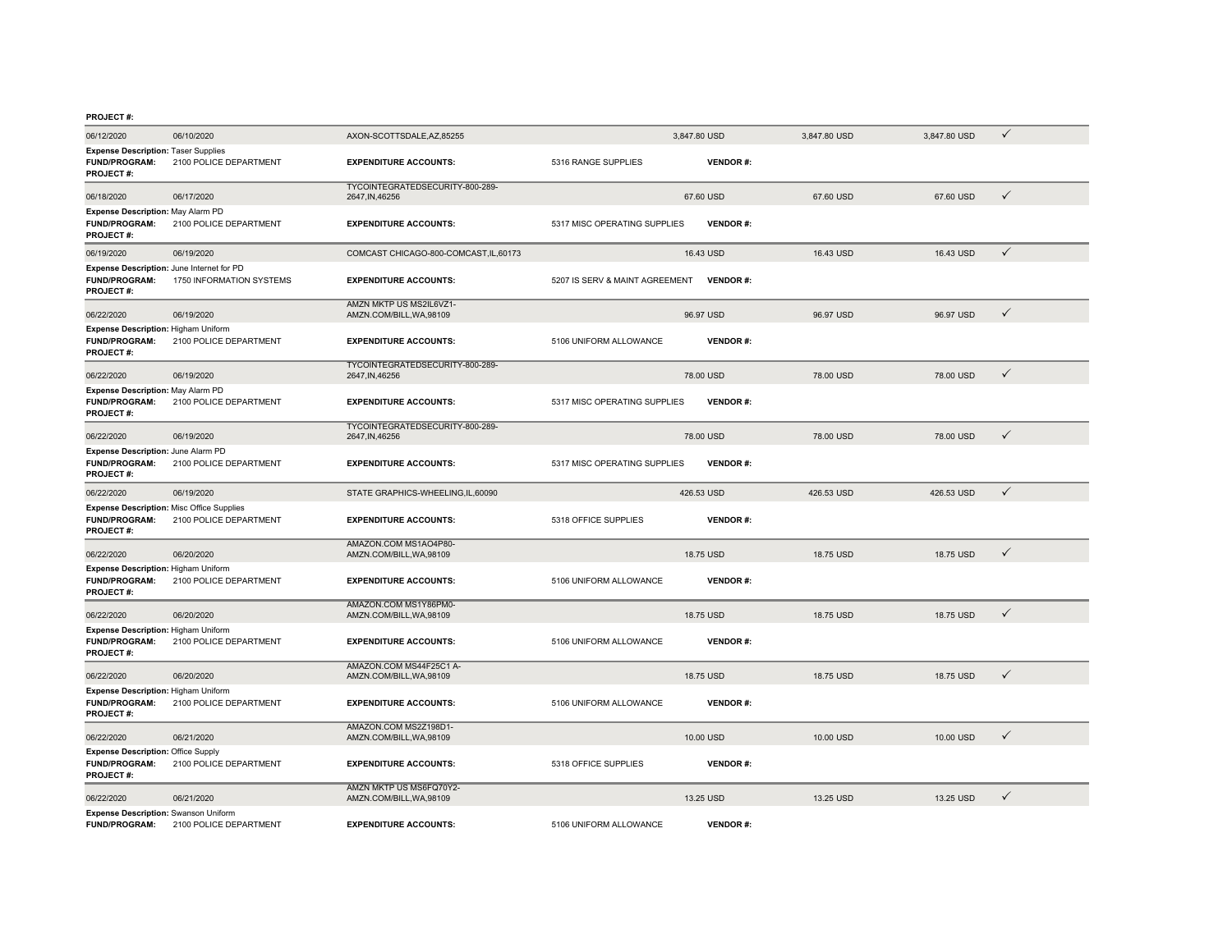**PROJECT #:**

| | | | | | | | |
|---|---|---|---|---|---|---|---|
| 06/12/2020 | 06/10/2020 | AXON-SCOTTSDALE,AZ,85255 | | 3,847.80 USD | 3,847.80 USD | 3,847.80 USD | ✓ |
| **Expense Description:** Taser Supplies | | | | | | | |
| **FUND/PROGRAM:** | 2100 POLICE DEPARTMENT | **EXPENDITURE ACCOUNTS:** | 5316 RANGE SUPPLIES | **VENDOR #:** | | | |
| **PROJECT #:** | | | | | | | |
| 06/18/2020 | 06/17/2020 | TYCOINTEGRATEDSECURITY-800-289-2647,IN,46256 | | 67.60 USD | 67.60 USD | 67.60 USD | ✓ |
| **Expense Description:** May Alarm PD | | | | | | | |
| **FUND/PROGRAM:** | 2100 POLICE DEPARTMENT | **EXPENDITURE ACCOUNTS:** | 5317 MISC OPERATING SUPPLIES | **VENDOR #:** | | | |
| **PROJECT #:** | | | | | | | |
| 06/19/2020 | 06/19/2020 | COMCAST CHICAGO-800-COMCAST,IL,60173 | | 16.43 USD | 16.43 USD | 16.43 USD | ✓ |
| **Expense Description:** June Internet for PD | | | | | | | |
| **FUND/PROGRAM:** | 1750 INFORMATION SYSTEMS | **EXPENDITURE ACCOUNTS:** | 5207 IS SERV & MAINT AGREEMENT | **VENDOR #:** | | | |
| **PROJECT #:** | | | | | | | |
| 06/22/2020 | 06/19/2020 | AMZN MKTP US MS2IL6VZ1-AMZN.COM/BILL,WA,98109 | | 96.97 USD | 96.97 USD | 96.97 USD | ✓ |
| **Expense Description:** Higham Uniform | | | | | | | |
| **FUND/PROGRAM:** | 2100 POLICE DEPARTMENT | **EXPENDITURE ACCOUNTS:** | 5106 UNIFORM ALLOWANCE | **VENDOR #:** | | | |
| **PROJECT #:** | | | | | | | |
| 06/22/2020 | 06/19/2020 | TYCOINTEGRATEDSECURITY-800-289-2647,IN,46256 | | 78.00 USD | 78.00 USD | 78.00 USD | ✓ |
| **Expense Description:** May Alarm PD | | | | | | | |
| **FUND/PROGRAM:** | 2100 POLICE DEPARTMENT | **EXPENDITURE ACCOUNTS:** | 5317 MISC OPERATING SUPPLIES | **VENDOR #:** | | | |
| **PROJECT #:** | | | | | | | |
| 06/22/2020 | 06/19/2020 | TYCOINTEGRATEDSECURITY-800-289-2647,IN,46256 | | 78.00 USD | 78.00 USD | 78.00 USD | ✓ |
| **Expense Description:** June Alarm PD | | | | | | | |
| **FUND/PROGRAM:** | 2100 POLICE DEPARTMENT | **EXPENDITURE ACCOUNTS:** | 5317 MISC OPERATING SUPPLIES | **VENDOR #:** | | | |
| **PROJECT #:** | | | | | | | |
| 06/22/2020 | 06/19/2020 | STATE GRAPHICS-WHEELING,IL,60090 | | 426.53 USD | 426.53 USD | 426.53 USD | ✓ |
| **Expense Description:** Misc Office Supplies | | | | | | | |
| **FUND/PROGRAM:** | 2100 POLICE DEPARTMENT | **EXPENDITURE ACCOUNTS:** | 5318 OFFICE SUPPLIES | **VENDOR #:** | | | |
| **PROJECT #:** | | | | | | | |
| 06/22/2020 | 06/20/2020 | AMAZON.COM MS1AO4P80-AMZN.COM/BILL,WA,98109 | | 18.75 USD | 18.75 USD | 18.75 USD | ✓ |
| **Expense Description:** Higham Uniform | | | | | | | |
| **FUND/PROGRAM:** | 2100 POLICE DEPARTMENT | **EXPENDITURE ACCOUNTS:** | 5106 UNIFORM ALLOWANCE | **VENDOR #:** | | | |
| **PROJECT #:** | | | | | | | |
| 06/22/2020 | 06/20/2020 | AMAZON.COM MS1Y86PM0-AMZN.COM/BILL,WA,98109 | | 18.75 USD | 18.75 USD | 18.75 USD | ✓ |
| **Expense Description:** Higham Uniform | | | | | | | |
| **FUND/PROGRAM:** | 2100 POLICE DEPARTMENT | **EXPENDITURE ACCOUNTS:** | 5106 UNIFORM ALLOWANCE | **VENDOR #:** | | | |
| **PROJECT #:** | | | | | | | |
| 06/22/2020 | 06/20/2020 | AMAZON.COM MS44F25C1 A-AMZN.COM/BILL,WA,98109 | | 18.75 USD | 18.75 USD | 18.75 USD | ✓ |
| **Expense Description:** Higham Uniform | | | | | | | |
| **FUND/PROGRAM:** | 2100 POLICE DEPARTMENT | **EXPENDITURE ACCOUNTS:** | 5106 UNIFORM ALLOWANCE | **VENDOR #:** | | | |
| **PROJECT #:** | | | | | | | |
| 06/22/2020 | 06/21/2020 | AMAZON.COM MS2Z198D1-AMZN.COM/BILL,WA,98109 | | 10.00 USD | 10.00 USD | 10.00 USD | ✓ |
| **Expense Description:** Office Supply | | | | | | | |
| **FUND/PROGRAM:** | 2100 POLICE DEPARTMENT | **EXPENDITURE ACCOUNTS:** | 5318 OFFICE SUPPLIES | **VENDOR #:** | | | |
| **PROJECT #:** | | | | | | | |
| 06/22/2020 | 06/21/2020 | AMZN MKTP US MS6FQ70Y2-AMZN.COM/BILL,WA,98109 | | 13.25 USD | 13.25 USD | 13.25 USD | ✓ |
| **Expense Description:** Swanson Uniform | | | | | | | |
| **FUND/PROGRAM:** | 2100 POLICE DEPARTMENT | **EXPENDITURE ACCOUNTS:** | 5106 UNIFORM ALLOWANCE | **VENDOR #:** | | | |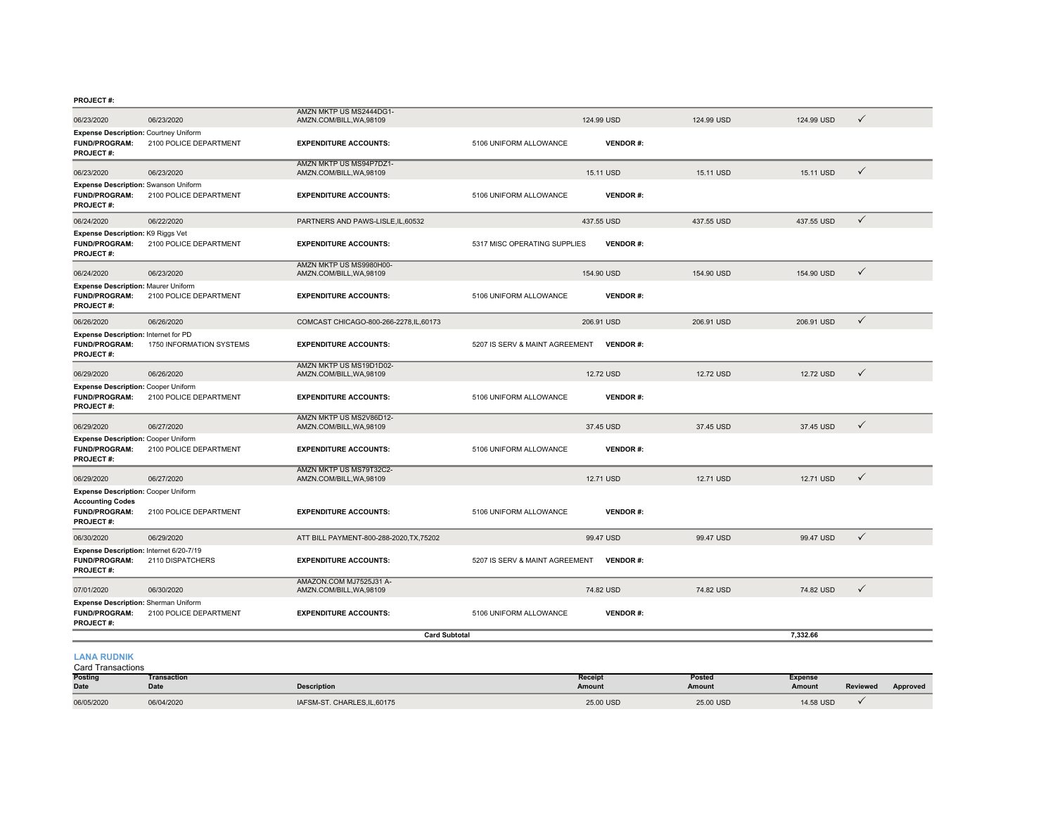**PROJECT #:**

| Posting Date | Transaction Date | Description | Receipt Amount | Posted Amount | Expense Amount | Reviewed | Approved |
|---|---|---|---|---|---|---|---|
| 06/23/2020 | 06/23/2020 | AMZN MKTP US MS2444DG1- AMZN.COM/BILL,WA,98109 | 124.99 USD | 124.99 USD | 124.99 USD | ✓ | |

**Expense Description:** Courtney Uniform
**FUND/PROGRAM:** 2100 POLICE DEPARTMENT **EXPENDITURE ACCOUNTS:** 5106 UNIFORM ALLOWANCE **VENDOR #:**
**PROJECT #:**

| Posting Date | Transaction Date | Description | Receipt Amount | Posted Amount | Expense Amount | Reviewed | Approved |
|---|---|---|---|---|---|---|---|
| 06/23/2020 | 06/23/2020 | AMZN MKTP US MS94P7DZ1- AMZN.COM/BILL,WA,98109 | 15.11 USD | 15.11 USD | 15.11 USD | ✓ | |

**Expense Description:** Swanson Uniform
**FUND/PROGRAM:** 2100 POLICE DEPARTMENT **EXPENDITURE ACCOUNTS:** 5106 UNIFORM ALLOWANCE **VENDOR #:**
**PROJECT #:**

| Posting Date | Transaction Date | Description | Receipt Amount | Posted Amount | Expense Amount | Reviewed | Approved |
|---|---|---|---|---|---|---|---|
| 06/24/2020 | 06/22/2020 | PARTNERS AND PAWS-LISLE,IL,60532 | 437.55 USD | 437.55 USD | 437.55 USD | ✓ | |

**Expense Description:** K9 Riggs Vet
**FUND/PROGRAM:** 2100 POLICE DEPARTMENT **EXPENDITURE ACCOUNTS:** 5317 MISC OPERATING SUPPLIES **VENDOR #:**
**PROJECT #:**

| Posting Date | Transaction Date | Description | Receipt Amount | Posted Amount | Expense Amount | Reviewed | Approved |
|---|---|---|---|---|---|---|---|
| 06/24/2020 | 06/23/2020 | AMZN MKTP US MS9980H00- AMZN.COM/BILL,WA,98109 | 154.90 USD | 154.90 USD | 154.90 USD | ✓ | |

**Expense Description:** Maurer Uniform
**FUND/PROGRAM:** 2100 POLICE DEPARTMENT **EXPENDITURE ACCOUNTS:** 5106 UNIFORM ALLOWANCE **VENDOR #:**
**PROJECT #:**

| Posting Date | Transaction Date | Description | Receipt Amount | Posted Amount | Expense Amount | Reviewed | Approved |
|---|---|---|---|---|---|---|---|
| 06/26/2020 | 06/26/2020 | COMCAST CHICAGO-800-266-2278,IL,60173 | 206.91 USD | 206.91 USD | 206.91 USD | ✓ | |

**Expense Description:** Internet for PD
**FUND/PROGRAM:** 1750 INFORMATION SYSTEMS **EXPENDITURE ACCOUNTS:** 5207 IS SERV & MAINT AGREEMENT **VENDOR #:**
**PROJECT #:**

| Posting Date | Transaction Date | Description | Receipt Amount | Posted Amount | Expense Amount | Reviewed | Approved |
|---|---|---|---|---|---|---|---|
| 06/29/2020 | 06/26/2020 | AMZN MKTP US MS19D1D02- AMZN.COM/BILL,WA,98109 | 12.72 USD | 12.72 USD | 12.72 USD | ✓ | |

**Expense Description:** Cooper Uniform
**FUND/PROGRAM:** 2100 POLICE DEPARTMENT **EXPENDITURE ACCOUNTS:** 5106 UNIFORM ALLOWANCE **VENDOR #:**
**PROJECT #:**

| Posting Date | Transaction Date | Description | Receipt Amount | Posted Amount | Expense Amount | Reviewed | Approved |
|---|---|---|---|---|---|---|---|
| 06/29/2020 | 06/27/2020 | AMZN MKTP US MS2V86D12- AMZN.COM/BILL,WA,98109 | 37.45 USD | 37.45 USD | 37.45 USD | ✓ | |

**Expense Description:** Cooper Uniform
**FUND/PROGRAM:** 2100 POLICE DEPARTMENT **EXPENDITURE ACCOUNTS:** 5106 UNIFORM ALLOWANCE **VENDOR #:**
**PROJECT #:**

| Posting Date | Transaction Date | Description | Receipt Amount | Posted Amount | Expense Amount | Reviewed | Approved |
|---|---|---|---|---|---|---|---|
| 06/29/2020 | 06/27/2020 | AMZN MKTP US MS79T32C2- AMZN.COM/BILL,WA,98109 | 12.71 USD | 12.71 USD | 12.71 USD | ✓ | |

**Expense Description:** Cooper Uniform
**Accounting Codes**
**FUND/PROGRAM:** 2100 POLICE DEPARTMENT **EXPENDITURE ACCOUNTS:** 5106 UNIFORM ALLOWANCE **VENDOR #:**
**PROJECT #:**

| Posting Date | Transaction Date | Description | Receipt Amount | Posted Amount | Expense Amount | Reviewed | Approved |
|---|---|---|---|---|---|---|---|
| 06/30/2020 | 06/29/2020 | ATT BILL PAYMENT-800-288-2020,TX,75202 | 99.47 USD | 99.47 USD | 99.47 USD | ✓ | |

**Expense Description:** Internet 6/20-7/19
**FUND/PROGRAM:** 2110 DISPATCHERS **EXPENDITURE ACCOUNTS:** 5207 IS SERV & MAINT AGREEMENT **VENDOR #:**
**PROJECT #:**

| Posting Date | Transaction Date | Description | Receipt Amount | Posted Amount | Expense Amount | Reviewed | Approved |
|---|---|---|---|---|---|---|---|
| 07/01/2020 | 06/30/2020 | AMAZON.COM MJ7525J31 A- AMZN.COM/BILL,WA,98109 | 74.82 USD | 74.82 USD | 74.82 USD | ✓ | |

**Expense Description:** Sherman Uniform
**FUND/PROGRAM:** 2100 POLICE DEPARTMENT **EXPENDITURE ACCOUNTS:** 5106 UNIFORM ALLOWANCE **VENDOR #:**
**PROJECT #:**

**Card Subtotal** 7,332.66

## LANA RUDNIK

Card Transactions

| Posting Date | Transaction Date | Description | Receipt Amount | Posted Amount | Expense Amount | Reviewed | Approved |
|---|---|---|---|---|---|---|---|
| 06/05/2020 | 06/04/2020 | IAFSM-ST. CHARLES,IL,60175 | 25.00 USD | 25.00 USD | 14.58 USD | ✓ | |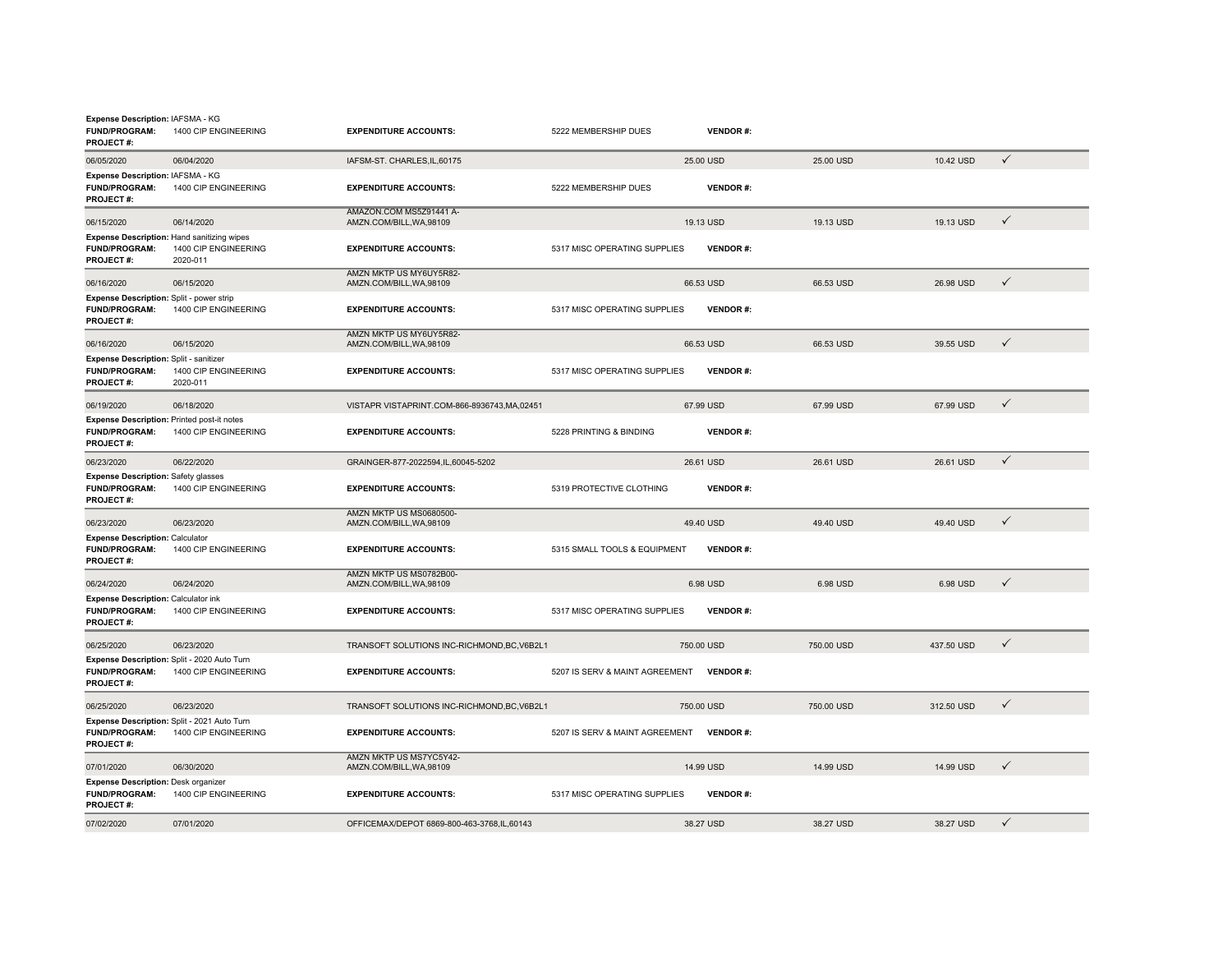**Expense Description:** IAFSMA - KG
**FUND/PROGRAM:** 1400 CIP ENGINEERING **EXPENDITURE ACCOUNTS:** 5222 MEMBERSHIP DUES **VENDOR #:**
**PROJECT #:**

| | | | | | | |
|---|---|---|---|---|---|---|
| 06/05/2020 | 06/04/2020 | IAFSM-ST. CHARLES,IL,60175 | 25.00 USD | 25.00 USD | 10.42 USD | ✓ |

**Expense Description:** IAFSMA - KG
**FUND/PROGRAM:** 1400 CIP ENGINEERING **EXPENDITURE ACCOUNTS:** 5222 MEMBERSHIP DUES **VENDOR #:**
**PROJECT #:**

| | | | | | | |
|---|---|---|---|---|---|---|
| 06/15/2020 | 06/14/2020 | AMAZON.COM MS5Z91441 A-AMZN.COM/BILL,WA,98109 | 19.13 USD | 19.13 USD | 19.13 USD | ✓ |

**Expense Description:** Hand sanitizing wipes
**FUND/PROGRAM:** 1400 CIP ENGINEERING **EXPENDITURE ACCOUNTS:** 5317 MISC OPERATING SUPPLIES **VENDOR #:**
**PROJECT #:** 2020-011

| | | | | | | |
|---|---|---|---|---|---|---|
| 06/16/2020 | 06/15/2020 | AMZN MKTP US MY6UY5R82-AMZN.COM/BILL,WA,98109 | 66.53 USD | 66.53 USD | 26.98 USD | ✓ |

**Expense Description:** Split - power strip
**FUND/PROGRAM:** 1400 CIP ENGINEERING **EXPENDITURE ACCOUNTS:** 5317 MISC OPERATING SUPPLIES **VENDOR #:**
**PROJECT #:**

| | | | | | | |
|---|---|---|---|---|---|---|
| 06/16/2020 | 06/15/2020 | AMZN MKTP US MY6UY5R82-AMZN.COM/BILL,WA,98109 | 66.53 USD | 66.53 USD | 39.55 USD | ✓ |

**Expense Description:** Split - sanitizer
**FUND/PROGRAM:** 1400 CIP ENGINEERING **EXPENDITURE ACCOUNTS:** 5317 MISC OPERATING SUPPLIES **VENDOR #:**
**PROJECT #:** 2020-011

| | | | | | | |
|---|---|---|---|---|---|---|
| 06/19/2020 | 06/18/2020 | VISTAPR VISTAPRINT.COM-866-8936743,MA,02451 | 67.99 USD | 67.99 USD | 67.99 USD | ✓ |

**Expense Description:** Printed post-it notes
**FUND/PROGRAM:** 1400 CIP ENGINEERING **EXPENDITURE ACCOUNTS:** 5228 PRINTING & BINDING **VENDOR #:**
**PROJECT #:**

| | | | | | | |
|---|---|---|---|---|---|---|
| 06/23/2020 | 06/22/2020 | GRAINGER-877-2022594,IL,60045-5202 | 26.61 USD | 26.61 USD | 26.61 USD | ✓ |

**Expense Description:** Safety glasses
**FUND/PROGRAM:** 1400 CIP ENGINEERING **EXPENDITURE ACCOUNTS:** 5319 PROTECTIVE CLOTHING **VENDOR #:**
**PROJECT #:**

| | | | | | | |
|---|---|---|---|---|---|---|
| 06/23/2020 | 06/23/2020 | AMZN MKTP US MS0680500-AMZN.COM/BILL,WA,98109 | 49.40 USD | 49.40 USD | 49.40 USD | ✓ |

**Expense Description:** Calculator
**FUND/PROGRAM:** 1400 CIP ENGINEERING **EXPENDITURE ACCOUNTS:** 5315 SMALL TOOLS & EQUIPMENT **VENDOR #:**
**PROJECT #:**

| | | | | | | |
|---|---|---|---|---|---|---|
| 06/24/2020 | 06/24/2020 | AMZN MKTP US MS0782B00-AMZN.COM/BILL,WA,98109 | 6.98 USD | 6.98 USD | 6.98 USD | ✓ |

**Expense Description:** Calculator ink
**FUND/PROGRAM:** 1400 CIP ENGINEERING **EXPENDITURE ACCOUNTS:** 5317 MISC OPERATING SUPPLIES **VENDOR #:**
**PROJECT #:**

| | | | | | | |
|---|---|---|---|---|---|---|
| 06/25/2020 | 06/23/2020 | TRANSOFT SOLUTIONS INC-RICHMOND,BC,V6B2L1 | 750.00 USD | 750.00 USD | 437.50 USD | ✓ |

**Expense Description:** Split - 2020 Auto Turn
**FUND/PROGRAM:** 1400 CIP ENGINEERING **EXPENDITURE ACCOUNTS:** 5207 IS SERV & MAINT AGREEMENT **VENDOR #:**
**PROJECT #:**

| | | | | | | |
|---|---|---|---|---|---|---|
| 06/25/2020 | 06/23/2020 | TRANSOFT SOLUTIONS INC-RICHMOND,BC,V6B2L1 | 750.00 USD | 750.00 USD | 312.50 USD | ✓ |

**Expense Description:** Split - 2021 Auto Turn
**FUND/PROGRAM:** 1400 CIP ENGINEERING **EXPENDITURE ACCOUNTS:** 5207 IS SERV & MAINT AGREEMENT **VENDOR #:**
**PROJECT #:**

| | | | | | | |
|---|---|---|---|---|---|---|
| 07/01/2020 | 06/30/2020 | AMZN MKTP US MS7YC5Y42-AMZN.COM/BILL,WA,98109 | 14.99 USD | 14.99 USD | 14.99 USD | ✓ |

**Expense Description:** Desk organizer
**FUND/PROGRAM:** 1400 CIP ENGINEERING **EXPENDITURE ACCOUNTS:** 5317 MISC OPERATING SUPPLIES **VENDOR #:**
**PROJECT #:**

| | | | | | | |
|---|---|---|---|---|---|---|
| 07/02/2020 | 07/01/2020 | OFFICEMAX/DEPOT 6869-800-463-3768,IL,60143 | 38.27 USD | 38.27 USD | 38.27 USD | ✓ |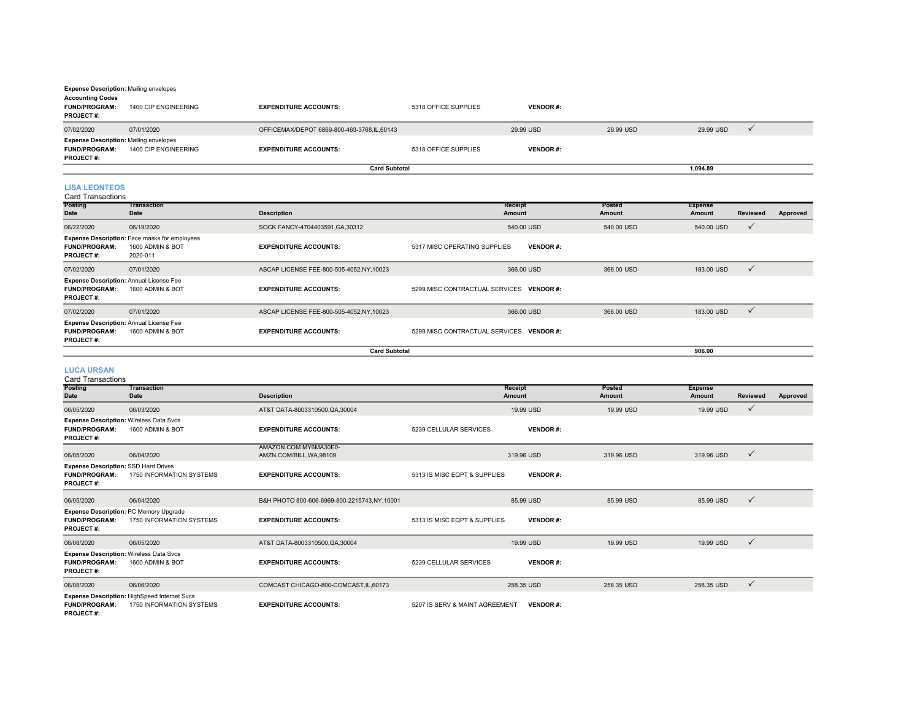**Expense Description:** Mailing envelopes

**Accounting Codes**

| | | | | |
|---|---|---|---|---|
| **FUND/PROGRAM:** | 1400 CIP ENGINEERING | **EXPENDITURE ACCOUNTS:** | 5318 OFFICE SUPPLIES | **VENDOR #:** |
| **PROJECT #:** | | | | |

| Posting Date | Transaction Date | Description | Receipt Amount | Posted Amount | Expense Amount | Reviewed | Approved |
|---|---|---|---|---|---|---|---|
| 07/02/2020 | 07/01/2020 | OFFICEMAX/DEPOT 6869-800-463-3768,IL,60143 | 29.99 USD | 29.99 USD | 29.99 USD | ✓ | |
| **Expense Description:** Mailing envelopes | | | | | | | |
| **FUND/PROGRAM:** 1400 CIP ENGINEERING | | **EXPENDITURE ACCOUNTS:** 5318 OFFICE SUPPLIES | **VENDOR #:** | | | | |
| **PROJECT #:** | | | | | | | |
| | | **Card Subtotal** | | | **1,094.89** | | |

## LISA LEONTEOS

Card Transactions

| Posting Date | Transaction Date | Description | Receipt Amount | Posted Amount | Expense Amount | Reviewed | Approved |
|---|---|---|---|---|---|---|---|
| 06/22/2020 | 06/19/2020 | SOCK FANCY-4704403591,GA,30312 | 540.00 USD | 540.00 USD | 540.00 USD | ✓ | |
| **Expense Description:** Face masks for employees | | | | | | | |
| **FUND/PROGRAM:** 1600 ADMIN & BOT | | **EXPENDITURE ACCOUNTS:** 5317 MISC OPERATING SUPPLIES | **VENDOR #:** | | | | |
| **PROJECT #:** 2020-011 | | | | | | | |
| 07/02/2020 | 07/01/2020 | ASCAP LICENSE FEE-800-505-4052,NY,10023 | 366.00 USD | 366.00 USD | 183.00 USD | ✓ | |
| **Expense Description:** Annual License Fee | | | | | | | |
| **FUND/PROGRAM:** 1600 ADMIN & BOT | | **EXPENDITURE ACCOUNTS:** 5299 MISC CONTRACTUAL SERVICES | **VENDOR #:** | | | | |
| **PROJECT #:** | | | | | | | |
| 07/02/2020 | 07/01/2020 | ASCAP LICENSE FEE-800-505-4052,NY,10023 | 366.00 USD | 366.00 USD | 183.00 USD | ✓ | |
| **Expense Description:** Annual License Fee | | | | | | | |
| **FUND/PROGRAM:** 1600 ADMIN & BOT | | **EXPENDITURE ACCOUNTS:** 5299 MISC CONTRACTUAL SERVICES | **VENDOR #:** | | | | |
| **PROJECT #:** | | | | | | | |
| | | **Card Subtotal** | | | **906.00** | | |

## LUCA URSAN

Card Transactions

| Posting Date | Transaction Date | Description | Receipt Amount | Posted Amount | Expense Amount | Reviewed | Approved |
|---|---|---|---|---|---|---|---|
| 06/05/2020 | 06/03/2020 | AT&T DATA-8003310500,GA,30004 | 19.99 USD | 19.99 USD | 19.99 USD | ✓ | |
| **Expense Description:** Wireless Data Svcs | | | | | | | |
| **FUND/PROGRAM:** 1600 ADMIN & BOT | | **EXPENDITURE ACCOUNTS:** 5239 CELLULAR SERVICES | **VENDOR #:** | | | | |
| **PROJECT #:** | | | | | | | |
| 06/05/2020 | 06/04/2020 | AMAZON.COM MY6MA30E0-AMZN.COM/BILL,WA,98109 | 319.96 USD | 319.96 USD | 319.96 USD | ✓ | |
| **Expense Description:** SSD Hard Drives | | | | | | | |
| **FUND/PROGRAM:** 1750 INFORMATION SYSTEMS | | **EXPENDITURE ACCOUNTS:** 5313 IS MISC EQPT & SUPPLIES | **VENDOR #:** | | | | |
| **PROJECT #:** | | | | | | | |
| 06/05/2020 | 06/04/2020 | B&H PHOTO 800-606-6969-800-2215743,NY,10001 | 85.99 USD | 85.99 USD | 85.99 USD | ✓ | |
| **Expense Description:** PC Memory Upgrade | | | | | | | |
| **FUND/PROGRAM:** 1750 INFORMATION SYSTEMS | | **EXPENDITURE ACCOUNTS:** 5313 IS MISC EQPT & SUPPLIES | **VENDOR #:** | | | | |
| **PROJECT #:** | | | | | | | |
| 06/08/2020 | 06/05/2020 | AT&T DATA-8003310500,GA,30004 | 19.99 USD | 19.99 USD | 19.99 USD | ✓ | |
| **Expense Description:** Wireless Data Svcs | | | | | | | |
| **FUND/PROGRAM:** 1600 ADMIN & BOT | | **EXPENDITURE ACCOUNTS:** 5239 CELLULAR SERVICES | **VENDOR #:** | | | | |
| **PROJECT #:** | | | | | | | |
| 06/08/2020 | 06/06/2020 | COMCAST CHICAGO-800-COMCAST,IL,60173 | 258.35 USD | 258.35 USD | 258.35 USD | ✓ | |
| **Expense Description:** HighSpeed Internet Svcs | | | | | | | |
| **FUND/PROGRAM:** 1750 INFORMATION SYSTEMS | | **EXPENDITURE ACCOUNTS:** 5207 IS SERV & MAINT AGREEMENT | **VENDOR #:** | | | | |
| **PROJECT #:** | | | | | | | |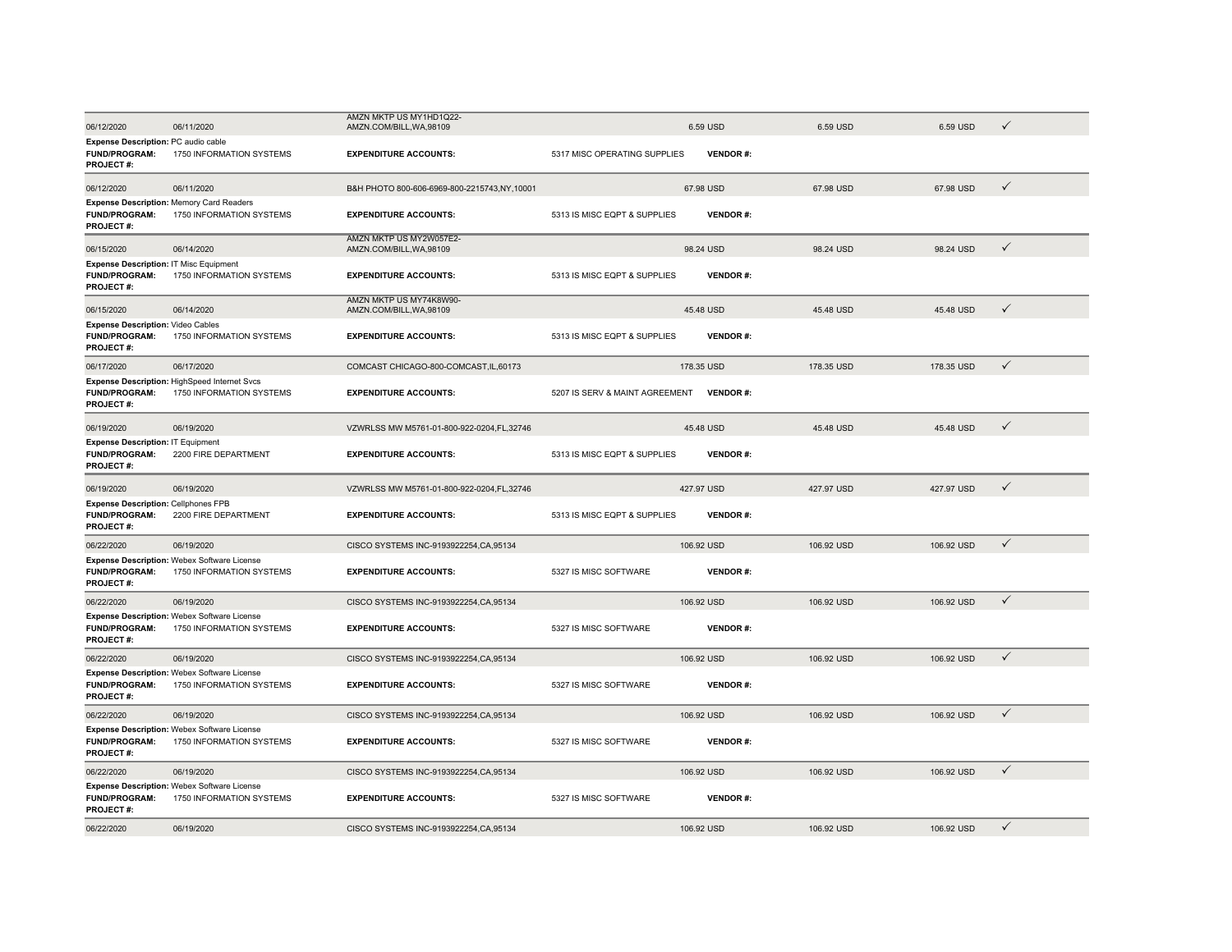| | | | | | | | |
|---|---|---|---|---|---|---|---|
| 06/12/2020 | 06/11/2020 | AMZN MKTP US MY1HD1Q22-AMZN.COM/BILL,WA,98109 | | 6.59 USD | 6.59 USD | 6.59 USD | ✓ |
| **Expense Description:** PC audio cable | | | | | | | |
| **FUND/PROGRAM:** | 1750 INFORMATION SYSTEMS | **EXPENDITURE ACCOUNTS:** | 5317 MISC OPERATING SUPPLIES | **VENDOR #:** | | | |
| **PROJECT #:** | | | | | | | |
| 06/12/2020 | 06/11/2020 | B&H PHOTO 800-606-6969-800-2215743,NY,10001 | | 67.98 USD | 67.98 USD | 67.98 USD | ✓ |
| **Expense Description:** Memory Card Readers | | | | | | | |
| **FUND/PROGRAM:** | 1750 INFORMATION SYSTEMS | **EXPENDITURE ACCOUNTS:** | 5313 IS MISC EQPT & SUPPLIES | **VENDOR #:** | | | |
| **PROJECT #:** | | | | | | | |
| 06/15/2020 | 06/14/2020 | AMZN MKTP US MY2W057E2-AMZN.COM/BILL,WA,98109 | | 98.24 USD | 98.24 USD | 98.24 USD | ✓ |
| **Expense Description:** IT Misc Equipment | | | | | | | |
| **FUND/PROGRAM:** | 1750 INFORMATION SYSTEMS | **EXPENDITURE ACCOUNTS:** | 5313 IS MISC EQPT & SUPPLIES | **VENDOR #:** | | | |
| **PROJECT #:** | | | | | | | |
| 06/15/2020 | 06/14/2020 | AMZN MKTP US MY74K8W90-AMZN.COM/BILL,WA,98109 | | 45.48 USD | 45.48 USD | 45.48 USD | ✓ |
| **Expense Description:** Video Cables | | | | | | | |
| **FUND/PROGRAM:** | 1750 INFORMATION SYSTEMS | **EXPENDITURE ACCOUNTS:** | 5313 IS MISC EQPT & SUPPLIES | **VENDOR #:** | | | |
| **PROJECT #:** | | | | | | | |
| 06/17/2020 | 06/17/2020 | COMCAST CHICAGO-800-COMCAST,IL,60173 | | 178.35 USD | 178.35 USD | 178.35 USD | ✓ |
| **Expense Description:** HighSpeed Internet Svcs | | | | | | | |
| **FUND/PROGRAM:** | 1750 INFORMATION SYSTEMS | **EXPENDITURE ACCOUNTS:** | 5207 IS SERV & MAINT AGREEMENT | **VENDOR #:** | | | |
| **PROJECT #:** | | | | | | | |
| 06/19/2020 | 06/19/2020 | VZWRLSS MW M5761-01-800-922-0204,FL,32746 | | 45.48 USD | 45.48 USD | 45.48 USD | ✓ |
| **Expense Description:** IT Equipment | | | | | | | |
| **FUND/PROGRAM:** | 2200 FIRE DEPARTMENT | **EXPENDITURE ACCOUNTS:** | 5313 IS MISC EQPT & SUPPLIES | **VENDOR #:** | | | |
| **PROJECT #:** | | | | | | | |
| 06/19/2020 | 06/19/2020 | VZWRLSS MW M5761-01-800-922-0204,FL,32746 | | 427.97 USD | 427.97 USD | 427.97 USD | ✓ |
| **Expense Description:** Cellphones FPB | | | | | | | |
| **FUND/PROGRAM:** | 2200 FIRE DEPARTMENT | **EXPENDITURE ACCOUNTS:** | 5313 IS MISC EQPT & SUPPLIES | **VENDOR #:** | | | |
| **PROJECT #:** | | | | | | | |
| 06/22/2020 | 06/19/2020 | CISCO SYSTEMS INC-9193922254,CA,95134 | | 106.92 USD | 106.92 USD | 106.92 USD | ✓ |
| **Expense Description:** Webex Software License | | | | | | | |
| **FUND/PROGRAM:** | 1750 INFORMATION SYSTEMS | **EXPENDITURE ACCOUNTS:** | 5327 IS MISC SOFTWARE | **VENDOR #:** | | | |
| **PROJECT #:** | | | | | | | |
| 06/22/2020 | 06/19/2020 | CISCO SYSTEMS INC-9193922254,CA,95134 | | 106.92 USD | 106.92 USD | 106.92 USD | ✓ |
| **Expense Description:** Webex Software License | | | | | | | |
| **FUND/PROGRAM:** | 1750 INFORMATION SYSTEMS | **EXPENDITURE ACCOUNTS:** | 5327 IS MISC SOFTWARE | **VENDOR #:** | | | |
| **PROJECT #:** | | | | | | | |
| 06/22/2020 | 06/19/2020 | CISCO SYSTEMS INC-9193922254,CA,95134 | | 106.92 USD | 106.92 USD | 106.92 USD | ✓ |
| **Expense Description:** Webex Software License | | | | | | | |
| **FUND/PROGRAM:** | 1750 INFORMATION SYSTEMS | **EXPENDITURE ACCOUNTS:** | 5327 IS MISC SOFTWARE | **VENDOR #:** | | | |
| **PROJECT #:** | | | | | | | |
| 06/22/2020 | 06/19/2020 | CISCO SYSTEMS INC-9193922254,CA,95134 | | 106.92 USD | 106.92 USD | 106.92 USD | ✓ |
| **Expense Description:** Webex Software License | | | | | | | |
| **FUND/PROGRAM:** | 1750 INFORMATION SYSTEMS | **EXPENDITURE ACCOUNTS:** | 5327 IS MISC SOFTWARE | **VENDOR #:** | | | |
| **PROJECT #:** | | | | | | | |
| 06/22/2020 | 06/19/2020 | CISCO SYSTEMS INC-9193922254,CA,95134 | | 106.92 USD | 106.92 USD | 106.92 USD | ✓ |
| **Expense Description:** Webex Software License | | | | | | | |
| **FUND/PROGRAM:** | 1750 INFORMATION SYSTEMS | **EXPENDITURE ACCOUNTS:** | 5327 IS MISC SOFTWARE | **VENDOR #:** | | | |
| **PROJECT #:** | | | | | | | |
| 06/22/2020 | 06/19/2020 | CISCO SYSTEMS INC-9193922254,CA,95134 | | 106.92 USD | 106.92 USD | 106.92 USD | ✓ |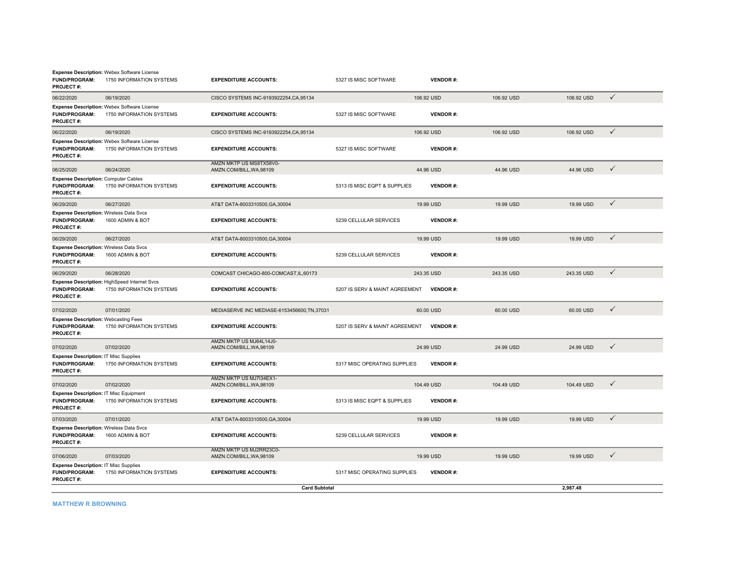**Expense Description:** Webex Software License
**FUND/PROGRAM:** 1750 INFORMATION SYSTEMS **EXPENDITURE ACCOUNTS:** 5327 IS MISC SOFTWARE **VENDOR #:**
**PROJECT #:**

| Posting Date | Transaction Date | Merchant | Amount | Amount | Amount | |
|---|---|---|---|---|---|---|
| 06/22/2020 | 06/19/2020 | CISCO SYSTEMS INC-9193922254,CA,95134 | 106.92 USD | 106.92 USD | 106.92 USD | ✓ |

**Expense Description:** Webex Software License
**FUND/PROGRAM:** 1750 INFORMATION SYSTEMS **EXPENDITURE ACCOUNTS:** 5327 IS MISC SOFTWARE **VENDOR #:**
**PROJECT #:**

| Posting Date | Transaction Date | Merchant | Amount | Amount | Amount | |
|---|---|---|---|---|---|---|
| 06/22/2020 | 06/19/2020 | CISCO SYSTEMS INC-9193922254,CA,95134 | 106.92 USD | 106.92 USD | 106.92 USD | ✓ |

**Expense Description:** Webex Software License
**FUND/PROGRAM:** 1750 INFORMATION SYSTEMS **EXPENDITURE ACCOUNTS:** 5327 IS MISC SOFTWARE **VENDOR #:**
**PROJECT #:**

| Posting Date | Transaction Date | Merchant | Amount | Amount | Amount | |
|---|---|---|---|---|---|---|
| 06/25/2020 | 06/24/2020 | AMZN MKTP US MS8TX58V0-AMZN.COM/BILL,WA,98109 | 44.96 USD | 44.96 USD | 44.96 USD | ✓ |

**Expense Description:** Computer Cables
**FUND/PROGRAM:** 1750 INFORMATION SYSTEMS **EXPENDITURE ACCOUNTS:** 5313 IS MISC EQPT & SUPPLIES **VENDOR #:**
**PROJECT #:**

| Posting Date | Transaction Date | Merchant | Amount | Amount | Amount | |
|---|---|---|---|---|---|---|
| 06/29/2020 | 06/27/2020 | AT&T DATA-8003310500,GA,30004 | 19.99 USD | 19.99 USD | 19.99 USD | ✓ |

**Expense Description:** Wireless Data Svcs
**FUND/PROGRAM:** 1600 ADMIN & BOT **EXPENDITURE ACCOUNTS:** 5239 CELLULAR SERVICES **VENDOR #:**
**PROJECT #:**

| Posting Date | Transaction Date | Merchant | Amount | Amount | Amount | |
|---|---|---|---|---|---|---|
| 06/29/2020 | 06/27/2020 | AT&T DATA-8003310500,GA,30004 | 19.99 USD | 19.99 USD | 19.99 USD | ✓ |

**Expense Description:** Wireless Data Svcs
**FUND/PROGRAM:** 1600 ADMIN & BOT **EXPENDITURE ACCOUNTS:** 5239 CELLULAR SERVICES **VENDOR #:**
**PROJECT #:**

| Posting Date | Transaction Date | Merchant | Amount | Amount | Amount | |
|---|---|---|---|---|---|---|
| 06/29/2020 | 06/28/2020 | COMCAST CHICAGO-800-COMCAST,IL,60173 | 243.35 USD | 243.35 USD | 243.35 USD | ✓ |

**Expense Description:** HighSpeed Internet Svcs
**FUND/PROGRAM:** 1750 INFORMATION SYSTEMS **EXPENDITURE ACCOUNTS:** 5207 IS SERV & MAINT AGREEMENT **VENDOR #:**
**PROJECT #:**

| Posting Date | Transaction Date | Merchant | Amount | Amount | Amount | |
|---|---|---|---|---|---|---|
| 07/02/2020 | 07/01/2020 | MEDIASERVE INC MEDIASE-6153456600,TN,37031 | 60.00 USD | 60.00 USD | 60.00 USD | ✓ |

**Expense Description:** Webcasting Fees
**FUND/PROGRAM:** 1750 INFORMATION SYSTEMS **EXPENDITURE ACCOUNTS:** 5207 IS SERV & MAINT AGREEMENT **VENDOR #:**
**PROJECT #:**

| Posting Date | Transaction Date | Merchant | Amount | Amount | Amount | |
|---|---|---|---|---|---|---|
| 07/02/2020 | 07/02/2020 | AMZN MKTP US MJ64L14J0-AMZN.COM/BILL,WA,98109 | 24.99 USD | 24.99 USD | 24.99 USD | ✓ |

**Expense Description:** IT Misc Supplies
**FUND/PROGRAM:** 1750 INFORMATION SYSTEMS **EXPENDITURE ACCOUNTS:** 5317 MISC OPERATING SUPPLIES **VENDOR #:**
**PROJECT #:**

| Posting Date | Transaction Date | Merchant | Amount | Amount | Amount | |
|---|---|---|---|---|---|---|
| 07/02/2020 | 07/02/2020 | AMZN MKTP US MJ7I34EX1-AMZN.COM/BILL,WA,98109 | 104.49 USD | 104.49 USD | 104.49 USD | ✓ |

**Expense Description:** IT Misc Equipment
**FUND/PROGRAM:** 1750 INFORMATION SYSTEMS **EXPENDITURE ACCOUNTS:** 5313 IS MISC EQPT & SUPPLIES **VENDOR #:**
**PROJECT #:**

| Posting Date | Transaction Date | Merchant | Amount | Amount | Amount | |
|---|---|---|---|---|---|---|
| 07/03/2020 | 07/01/2020 | AT&T DATA-8003310500,GA,30004 | 19.99 USD | 19.99 USD | 19.99 USD | ✓ |

**Expense Description:** Wireless Data Svcs
**FUND/PROGRAM:** 1600 ADMIN & BOT **EXPENDITURE ACCOUNTS:** 5239 CELLULAR SERVICES **VENDOR #:**
**PROJECT #:**

| Posting Date | Transaction Date | Merchant | Amount | Amount | Amount | |
|---|---|---|---|---|---|---|
| 07/06/2020 | 07/03/2020 | AMZN MKTP US MJ2RR23C0-AMZN.COM/BILL,WA,98109 | 19.99 USD | 19.99 USD | 19.99 USD | ✓ |

**Expense Description:** IT Misc Supplies
**FUND/PROGRAM:** 1750 INFORMATION SYSTEMS **EXPENDITURE ACCOUNTS:** 5317 MISC OPERATING SUPPLIES **VENDOR #:**
**PROJECT #:**

**Card Subtotal** 2,987.48

**MATTHEW R BROWNING**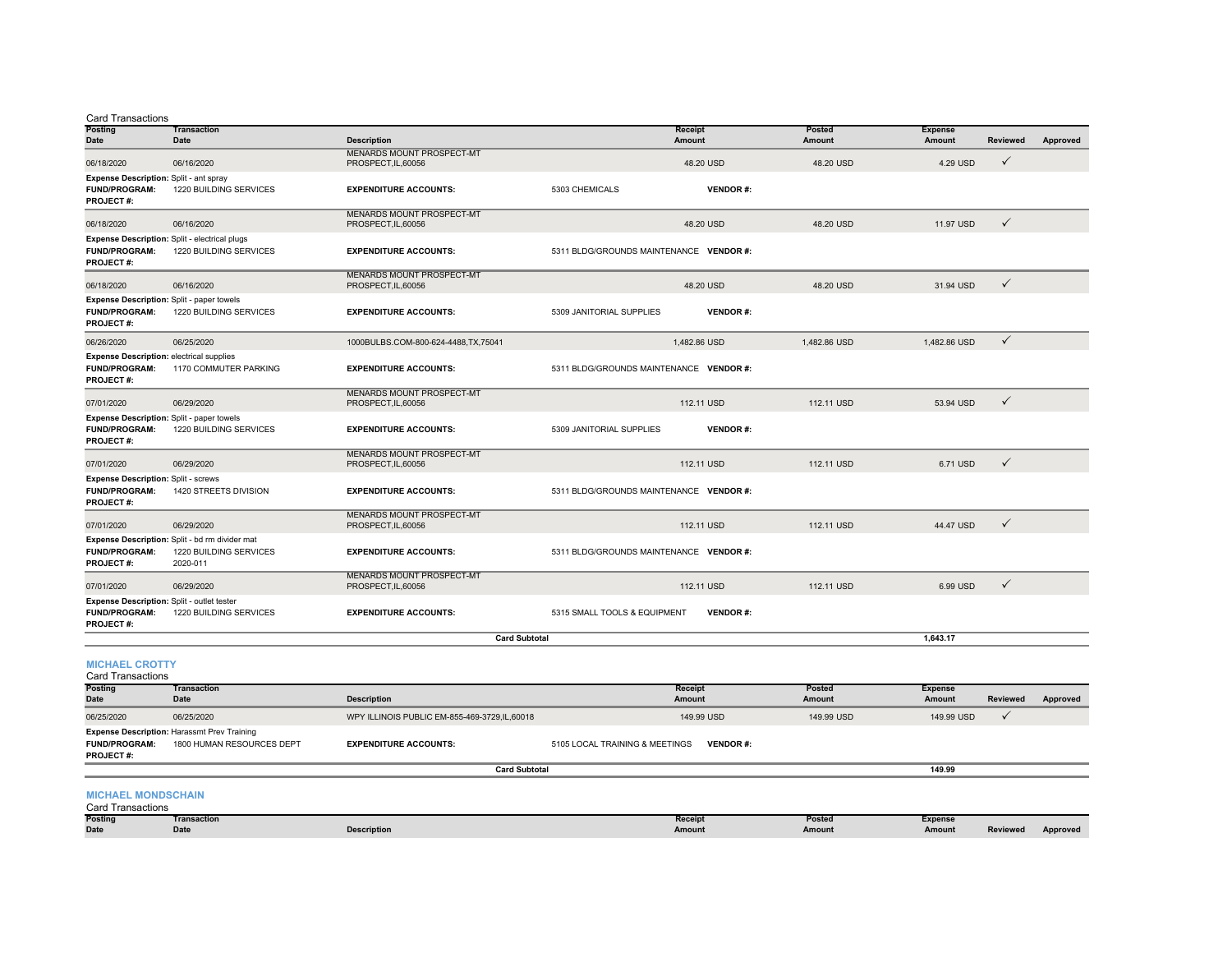Card Transactions

| Posting Date | Transaction Date | Description | Receipt Amount | Posted Amount | Expense Amount | Reviewed | Approved |
|---|---|---|---|---|---|---|---|
| 06/18/2020 | 06/16/2020 | MENARDS MOUNT PROSPECT-MT PROSPECT,IL,60056 | 48.20 USD | 48.20 USD | 4.29 USD | ✓ | |
| **Expense Description:** Split - ant spray | | | | | | | |
| **FUND/PROGRAM:** | 1220 BUILDING SERVICES | **EXPENDITURE ACCOUNTS:** | 5303 CHEMICALS | **VENDOR #:** | | | |
| **PROJECT #:** | | | | | | | |
| 06/18/2020 | 06/16/2020 | MENARDS MOUNT PROSPECT-MT PROSPECT,IL,60056 | 48.20 USD | 48.20 USD | 11.97 USD | ✓ | |
| **Expense Description:** Split - electrical plugs | | | | | | | |
| **FUND/PROGRAM:** | 1220 BUILDING SERVICES | **EXPENDITURE ACCOUNTS:** | 5311 BLDG/GROUNDS MAINTENANCE | **VENDOR #:** | | | |
| **PROJECT #:** | | | | | | | |
| 06/18/2020 | 06/16/2020 | MENARDS MOUNT PROSPECT-MT PROSPECT,IL,60056 | 48.20 USD | 48.20 USD | 31.94 USD | ✓ | |
| **Expense Description:** Split - paper towels | | | | | | | |
| **FUND/PROGRAM:** | 1220 BUILDING SERVICES | **EXPENDITURE ACCOUNTS:** | 5309 JANITORIAL SUPPLIES | **VENDOR #:** | | | |
| **PROJECT #:** | | | | | | | |
| 06/26/2020 | 06/25/2020 | 1000BULBS.COM-800-624-4488,TX,75041 | 1,482.86 USD | 1,482.86 USD | 1,482.86 USD | ✓ | |
| **Expense Description:** electrical supplies | | | | | | | |
| **FUND/PROGRAM:** | 1170 COMMUTER PARKING | **EXPENDITURE ACCOUNTS:** | 5311 BLDG/GROUNDS MAINTENANCE | **VENDOR #:** | | | |
| **PROJECT #:** | | | | | | | |
| 07/01/2020 | 06/29/2020 | MENARDS MOUNT PROSPECT-MT PROSPECT,IL,60056 | 112.11 USD | 112.11 USD | 53.94 USD | ✓ | |
| **Expense Description:** Split - paper towels | | | | | | | |
| **FUND/PROGRAM:** | 1220 BUILDING SERVICES | **EXPENDITURE ACCOUNTS:** | 5309 JANITORIAL SUPPLIES | **VENDOR #:** | | | |
| **PROJECT #:** | | | | | | | |
| 07/01/2020 | 06/29/2020 | MENARDS MOUNT PROSPECT-MT PROSPECT,IL,60056 | 112.11 USD | 112.11 USD | 6.71 USD | ✓ | |
| **Expense Description:** Split - screws | | | | | | | |
| **FUND/PROGRAM:** | 1420 STREETS DIVISION | **EXPENDITURE ACCOUNTS:** | 5311 BLDG/GROUNDS MAINTENANCE | **VENDOR #:** | | | |
| **PROJECT #:** | | | | | | | |
| 07/01/2020 | 06/29/2020 | MENARDS MOUNT PROSPECT-MT PROSPECT,IL,60056 | 112.11 USD | 112.11 USD | 44.47 USD | ✓ | |
| **Expense Description:** Split - bd rm divider mat | | | | | | | |
| **FUND/PROGRAM:** | 1220 BUILDING SERVICES | **EXPENDITURE ACCOUNTS:** | 5311 BLDG/GROUNDS MAINTENANCE | **VENDOR #:** | | | |
| **PROJECT #:** | 2020-011 | | | | | | |
| 07/01/2020 | 06/29/2020 | MENARDS MOUNT PROSPECT-MT PROSPECT,IL,60056 | 112.11 USD | 112.11 USD | 6.99 USD | ✓ | |
| **Expense Description:** Split - outlet tester | | | | | | | |
| **FUND/PROGRAM:** | 1220 BUILDING SERVICES | **EXPENDITURE ACCOUNTS:** | 5315 SMALL TOOLS & EQUIPMENT | **VENDOR #:** | | | |
| **PROJECT #:** | | | | | | | |
| | | **Card Subtotal** | | | **1,643.17** | | |

### MICHAEL CROTTY

Card Transactions

| Posting Date | Transaction Date | Description | Receipt Amount | Posted Amount | Expense Amount | Reviewed | Approved |
|---|---|---|---|---|---|---|---|
| 06/25/2020 | 06/25/2020 | WPY ILLINOIS PUBLIC EM-855-469-3729,IL,60018 | 149.99 USD | 149.99 USD | 149.99 USD | ✓ | |
| **Expense Description:** Harassmt Prev Training | | | | | | | |
| **FUND/PROGRAM:** | 1800 HUMAN RESOURCES DEPT | **EXPENDITURE ACCOUNTS:** | 5105 LOCAL TRAINING & MEETINGS | **VENDOR #:** | | | |
| **PROJECT #:** | | | | | | | |
| | | **Card Subtotal** | | | **149.99** | | |

### MICHAEL MONDSCHAIN

Card Transactions

| Posting Date | Transaction Date | Description | Receipt Amount | Posted Amount | Expense Amount | Reviewed | Approved |
|---|---|---|---|---|---|---|---|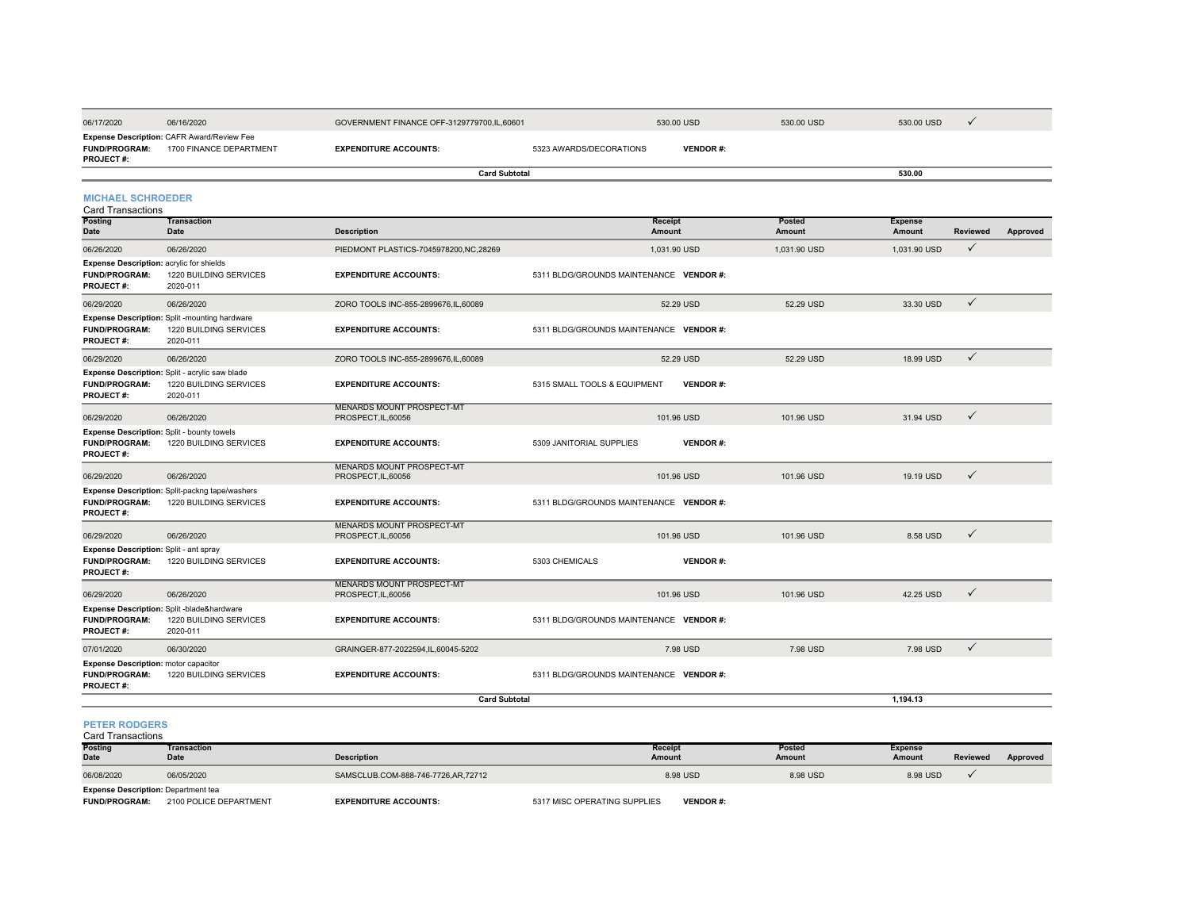| Posting Date | Transaction Date | Description | Receipt Amount | Posted Amount | Expense Amount | Reviewed | Approved |
|---|---|---|---|---|---|---|---|
| 06/17/2020 | 06/16/2020 | GOVERNMENT FINANCE OFF-3129779700,IL,60601 | 530.00 USD | 530.00 USD | 530.00 USD | ✓ | |

**Expense Description:** CAFR Award/Review Fee
**FUND/PROGRAM:** 1700 FINANCE DEPARTMENT **EXPENDITURE ACCOUNTS:** 5323 AWARDS/DECORATIONS **VENDOR #:**
**PROJECT #:**

**Card Subtotal** 530.00

## MICHAEL SCHROEDER

Card Transactions

| Posting Date | Transaction Date | Description | Receipt Amount | Posted Amount | Expense Amount | Reviewed | Approved |
|---|---|---|---|---|---|---|---|
| 06/26/2020 | 06/26/2020 | PIEDMONT PLASTICS-7045978200,NC,28269 | 1,031.90 USD | 1,031.90 USD | 1,031.90 USD | ✓ | |
| Expense Description: acrylic for shields; FUND/PROGRAM: 1220 BUILDING SERVICES; PROJECT #: 2020-011; EXPENDITURE ACCOUNTS: 5311 BLDG/GROUNDS MAINTENANCE; VENDOR #: | | | | | | | |
| 06/29/2020 | 06/26/2020 | ZORO TOOLS INC-855-2899676,IL,60089 | 52.29 USD | 52.29 USD | 33.30 USD | ✓ | |
| Expense Description: Split -mounting hardware; FUND/PROGRAM: 1220 BUILDING SERVICES; PROJECT #: 2020-011; EXPENDITURE ACCOUNTS: 5311 BLDG/GROUNDS MAINTENANCE; VENDOR #: | | | | | | | |
| 06/29/2020 | 06/26/2020 | ZORO TOOLS INC-855-2899676,IL,60089 | 52.29 USD | 52.29 USD | 18.99 USD | ✓ | |
| Expense Description: Split - acrylic saw blade; FUND/PROGRAM: 1220 BUILDING SERVICES; PROJECT #: 2020-011; EXPENDITURE ACCOUNTS: 5315 SMALL TOOLS & EQUIPMENT; VENDOR #: | | | | | | | |
| 06/29/2020 | 06/26/2020 | MENARDS MOUNT PROSPECT-MT PROSPECT,IL,60056 | 101.96 USD | 101.96 USD | 31.94 USD | ✓ | |
| Expense Description: Split - bounty towels; FUND/PROGRAM: 1220 BUILDING SERVICES; PROJECT #: ; EXPENDITURE ACCOUNTS: 5309 JANITORIAL SUPPLIES; VENDOR #: | | | | | | | |
| 06/29/2020 | 06/26/2020 | MENARDS MOUNT PROSPECT-MT PROSPECT,IL,60056 | 101.96 USD | 101.96 USD | 19.19 USD | ✓ | |
| Expense Description: Split-packng tape/washers; FUND/PROGRAM: 1220 BUILDING SERVICES; PROJECT #: ; EXPENDITURE ACCOUNTS: 5311 BLDG/GROUNDS MAINTENANCE; VENDOR #: | | | | | | | |
| 06/29/2020 | 06/26/2020 | MENARDS MOUNT PROSPECT-MT PROSPECT,IL,60056 | 101.96 USD | 101.96 USD | 8.58 USD | ✓ | |
| Expense Description: Split - ant spray; FUND/PROGRAM: 1220 BUILDING SERVICES; PROJECT #: ; EXPENDITURE ACCOUNTS: 5303 CHEMICALS; VENDOR #: | | | | | | | |
| 06/29/2020 | 06/26/2020 | MENARDS MOUNT PROSPECT-MT PROSPECT,IL,60056 | 101.96 USD | 101.96 USD | 42.25 USD | ✓ | |
| Expense Description: Split -blade&hardware; FUND/PROGRAM: 1220 BUILDING SERVICES; PROJECT #: 2020-011; EXPENDITURE ACCOUNTS: 5311 BLDG/GROUNDS MAINTENANCE; VENDOR #: | | | | | | | |
| 07/01/2020 | 06/30/2020 | GRAINGER-877-2022594,IL,60045-5202 | 7.98 USD | 7.98 USD | 7.98 USD | ✓ | |
| Expense Description: motor capacitor; FUND/PROGRAM: 1220 BUILDING SERVICES; PROJECT #: ; EXPENDITURE ACCOUNTS: 5311 BLDG/GROUNDS MAINTENANCE; VENDOR #: | | | | | | | |

**Card Subtotal** 1,194.13

## PETER RODGERS

Card Transactions

| Posting Date | Transaction Date | Description | Receipt Amount | Posted Amount | Expense Amount | Reviewed | Approved |
|---|---|---|---|---|---|---|---|
| 06/08/2020 | 06/05/2020 | SAMSCLUB.COM-888-746-7726,AR,72712 | 8.98 USD | 8.98 USD | 8.98 USD | ✓ | |
| Expense Description: Department tea; FUND/PROGRAM: 2100 POLICE DEPARTMENT; EXPENDITURE ACCOUNTS: 5317 MISC OPERATING SUPPLIES; VENDOR #: | | | | | | | |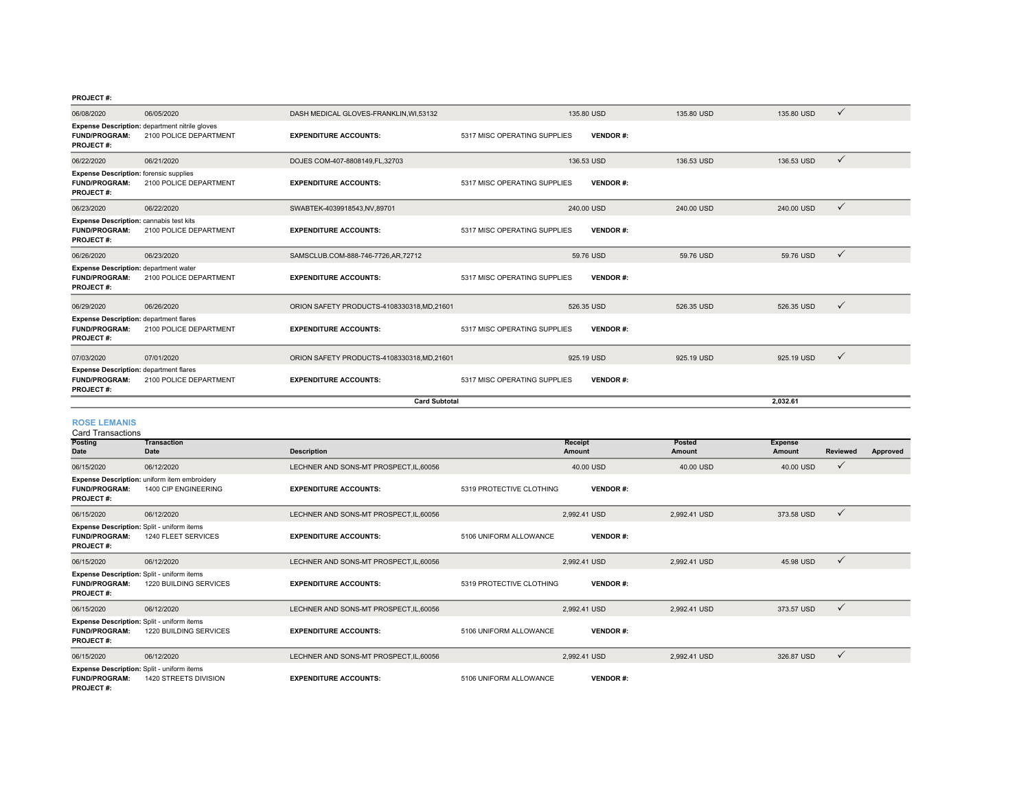PROJECT #:

| Posting Date | Transaction Date | Description | Receipt Amount | Posted Amount | Expense Amount | Reviewed | Approved |
|---|---|---|---|---|---|---|---|
| 06/08/2020 | 06/05/2020 | DASH MEDICAL GLOVES-FRANKLIN,WI,53132 | 135.80 USD | 135.80 USD | 135.80 USD | ✓ | |
| Expense Description: department nitrile gloves<br>FUND/PROGRAM: 2100 POLICE DEPARTMENT<br>PROJECT #: | | EXPENDITURE ACCOUNTS: 5317 MISC OPERATING SUPPLIES | VENDOR #: | | | | |
| 06/22/2020 | 06/21/2020 | DOJES COM-407-8808149,FL,32703 | 136.53 USD | 136.53 USD | 136.53 USD | ✓ | |
| Expense Description: forensic supplies<br>FUND/PROGRAM: 2100 POLICE DEPARTMENT<br>PROJECT #: | | EXPENDITURE ACCOUNTS: 5317 MISC OPERATING SUPPLIES | VENDOR #: | | | | |
| 06/23/2020 | 06/22/2020 | SWABTEK-4039918543,NV,89701 | 240.00 USD | 240.00 USD | 240.00 USD | ✓ | |
| Expense Description: cannabis test kits<br>FUND/PROGRAM: 2100 POLICE DEPARTMENT<br>PROJECT #: | | EXPENDITURE ACCOUNTS: 5317 MISC OPERATING SUPPLIES | VENDOR #: | | | | |
| 06/26/2020 | 06/23/2020 | SAMSCLUB.COM-888-746-7726,AR,72712 | 59.76 USD | 59.76 USD | 59.76 USD | ✓ | |
| Expense Description: department water<br>FUND/PROGRAM: 2100 POLICE DEPARTMENT<br>PROJECT #: | | EXPENDITURE ACCOUNTS: 5317 MISC OPERATING SUPPLIES | VENDOR #: | | | | |
| 06/29/2020 | 06/26/2020 | ORION SAFETY PRODUCTS-4108330318,MD,21601 | 526.35 USD | 526.35 USD | 526.35 USD | ✓ | |
| Expense Description: department flares<br>FUND/PROGRAM: 2100 POLICE DEPARTMENT<br>PROJECT #: | | EXPENDITURE ACCOUNTS: 5317 MISC OPERATING SUPPLIES | VENDOR #: | | | | |
| 07/03/2020 | 07/01/2020 | ORION SAFETY PRODUCTS-4108330318,MD,21601 | 925.19 USD | 925.19 USD | 925.19 USD | ✓ | |
| Expense Description: department flares<br>FUND/PROGRAM: 2100 POLICE DEPARTMENT<br>PROJECT #: | | EXPENDITURE ACCOUNTS: 5317 MISC OPERATING SUPPLIES | VENDOR #: | | | | |
| | | Card Subtotal | | | 2,032.61 | | |

## ROSE LEMANIS

Card Transactions

| Posting Date | Transaction Date | Description | Receipt Amount | Posted Amount | Expense Amount | Reviewed | Approved |
|---|---|---|---|---|---|---|---|
| 06/15/2020 | 06/12/2020 | LECHNER AND SONS-MT PROSPECT,IL,60056 | 40.00 USD | 40.00 USD | 40.00 USD | ✓ | |
| Expense Description: uniform item embroidery<br>FUND/PROGRAM: 1400 CIP ENGINEERING<br>PROJECT #: | | EXPENDITURE ACCOUNTS: 5319 PROTECTIVE CLOTHING | VENDOR #: | | | | |
| 06/15/2020 | 06/12/2020 | LECHNER AND SONS-MT PROSPECT,IL,60056 | 2,992.41 USD | 2,992.41 USD | 373.58 USD | ✓ | |
| Expense Description: Split - uniform items<br>FUND/PROGRAM: 1240 FLEET SERVICES<br>PROJECT #: | | EXPENDITURE ACCOUNTS: 5106 UNIFORM ALLOWANCE | VENDOR #: | | | | |
| 06/15/2020 | 06/12/2020 | LECHNER AND SONS-MT PROSPECT,IL,60056 | 2,992.41 USD | 2,992.41 USD | 45.98 USD | ✓ | |
| Expense Description: Split - uniform items<br>FUND/PROGRAM: 1220 BUILDING SERVICES<br>PROJECT #: | | EXPENDITURE ACCOUNTS: 5319 PROTECTIVE CLOTHING | VENDOR #: | | | | |
| 06/15/2020 | 06/12/2020 | LECHNER AND SONS-MT PROSPECT,IL,60056 | 2,992.41 USD | 2,992.41 USD | 373.57 USD | ✓ | |
| Expense Description: Split - uniform items<br>FUND/PROGRAM: 1220 BUILDING SERVICES<br>PROJECT #: | | EXPENDITURE ACCOUNTS: 5106 UNIFORM ALLOWANCE | VENDOR #: | | | | |
| 06/15/2020 | 06/12/2020 | LECHNER AND SONS-MT PROSPECT,IL,60056 | 2,992.41 USD | 2,992.41 USD | 326.87 USD | ✓ | |
| Expense Description: Split - uniform items<br>FUND/PROGRAM: 1420 STREETS DIVISION<br>PROJECT #: | | EXPENDITURE ACCOUNTS: 5106 UNIFORM ALLOWANCE | VENDOR #: | | | | |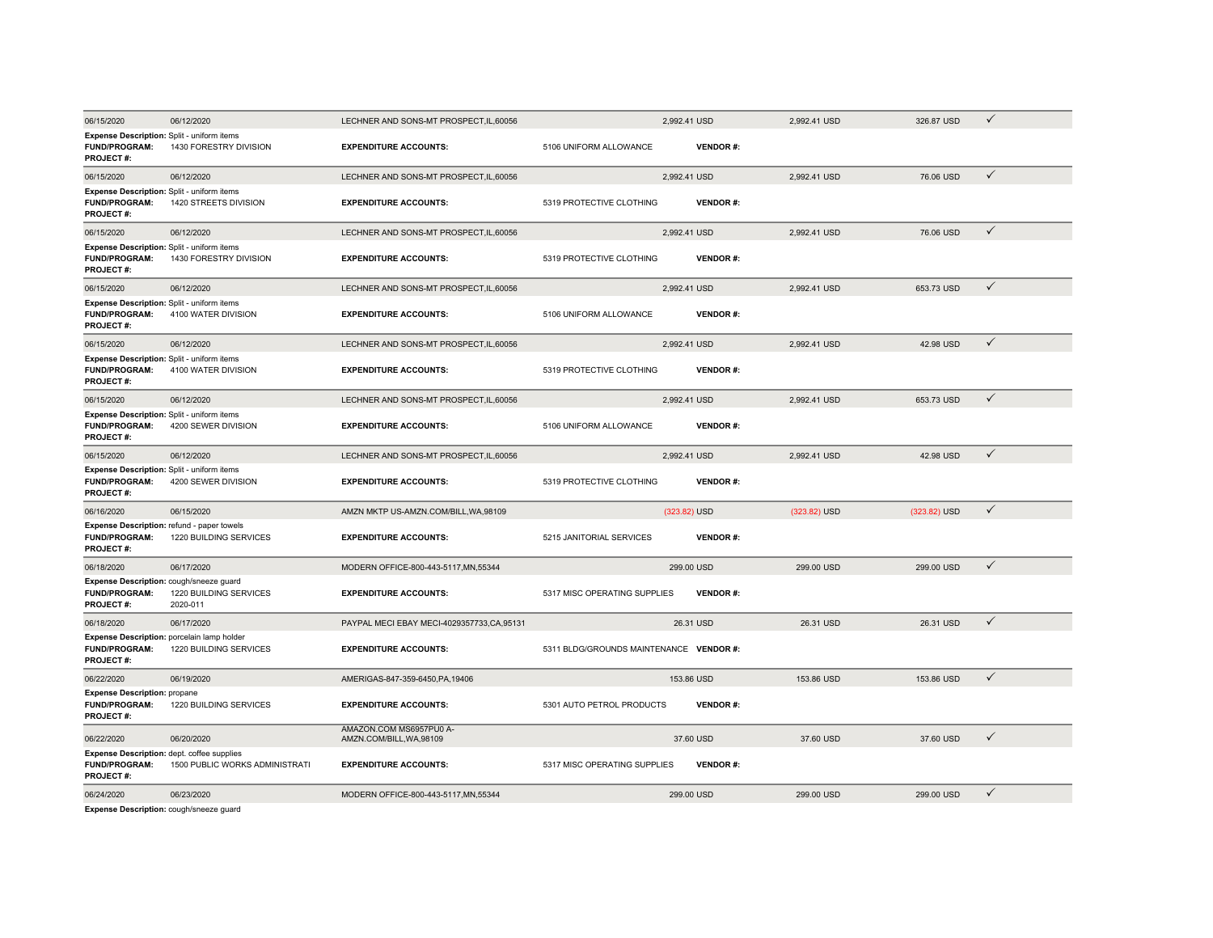| Posting Date | Transaction Date | Merchant | Amount | Original Amount | Allocated Amount | |
|---|---|---|---|---|---|---|
| 06/15/2020 | 06/12/2020 | LECHNER AND SONS-MT PROSPECT,IL,60056 | 2,992.41 USD | 2,992.41 USD | 326.87 USD | ✓ |

**Expense Description:** Split - uniform items
**FUND/PROGRAM:** 1430 FORESTRY DIVISION  **EXPENDITURE ACCOUNTS:** 5106 UNIFORM ALLOWANCE  **VENDOR #:**
**PROJECT #:**

| | | | | | | |
|---|---|---|---|---|---|---|
| 06/15/2020 | 06/12/2020 | LECHNER AND SONS-MT PROSPECT,IL,60056 | 2,992.41 USD | 2,992.41 USD | 76.06 USD | ✓ |

**Expense Description:** Split - uniform items
**FUND/PROGRAM:** 1420 STREETS DIVISION  **EXPENDITURE ACCOUNTS:** 5319 PROTECTIVE CLOTHING  **VENDOR #:**
**PROJECT #:**

| | | | | | | |
|---|---|---|---|---|---|---|
| 06/15/2020 | 06/12/2020 | LECHNER AND SONS-MT PROSPECT,IL,60056 | 2,992.41 USD | 2,992.41 USD | 76.06 USD | ✓ |

**Expense Description:** Split - uniform items
**FUND/PROGRAM:** 1430 FORESTRY DIVISION  **EXPENDITURE ACCOUNTS:** 5319 PROTECTIVE CLOTHING  **VENDOR #:**
**PROJECT #:**

| | | | | | | |
|---|---|---|---|---|---|---|
| 06/15/2020 | 06/12/2020 | LECHNER AND SONS-MT PROSPECT,IL,60056 | 2,992.41 USD | 2,992.41 USD | 653.73 USD | ✓ |

**Expense Description:** Split - uniform items
**FUND/PROGRAM:** 4100 WATER DIVISION  **EXPENDITURE ACCOUNTS:** 5106 UNIFORM ALLOWANCE  **VENDOR #:**
**PROJECT #:**

| | | | | | | |
|---|---|---|---|---|---|---|
| 06/15/2020 | 06/12/2020 | LECHNER AND SONS-MT PROSPECT,IL,60056 | 2,992.41 USD | 2,992.41 USD | 42.98 USD | ✓ |

**Expense Description:** Split - uniform items
**FUND/PROGRAM:** 4100 WATER DIVISION  **EXPENDITURE ACCOUNTS:** 5319 PROTECTIVE CLOTHING  **VENDOR #:**
**PROJECT #:**

| | | | | | | |
|---|---|---|---|---|---|---|
| 06/15/2020 | 06/12/2020 | LECHNER AND SONS-MT PROSPECT,IL,60056 | 2,992.41 USD | 2,992.41 USD | 653.73 USD | ✓ |

**Expense Description:** Split - uniform items
**FUND/PROGRAM:** 4200 SEWER DIVISION  **EXPENDITURE ACCOUNTS:** 5106 UNIFORM ALLOWANCE  **VENDOR #:**
**PROJECT #:**

| | | | | | | |
|---|---|---|---|---|---|---|
| 06/15/2020 | 06/12/2020 | LECHNER AND SONS-MT PROSPECT,IL,60056 | 2,992.41 USD | 2,992.41 USD | 42.98 USD | ✓ |

**Expense Description:** Split - uniform items
**FUND/PROGRAM:** 4200 SEWER DIVISION  **EXPENDITURE ACCOUNTS:** 5319 PROTECTIVE CLOTHING  **VENDOR #:**
**PROJECT #:**

| | | | | | | |
|---|---|---|---|---|---|---|
| 06/16/2020 | 06/15/2020 | AMZN MKTP US-AMZN.COM/BILL,WA,98109 | (323.82) USD | (323.82) USD | (323.82) USD | ✓ |

**Expense Description:** refund - paper towels
**FUND/PROGRAM:** 1220 BUILDING SERVICES  **EXPENDITURE ACCOUNTS:** 5215 JANITORIAL SERVICES  **VENDOR #:**
**PROJECT #:**

| | | | | | | |
|---|---|---|---|---|---|---|
| 06/18/2020 | 06/17/2020 | MODERN OFFICE-800-443-5117,MN,55344 | 299.00 USD | 299.00 USD | 299.00 USD | ✓ |

**Expense Description:** cough/sneeze guard
**FUND/PROGRAM:** 1220 BUILDING SERVICES  **EXPENDITURE ACCOUNTS:** 5317 MISC OPERATING SUPPLIES  **VENDOR #:**
**PROJECT #:** 2020-011

| | | | | | | |
|---|---|---|---|---|---|---|
| 06/18/2020 | 06/17/2020 | PAYPAL MECI EBAY MECI-4029357733,CA,95131 | 26.31 USD | 26.31 USD | 26.31 USD | ✓ |

**Expense Description:** porcelain lamp holder
**FUND/PROGRAM:** 1220 BUILDING SERVICES  **EXPENDITURE ACCOUNTS:** 5311 BLDG/GROUNDS MAINTENANCE  **VENDOR #:**
**PROJECT #:**

| | | | | | | |
|---|---|---|---|---|---|---|
| 06/22/2020 | 06/19/2020 | AMERIGAS-847-359-6450,PA,19406 | 153.86 USD | 153.86 USD | 153.86 USD | ✓ |

**Expense Description:** propane
**FUND/PROGRAM:** 1220 BUILDING SERVICES  **EXPENDITURE ACCOUNTS:** 5301 AUTO PETROL PRODUCTS  **VENDOR #:**
**PROJECT #:**

| | | | | | | |
|---|---|---|---|---|---|---|
| 06/22/2020 | 06/20/2020 | AMAZON.COM MS6957PU0 A-AMZN.COM/BILL,WA,98109 | 37.60 USD | 37.60 USD | 37.60 USD | ✓ |

**Expense Description:** dept. coffee supplies
**FUND/PROGRAM:** 1500 PUBLIC WORKS ADMINISTRATI  **EXPENDITURE ACCOUNTS:** 5317 MISC OPERATING SUPPLIES  **VENDOR #:**
**PROJECT #:**

| | | | | | | |
|---|---|---|---|---|---|---|
| 06/24/2020 | 06/23/2020 | MODERN OFFICE-800-443-5117,MN,55344 | 299.00 USD | 299.00 USD | 299.00 USD | ✓ |

**Expense Description:** cough/sneeze guard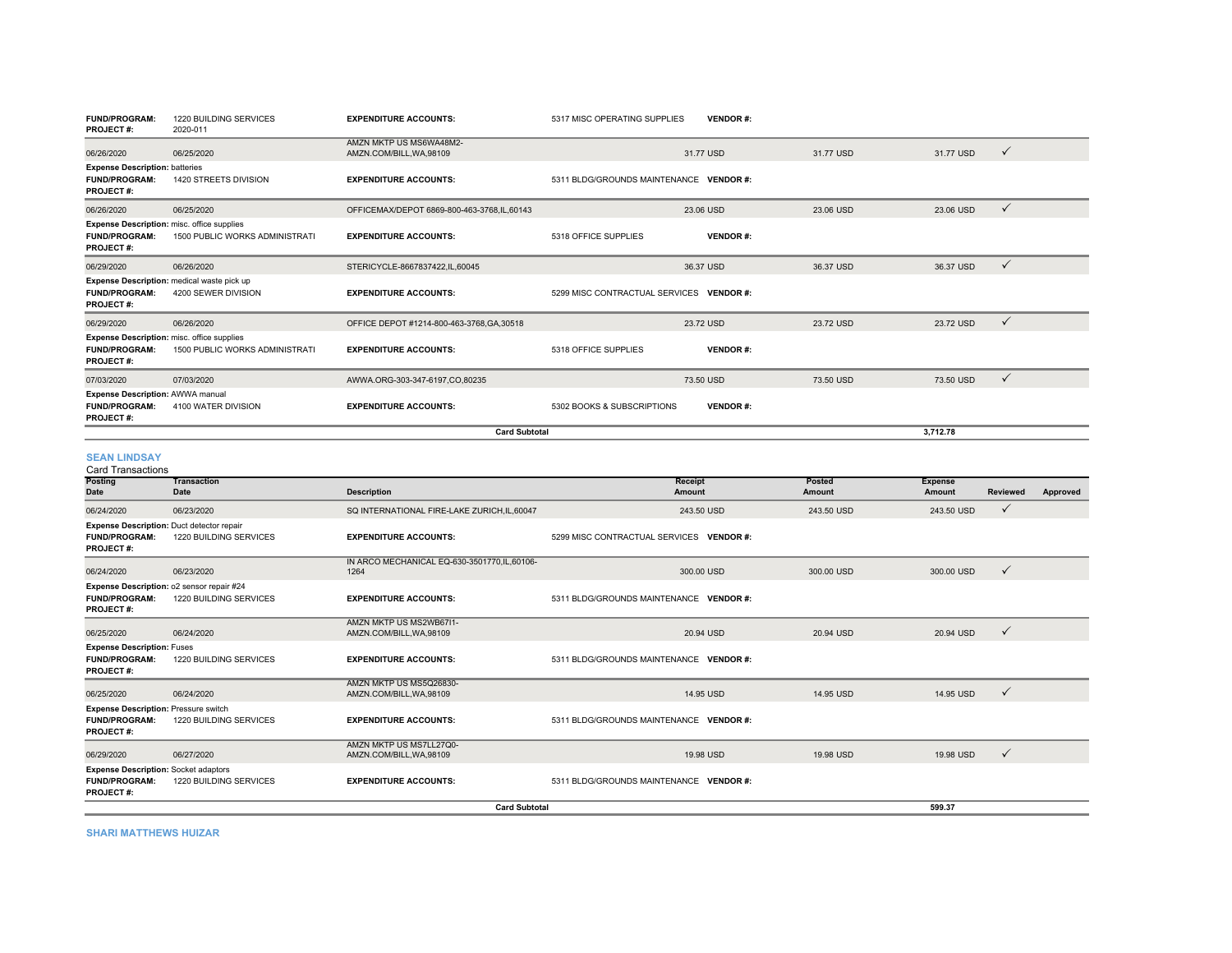| | | | | | | | | |
|---|---|---|---|---|---|---|---|---|
| **FUND/PROGRAM:** | 1220 BUILDING SERVICES | **EXPENDITURE ACCOUNTS:** | 5317 MISC OPERATING SUPPLIES | **VENDOR #:** | | | | |
| **PROJECT #:** | 2020-011 | | | | | | | |
| 06/26/2020 | 06/25/2020 | AMZN MKTP US MS6WA48M2-AMZN.COM/BILL,WA,98109 | 31.77 USD | | 31.77 USD | 31.77 USD | ✓ | |
| **Expense Description:** batteries | | | | | | | | |
| **FUND/PROGRAM:** | 1420 STREETS DIVISION | **EXPENDITURE ACCOUNTS:** | 5311 BLDG/GROUNDS MAINTENANCE | **VENDOR #:** | | | | |
| **PROJECT #:** | | | | | | | | |
| 06/26/2020 | 06/25/2020 | OFFICEMAX/DEPOT 6869-800-463-3768,IL,60143 | 23.06 USD | | 23.06 USD | 23.06 USD | ✓ | |
| **Expense Description:** misc. office supplies | | | | | | | | |
| **FUND/PROGRAM:** | 1500 PUBLIC WORKS ADMINISTRATI | **EXPENDITURE ACCOUNTS:** | 5318 OFFICE SUPPLIES | **VENDOR #:** | | | | |
| **PROJECT #:** | | | | | | | | |
| 06/29/2020 | 06/26/2020 | STERICYCLE-8667837422,IL,60045 | 36.37 USD | | 36.37 USD | 36.37 USD | ✓ | |
| **Expense Description:** medical waste pick up | | | | | | | | |
| **FUND/PROGRAM:** | 4200 SEWER DIVISION | **EXPENDITURE ACCOUNTS:** | 5299 MISC CONTRACTUAL SERVICES | **VENDOR #:** | | | | |
| **PROJECT #:** | | | | | | | | |
| 06/29/2020 | 06/26/2020 | OFFICE DEPOT #1214-800-463-3768,GA,30518 | 23.72 USD | | 23.72 USD | 23.72 USD | ✓ | |
| **Expense Description:** misc. office supplies | | | | | | | | |
| **FUND/PROGRAM:** | 1500 PUBLIC WORKS ADMINISTRATI | **EXPENDITURE ACCOUNTS:** | 5318 OFFICE SUPPLIES | **VENDOR #:** | | | | |
| **PROJECT #:** | | | | | | | | |
| 07/03/2020 | 07/03/2020 | AWWA.ORG-303-347-6197,CO,80235 | 73.50 USD | | 73.50 USD | 73.50 USD | ✓ | |
| **Expense Description:** AWWA manual | | | | | | | | |
| **FUND/PROGRAM:** | 4100 WATER DIVISION | **EXPENDITURE ACCOUNTS:** | 5302 BOOKS & SUBSCRIPTIONS | **VENDOR #:** | | | | |
| **PROJECT #:** | | | | | | | | |
| | | **Card Subtotal** | | | | **3,712.78** | | |

### SEAN LINDSAY

Card Transactions

| Posting Date | Transaction Date | Description | Receipt Amount | | Posted Amount | Expense Amount | Reviewed | Approved |
|---|---|---|---|---|---|---|---|---|
| 06/24/2020 | 06/23/2020 | SQ INTERNATIONAL FIRE-LAKE ZURICH,IL,60047 | 243.50 USD | | 243.50 USD | 243.50 USD | ✓ | |
| **Expense Description:** Duct detector repair | | | | | | | | |
| **FUND/PROGRAM:** | 1220 BUILDING SERVICES | **EXPENDITURE ACCOUNTS:** | 5299 MISC CONTRACTUAL SERVICES | **VENDOR #:** | | | | |
| **PROJECT #:** | | | | | | | | |
| 06/24/2020 | 06/23/2020 | IN ARCO MECHANICAL EQ-630-3501770,IL,60106-1264 | 300.00 USD | | 300.00 USD | 300.00 USD | ✓ | |
| **Expense Description:** o2 sensor repair #24 | | | | | | | | |
| **FUND/PROGRAM:** | 1220 BUILDING SERVICES | **EXPENDITURE ACCOUNTS:** | 5311 BLDG/GROUNDS MAINTENANCE | **VENDOR #:** | | | | |
| **PROJECT #:** | | | | | | | | |
| 06/25/2020 | 06/24/2020 | AMZN MKTP US MS2WB67I1-AMZN.COM/BILL,WA,98109 | 20.94 USD | | 20.94 USD | 20.94 USD | ✓ | |
| **Expense Description:** Fuses | | | | | | | | |
| **FUND/PROGRAM:** | 1220 BUILDING SERVICES | **EXPENDITURE ACCOUNTS:** | 5311 BLDG/GROUNDS MAINTENANCE | **VENDOR #:** | | | | |
| **PROJECT #:** | | | | | | | | |
| 06/25/2020 | 06/24/2020 | AMZN MKTP US MS5Q26830-AMZN.COM/BILL,WA,98109 | 14.95 USD | | 14.95 USD | 14.95 USD | ✓ | |
| **Expense Description:** Pressure switch | | | | | | | | |
| **FUND/PROGRAM:** | 1220 BUILDING SERVICES | **EXPENDITURE ACCOUNTS:** | 5311 BLDG/GROUNDS MAINTENANCE | **VENDOR #:** | | | | |
| **PROJECT #:** | | | | | | | | |
| 06/29/2020 | 06/27/2020 | AMZN MKTP US MS7LL27Q0-AMZN.COM/BILL,WA,98109 | 19.98 USD | | 19.98 USD | 19.98 USD | ✓ | |
| **Expense Description:** Socket adaptors | | | | | | | | |
| **FUND/PROGRAM:** | 1220 BUILDING SERVICES | **EXPENDITURE ACCOUNTS:** | 5311 BLDG/GROUNDS MAINTENANCE | **VENDOR #:** | | | | |
| **PROJECT #:** | | | | | | | | |
| | | **Card Subtotal** | | | | **599.37** | | |

### SHARI MATTHEWS HUIZAR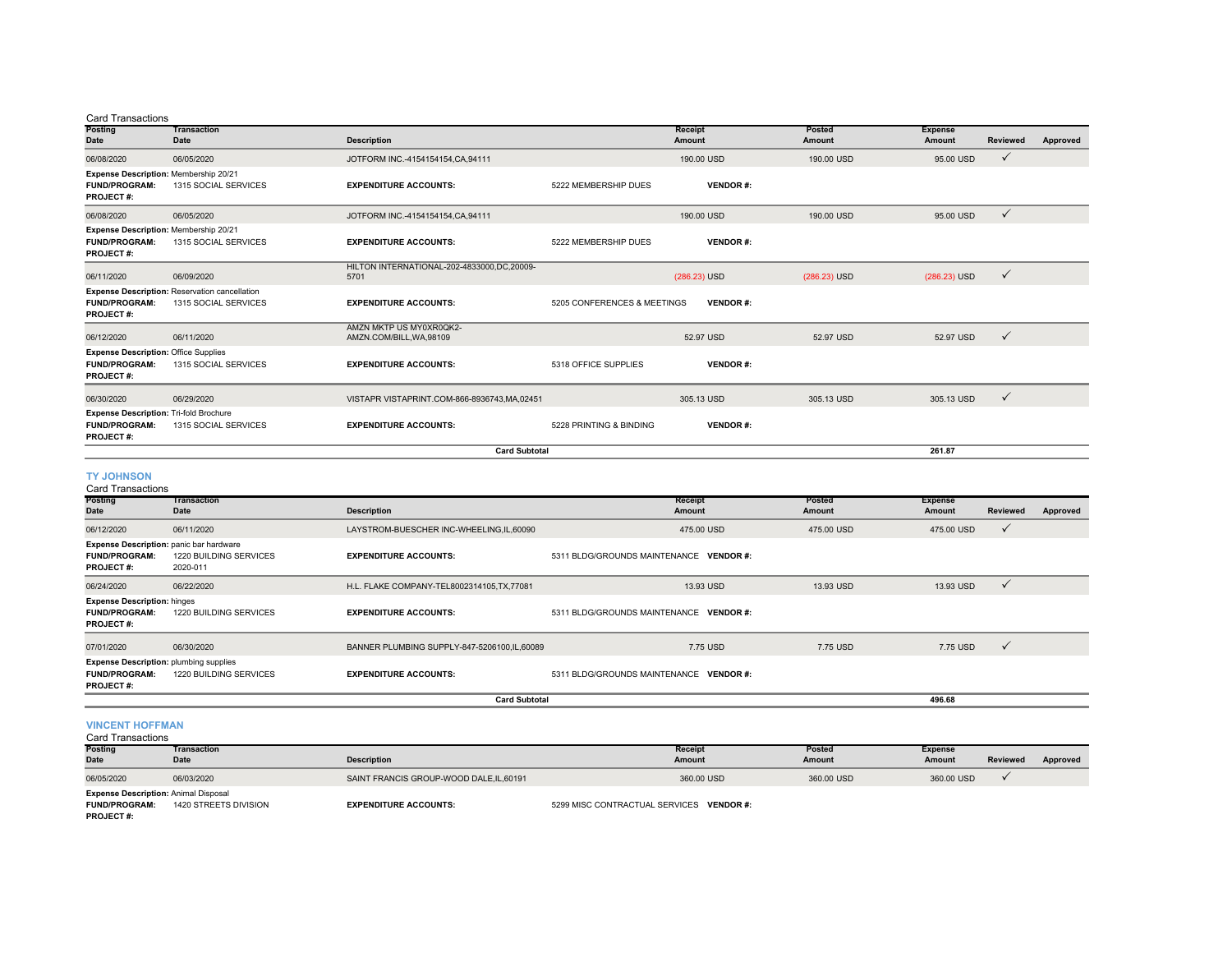Card Transactions

| Posting Date | Transaction Date | Description | | Receipt Amount | Posted Amount | Expense Amount | Reviewed | Approved |
|---|---|---|---|---|---|---|---|---|
| 06/08/2020 | 06/05/2020 | JOTFORM INC.-4154154154,CA,94111 | | 190.00 USD | 190.00 USD | 95.00 USD | ✓ | |
| **Expense Description:** Membership 20/21 | | | | | | | | |
| **FUND/PROGRAM:** | 1315 SOCIAL SERVICES | **EXPENDITURE ACCOUNTS:** | 5222 MEMBERSHIP DUES | **VENDOR #:** | | | | |
| **PROJECT #:** | | | | | | | | |
| 06/08/2020 | 06/05/2020 | JOTFORM INC.-4154154154,CA,94111 | | 190.00 USD | 190.00 USD | 95.00 USD | ✓ | |
| **Expense Description:** Membership 20/21 | | | | | | | | |
| **FUND/PROGRAM:** | 1315 SOCIAL SERVICES | **EXPENDITURE ACCOUNTS:** | 5222 MEMBERSHIP DUES | **VENDOR #:** | | | | |
| **PROJECT #:** | | | | | | | | |
| 06/11/2020 | 06/09/2020 | HILTON INTERNATIONAL-202-4833000,DC,20009-5701 | | (286.23) USD | (286.23) USD | (286.23) USD | ✓ | |
| **Expense Description:** Reservation cancellation | | | | | | | | |
| **FUND/PROGRAM:** | 1315 SOCIAL SERVICES | **EXPENDITURE ACCOUNTS:** | 5205 CONFERENCES & MEETINGS | **VENDOR #:** | | | | |
| **PROJECT #:** | | | | | | | | |
| 06/12/2020 | 06/11/2020 | AMZN MKTP US MY0XR0QK2-AMZN.COM/BILL,WA,98109 | | 52.97 USD | 52.97 USD | 52.97 USD | ✓ | |
| **Expense Description:** Office Supplies | | | | | | | | |
| **FUND/PROGRAM:** | 1315 SOCIAL SERVICES | **EXPENDITURE ACCOUNTS:** | 5318 OFFICE SUPPLIES | **VENDOR #:** | | | | |
| **PROJECT #:** | | | | | | | | |
| 06/30/2020 | 06/29/2020 | VISTAPR VISTAPRINT.COM-866-8936743,MA,02451 | | 305.13 USD | 305.13 USD | 305.13 USD | ✓ | |
| **Expense Description:** Tri-fold Brochure | | | | | | | | |
| **FUND/PROGRAM:** | 1315 SOCIAL SERVICES | **EXPENDITURE ACCOUNTS:** | 5228 PRINTING & BINDING | **VENDOR #:** | | | | |
| **PROJECT #:** | | | | | | | | |
| | | | **Card Subtotal** | | | **261.87** | | |

## TY JOHNSON

Card Transactions

| Posting Date | Transaction Date | Description | | Receipt Amount | Posted Amount | Expense Amount | Reviewed | Approved |
|---|---|---|---|---|---|---|---|---|
| 06/12/2020 | 06/11/2020 | LAYSTROM-BUESCHER INC-WHEELING,IL,60090 | | 475.00 USD | 475.00 USD | 475.00 USD | ✓ | |
| **Expense Description:** panic bar hardware | | | | | | | | |
| **FUND/PROGRAM:** | 1220 BUILDING SERVICES | **EXPENDITURE ACCOUNTS:** | 5311 BLDG/GROUNDS MAINTENANCE | **VENDOR #:** | | | | |
| **PROJECT #:** | 2020-011 | | | | | | | |
| 06/24/2020 | 06/22/2020 | H.L. FLAKE COMPANY-TEL8002314105,TX,77081 | | 13.93 USD | 13.93 USD | 13.93 USD | ✓ | |
| **Expense Description:** hinges | | | | | | | | |
| **FUND/PROGRAM:** | 1220 BUILDING SERVICES | **EXPENDITURE ACCOUNTS:** | 5311 BLDG/GROUNDS MAINTENANCE | **VENDOR #:** | | | | |
| **PROJECT #:** | | | | | | | | |
| 07/01/2020 | 06/30/2020 | BANNER PLUMBING SUPPLY-847-5206100,IL,60089 | | 7.75 USD | 7.75 USD | 7.75 USD | ✓ | |
| **Expense Description:** plumbing supplies | | | | | | | | |
| **FUND/PROGRAM:** | 1220 BUILDING SERVICES | **EXPENDITURE ACCOUNTS:** | 5311 BLDG/GROUNDS MAINTENANCE | **VENDOR #:** | | | | |
| **PROJECT #:** | | | | | | | | |
| | | | **Card Subtotal** | | | **496.68** | | |

## VINCENT HOFFMAN

Card Transactions

| Posting Date | Transaction Date | Description | | Receipt Amount | Posted Amount | Expense Amount | Reviewed | Approved |
|---|---|---|---|---|---|---|---|---|
| 06/05/2020 | 06/03/2020 | SAINT FRANCIS GROUP-WOOD DALE,IL,60191 | | 360.00 USD | 360.00 USD | 360.00 USD | ✓ | |
| **Expense Description:** Animal Disposal | | | | | | | | |
| **FUND/PROGRAM:** | 1420 STREETS DIVISION | **EXPENDITURE ACCOUNTS:** | 5299 MISC CONTRACTUAL SERVICES | **VENDOR #:** | | | | |
| **PROJECT #:** | | | | | | | | |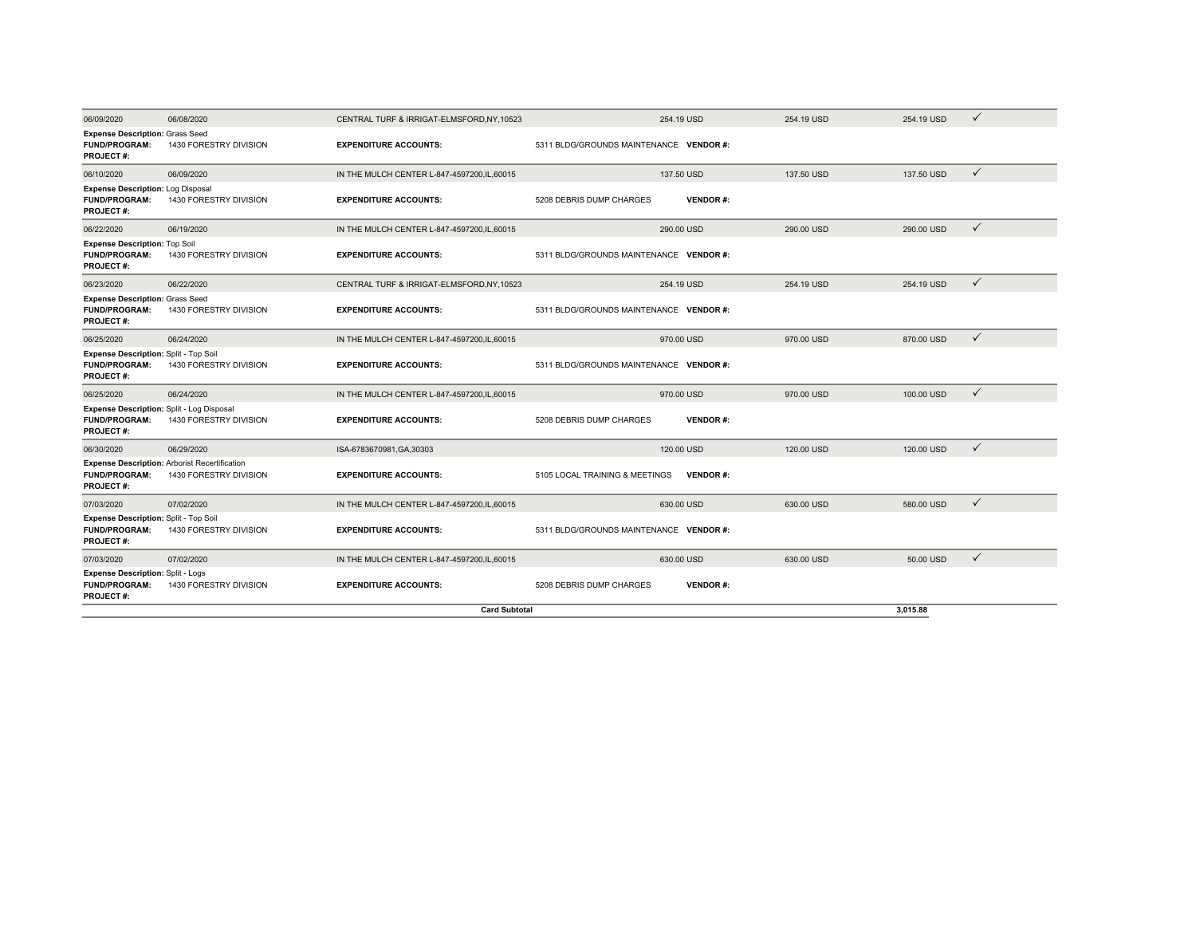| | | | | | | |
|---|---|---|---|---|---|---|
| 06/09/2020 | 06/08/2020 | CENTRAL TURF & IRRIGAT-ELMSFORD,NY,10523 | 254.19 USD | 254.19 USD | 254.19 USD | ✓ |
| **Expense Description:** Grass Seed<br>**FUND/PROGRAM:** 1430 FORESTRY DIVISION<br>**PROJECT #:** | | **EXPENDITURE ACCOUNTS:** | 5311 BLDG/GROUNDS MAINTENANCE **VENDOR #:** | | | |
| 06/10/2020 | 06/09/2020 | IN THE MULCH CENTER L-847-4597200,IL,60015 | 137.50 USD | 137.50 USD | 137.50 USD | ✓ |
| **Expense Description:** Log Disposal<br>**FUND/PROGRAM:** 1430 FORESTRY DIVISION<br>**PROJECT #:** | | **EXPENDITURE ACCOUNTS:** | 5208 DEBRIS DUMP CHARGES **VENDOR #:** | | | |
| 06/22/2020 | 06/19/2020 | IN THE MULCH CENTER L-847-4597200,IL,60015 | 290.00 USD | 290.00 USD | 290.00 USD | ✓ |
| **Expense Description:** Top Soil<br>**FUND/PROGRAM:** 1430 FORESTRY DIVISION<br>**PROJECT #:** | | **EXPENDITURE ACCOUNTS:** | 5311 BLDG/GROUNDS MAINTENANCE **VENDOR #:** | | | |
| 06/23/2020 | 06/22/2020 | CENTRAL TURF & IRRIGAT-ELMSFORD,NY,10523 | 254.19 USD | 254.19 USD | 254.19 USD | ✓ |
| **Expense Description:** Grass Seed<br>**FUND/PROGRAM:** 1430 FORESTRY DIVISION<br>**PROJECT #:** | | **EXPENDITURE ACCOUNTS:** | 5311 BLDG/GROUNDS MAINTENANCE **VENDOR #:** | | | |
| 06/25/2020 | 06/24/2020 | IN THE MULCH CENTER L-847-4597200,IL,60015 | 970.00 USD | 970.00 USD | 870.00 USD | ✓ |
| **Expense Description:** Split - Top Soil<br>**FUND/PROGRAM:** 1430 FORESTRY DIVISION<br>**PROJECT #:** | | **EXPENDITURE ACCOUNTS:** | 5311 BLDG/GROUNDS MAINTENANCE **VENDOR #:** | | | |
| 06/25/2020 | 06/24/2020 | IN THE MULCH CENTER L-847-4597200,IL,60015 | 970.00 USD | 970.00 USD | 100.00 USD | ✓ |
| **Expense Description:** Split - Log Disposal<br>**FUND/PROGRAM:** 1430 FORESTRY DIVISION<br>**PROJECT #:** | | **EXPENDITURE ACCOUNTS:** | 5208 DEBRIS DUMP CHARGES **VENDOR #:** | | | |
| 06/30/2020 | 06/29/2020 | ISA-6783670981,GA,30303 | 120.00 USD | 120.00 USD | 120.00 USD | ✓ |
| **Expense Description:** Arborist Recertification<br>**FUND/PROGRAM:** 1430 FORESTRY DIVISION<br>**PROJECT #:** | | **EXPENDITURE ACCOUNTS:** | 5105 LOCAL TRAINING & MEETINGS **VENDOR #:** | | | |
| 07/03/2020 | 07/02/2020 | IN THE MULCH CENTER L-847-4597200,IL,60015 | 630.00 USD | 630.00 USD | 580.00 USD | ✓ |
| **Expense Description:** Split - Top Soil<br>**FUND/PROGRAM:** 1430 FORESTRY DIVISION<br>**PROJECT #:** | | **EXPENDITURE ACCOUNTS:** | 5311 BLDG/GROUNDS MAINTENANCE **VENDOR #:** | | | |
| 07/03/2020 | 07/02/2020 | IN THE MULCH CENTER L-847-4597200,IL,60015 | 630.00 USD | 630.00 USD | 50.00 USD | ✓ |
| **Expense Description:** Split - Logs<br>**FUND/PROGRAM:** 1430 FORESTRY DIVISION<br>**PROJECT #:** | | **EXPENDITURE ACCOUNTS:** | 5208 DEBRIS DUMP CHARGES **VENDOR #:** | | | |
| | | **Card Subtotal** | | | **3,015.88** | |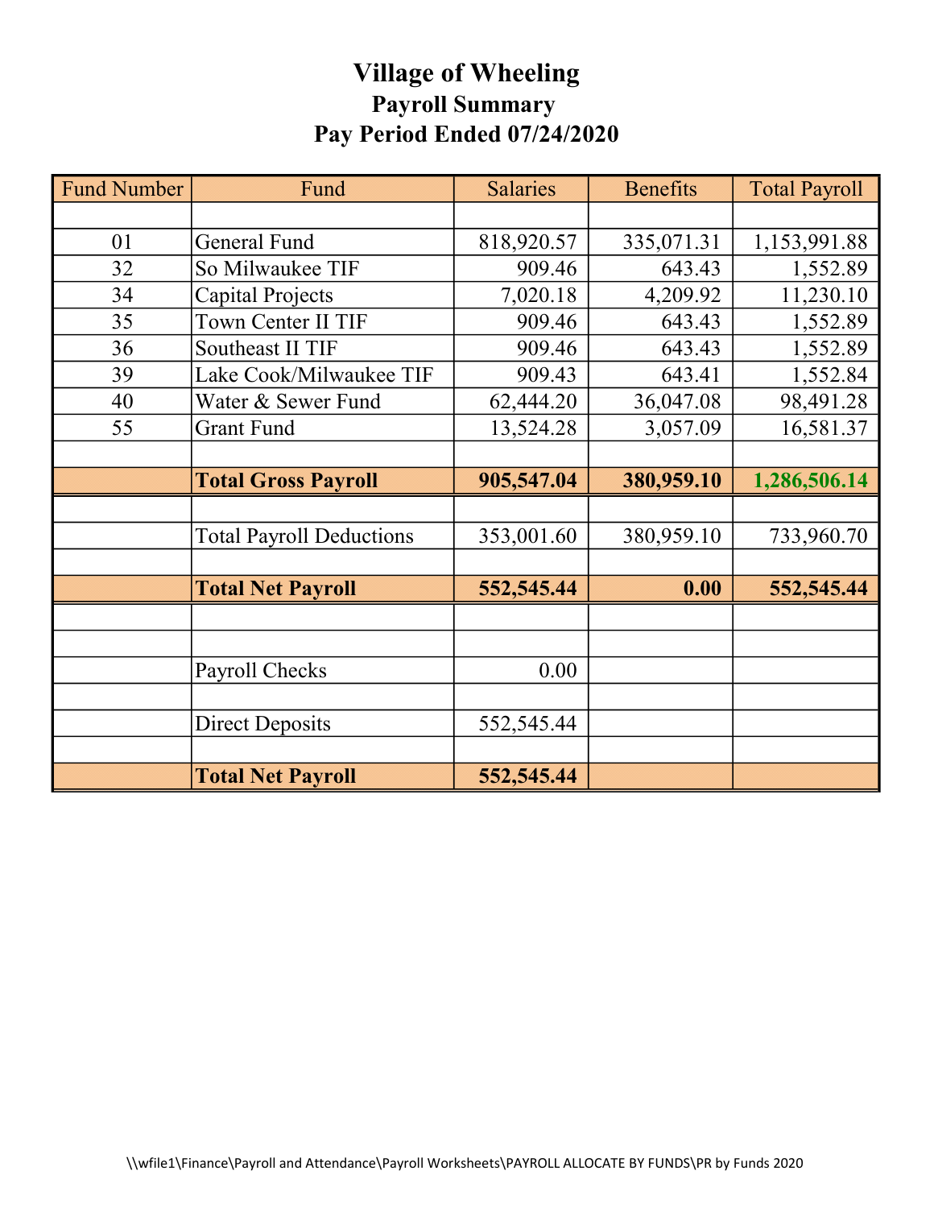# Village of Wheeling
## Payroll Summary
## Pay Period Ended 07/24/2020

| Fund Number | Fund | Salaries | Benefits | Total Payroll |
|---|---|---|---|---|
| | | | | |
| 01 | General Fund | 818,920.57 | 335,071.31 | 1,153,991.88 |
| 32 | So Milwaukee TIF | 909.46 | 643.43 | 1,552.89 |
| 34 | Capital Projects | 7,020.18 | 4,209.92 | 11,230.10 |
| 35 | Town Center II TIF | 909.46 | 643.43 | 1,552.89 |
| 36 | Southeast II TIF | 909.46 | 643.43 | 1,552.89 |
| 39 | Lake Cook/Milwaukee TIF | 909.43 | 643.41 | 1,552.84 |
| 40 | Water & Sewer Fund | 62,444.20 | 36,047.08 | 98,491.28 |
| 55 | Grant Fund | 13,524.28 | 3,057.09 | 16,581.37 |
| | | | | |
| | **Total Gross Payroll** | **905,547.04** | **380,959.10** | **1,286,506.14** |
| | | | | |
| | Total Payroll Deductions | 353,001.60 | 380,959.10 | 733,960.70 |
| | | | | |
| | **Total Net Payroll** | **552,545.44** | **0.00** | **552,545.44** |
| | | | | |
| | | | | |
| | Payroll Checks | 0.00 | | |
| | | | | |
| | Direct Deposits | 552,545.44 | | |
| | | | | |
| | **Total Net Payroll** | **552,545.44** | | |

\\wfile1\Finance\Payroll and Attendance\Payroll Worksheets\PAYROLL ALLOCATE BY FUNDS\PR by Funds 2020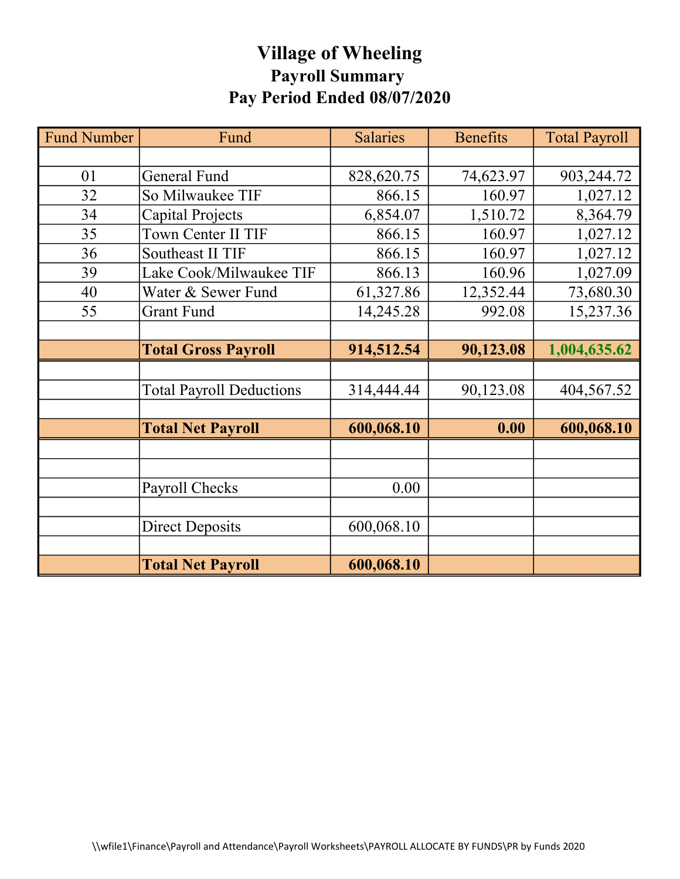# Village of Wheeling

## Payroll Summary

## Pay Period Ended 08/07/2020

| Fund Number | Fund | Salaries | Benefits | Total Payroll |
|---|---|---|---|---|
| | | | | |
| 01 | General Fund | 828,620.75 | 74,623.97 | 903,244.72 |
| 32 | So Milwaukee TIF | 866.15 | 160.97 | 1,027.12 |
| 34 | Capital Projects | 6,854.07 | 1,510.72 | 8,364.79 |
| 35 | Town Center II TIF | 866.15 | 160.97 | 1,027.12 |
| 36 | Southeast II TIF | 866.15 | 160.97 | 1,027.12 |
| 39 | Lake Cook/Milwaukee TIF | 866.13 | 160.96 | 1,027.09 |
| 40 | Water & Sewer Fund | 61,327.86 | 12,352.44 | 73,680.30 |
| 55 | Grant Fund | 14,245.28 | 992.08 | 15,237.36 |
| | | | | |
| | **Total Gross Payroll** | **914,512.54** | **90,123.08** | **1,004,635.62** |
| | | | | |
| | Total Payroll Deductions | 314,444.44 | 90,123.08 | 404,567.52 |
| | | | | |
| | **Total Net Payroll** | **600,068.10** | **0.00** | **600,068.10** |
| | | | | |
| | | | | |
| | Payroll Checks | 0.00 | | |
| | | | | |
| | Direct Deposits | 600,068.10 | | |
| | | | | |
| | **Total Net Payroll** | **600,068.10** | | |

\\wfile1\Finance\Payroll and Attendance\Payroll Worksheets\PAYROLL ALLOCATE BY FUNDS\PR by Funds 2020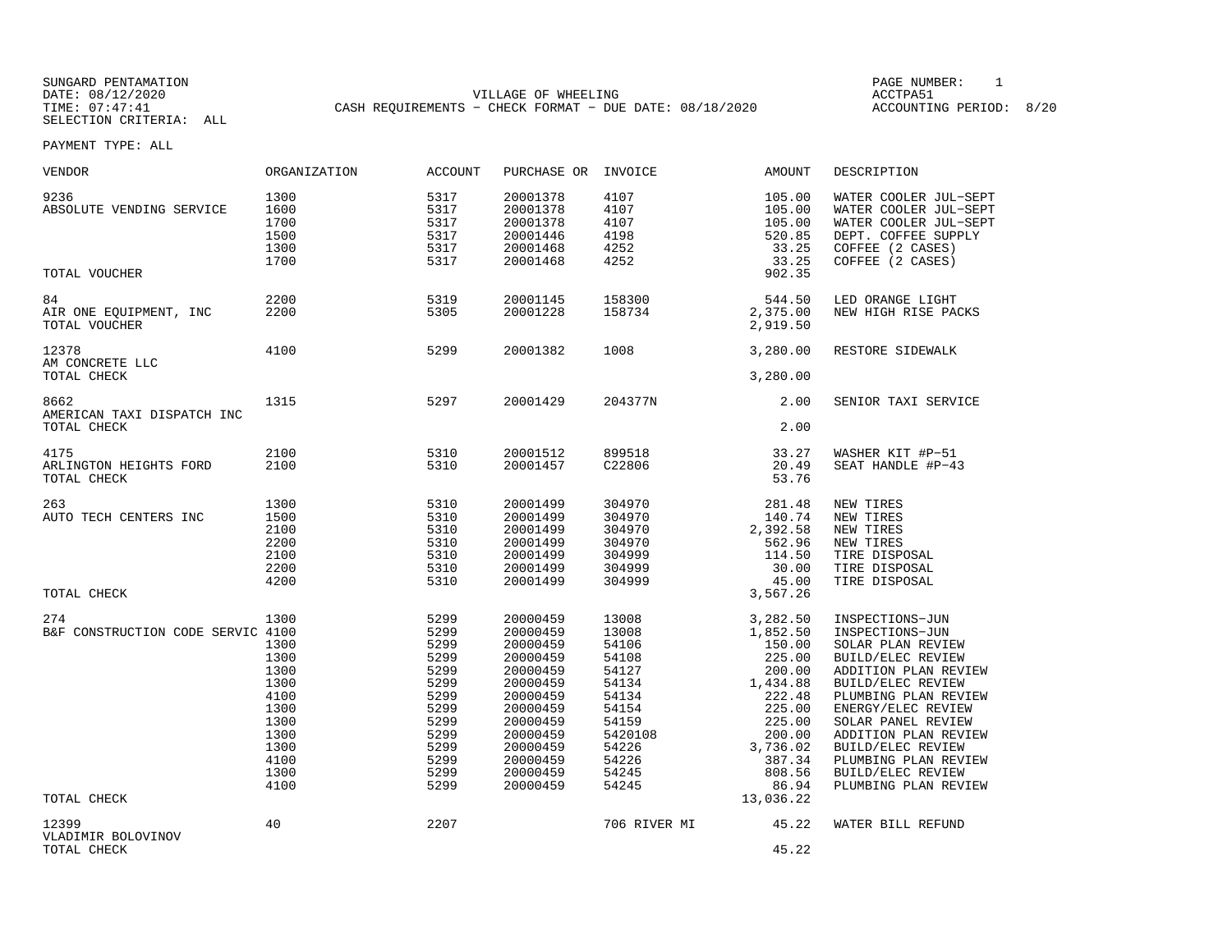SUNGARD PENTAMATION
DATE: 08/12/2020
TIME: 07:47:41
SELECTION CRITERIA: ALL

VILLAGE OF WHEELING
CASH REQUIREMENTS - CHECK FORMAT - DUE DATE: 08/18/2020

PAGE NUMBER: 1
ACCTPA51
ACCOUNTING PERIOD: 8/20

PAYMENT TYPE: ALL

| VENDOR | ORGANIZATION | ACCOUNT | PURCHASE OR | INVOICE | AMOUNT | DESCRIPTION |
|---|---|---|---|---|---|---|
| 9236 | 1300 | 5317 | 20001378 | 4107 | 105.00 | WATER COOLER JUL-SEPT |
| ABSOLUTE VENDING SERVICE | 1600 | 5317 | 20001378 | 4107 | 105.00 | WATER COOLER JUL-SEPT |
| | 1700 | 5317 | 20001378 | 4107 | 105.00 | WATER COOLER JUL-SEPT |
| | 1500 | 5317 | 20001446 | 4198 | 520.85 | DEPT. COFFEE SUPPLY |
| | 1300 | 5317 | 20001468 | 4252 | 33.25 | COFFEE (2 CASES) |
| | 1700 | 5317 | 20001468 | 4252 | 33.25 | COFFEE (2 CASES) |
| TOTAL VOUCHER | | | | | 902.35 | |
| 84 | 2200 | 5319 | 20001145 | 158300 | 544.50 | LED ORANGE LIGHT |
| AIR ONE EQUIPMENT, INC | 2200 | 5305 | 20001228 | 158734 | 2,375.00 | NEW HIGH RISE PACKS |
| TOTAL VOUCHER | | | | | 2,919.50 | |
| 12378 | 4100 | 5299 | 20001382 | 1008 | 3,280.00 | RESTORE SIDEWALK |
| AM CONCRETE LLC | | | | | | |
| TOTAL CHECK | | | | | 3,280.00 | |
| 8662 | 1315 | 5297 | 20001429 | 204377N | 2.00 | SENIOR TAXI SERVICE |
| AMERICAN TAXI DISPATCH INC | | | | | | |
| TOTAL CHECK | | | | | 2.00 | |
| 4175 | 2100 | 5310 | 20001512 | 899518 | 33.27 | WASHER KIT #P-51 |
| ARLINGTON HEIGHTS FORD | 2100 | 5310 | 20001457 | C22806 | 20.49 | SEAT HANDLE #P-43 |
| TOTAL CHECK | | | | | 53.76 | |
| 263 | 1300 | 5310 | 20001499 | 304970 | 281.48 | NEW TIRES |
| AUTO TECH CENTERS INC | 1500 | 5310 | 20001499 | 304970 | 140.74 | NEW TIRES |
| | 2100 | 5310 | 20001499 | 304970 | 2,392.58 | NEW TIRES |
| | 2200 | 5310 | 20001499 | 304970 | 562.96 | NEW TIRES |
| | 2100 | 5310 | 20001499 | 304999 | 114.50 | TIRE DISPOSAL |
| | 2200 | 5310 | 20001499 | 304999 | 30.00 | TIRE DISPOSAL |
| | 4200 | 5310 | 20001499 | 304999 | 45.00 | TIRE DISPOSAL |
| TOTAL CHECK | | | | | 3,567.26 | |
| 274 | 1300 | 5299 | 20000459 | 13008 | 3,282.50 | INSPECTIONS-JUN |
| B&F CONSTRUCTION CODE SERVIC | 4100 | 5299 | 20000459 | 13008 | 1,852.50 | INSPECTIONS-JUN |
| | 1300 | 5299 | 20000459 | 54106 | 150.00 | SOLAR PLAN REVIEW |
| | 1300 | 5299 | 20000459 | 54108 | 225.00 | BUILD/ELEC REVIEW |
| | 1300 | 5299 | 20000459 | 54127 | 200.00 | ADDITION PLAN REVIEW |
| | 1300 | 5299 | 20000459 | 54134 | 1,434.88 | BUILD/ELEC REVIEW |
| | 4100 | 5299 | 20000459 | 54134 | 222.48 | PLUMBING PLAN REVIEW |
| | 1300 | 5299 | 20000459 | 54154 | 225.00 | ENERGY/ELEC REVIEW |
| | 1300 | 5299 | 20000459 | 54159 | 225.00 | SOLAR PANEL REVIEW |
| | 1300 | 5299 | 20000459 | 5420108 | 200.00 | ADDITION PLAN REVIEW |
| | 1300 | 5299 | 20000459 | 54226 | 3,736.02 | BUILD/ELEC REVIEW |
| | 4100 | 5299 | 20000459 | 54226 | 387.34 | PLUMBING PLAN REVIEW |
| | 1300 | 5299 | 20000459 | 54245 | 808.56 | BUILD/ELEC REVIEW |
| | 4100 | 5299 | 20000459 | 54245 | 86.94 | PLUMBING PLAN REVIEW |
| TOTAL CHECK | | | | | 13,036.22 | |
| 12399 | 40 | 2207 | | 706 RIVER MI | 45.22 | WATER BILL REFUND |
| VLADIMIR BOLOVINOV | | | | | | |
| TOTAL CHECK | | | | | 45.22 | |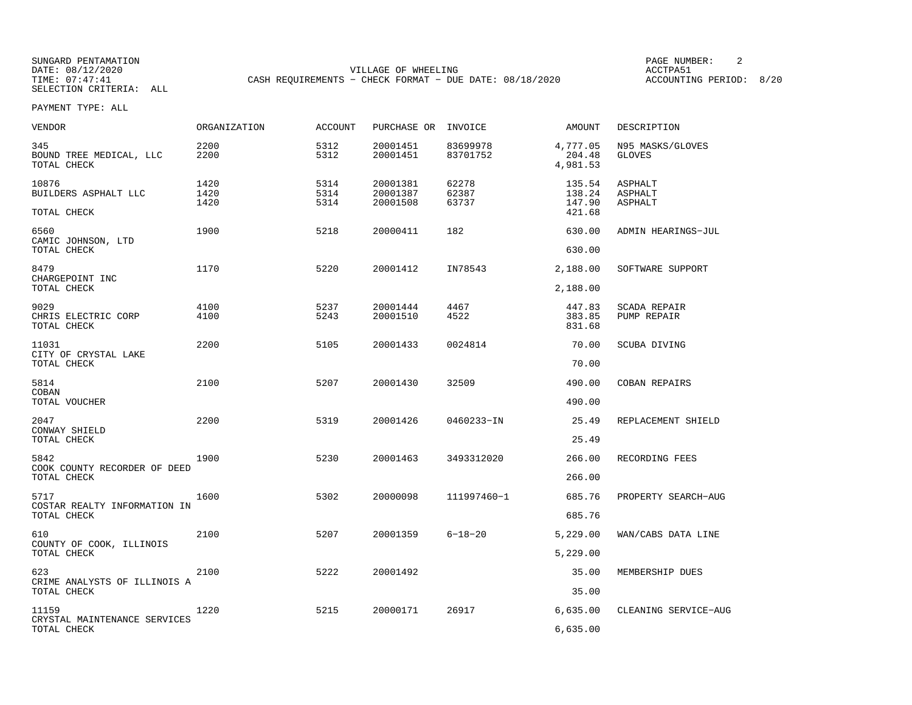SUNGARD PENTAMATION
DATE: 08/12/2020
TIME: 07:47:41
SELECTION CRITERIA: ALL

VILLAGE OF WHEELING
CASH REQUIREMENTS - CHECK FORMAT - DUE DATE: 08/18/2020

PAGE NUMBER: 2
ACCTPA51
ACCOUNTING PERIOD: 8/20

PAYMENT TYPE: ALL

| VENDOR | ORGANIZATION | ACCOUNT | PURCHASE OR | INVOICE | AMOUNT | DESCRIPTION |
|---|---|---|---|---|---|---|
| 345 | 2200 | 5312 | 20001451 | 83699978 | 4,777.05 | N95 MASKS/GLOVES |
| BOUND TREE MEDICAL, LLC | 2200 | 5312 | 20001451 | 83701752 | 204.48 | GLOVES |
| TOTAL CHECK | | | | | 4,981.53 | |
| 10876 | 1420 | 5314 | 20001381 | 62278 | 135.54 | ASPHALT |
| BUILDERS ASPHALT LLC | 1420 | 5314 | 20001387 | 62387 | 138.24 | ASPHALT |
| | 1420 | 5314 | 20001508 | 63737 | 147.90 | ASPHALT |
| TOTAL CHECK | | | | | 421.68 | |
| 6560 | 1900 | 5218 | 20000411 | 182 | 630.00 | ADMIN HEARINGS-JUL |
| CAMIC JOHNSON, LTD | | | | | | |
| TOTAL CHECK | | | | | 630.00 | |
| 8479 | 1170 | 5220 | 20001412 | IN78543 | 2,188.00 | SOFTWARE SUPPORT |
| CHARGEPOINT INC | | | | | | |
| TOTAL CHECK | | | | | 2,188.00 | |
| 9029 | 4100 | 5237 | 20001444 | 4467 | 447.83 | SCADA REPAIR |
| CHRIS ELECTRIC CORP | 4100 | 5243 | 20001510 | 4522 | 383.85 | PUMP REPAIR |
| TOTAL CHECK | | | | | 831.68 | |
| 11031 | 2200 | 5105 | 20001433 | 0024814 | 70.00 | SCUBA DIVING |
| CITY OF CRYSTAL LAKE | | | | | | |
| TOTAL CHECK | | | | | 70.00 | |
| 5814 | 2100 | 5207 | 20001430 | 32509 | 490.00 | COBAN REPAIRS |
| COBAN | | | | | | |
| TOTAL VOUCHER | | | | | 490.00 | |
| 2047 | 2200 | 5319 | 20001426 | 0460233-IN | 25.49 | REPLACEMENT SHIELD |
| CONWAY SHIELD | | | | | | |
| TOTAL CHECK | | | | | 25.49 | |
| 5842 | 1900 | 5230 | 20001463 | 3493312020 | 266.00 | RECORDING FEES |
| COOK COUNTY RECORDER OF DEED | | | | | | |
| TOTAL CHECK | | | | | 266.00 | |
| 5717 | 1600 | 5302 | 20000098 | 111997460-1 | 685.76 | PROPERTY SEARCH-AUG |
| COSTAR REALTY INFORMATION IN | | | | | | |
| TOTAL CHECK | | | | | 685.76 | |
| 610 | 2100 | 5207 | 20001359 | 6-18-20 | 5,229.00 | WAN/CABS DATA LINE |
| COUNTY OF COOK, ILLINOIS | | | | | | |
| TOTAL CHECK | | | | | 5,229.00 | |
| 623 | 2100 | 5222 | 20001492 | | 35.00 | MEMBERSHIP DUES |
| CRIME ANALYSTS OF ILLINOIS A | | | | | | |
| TOTAL CHECK | | | | | 35.00 | |
| 11159 | 1220 | 5215 | 20000171 | 26917 | 6,635.00 | CLEANING SERVICE-AUG |
| CRYSTAL MAINTENANCE SERVICES | | | | | | |
| TOTAL CHECK | | | | | 6,635.00 | |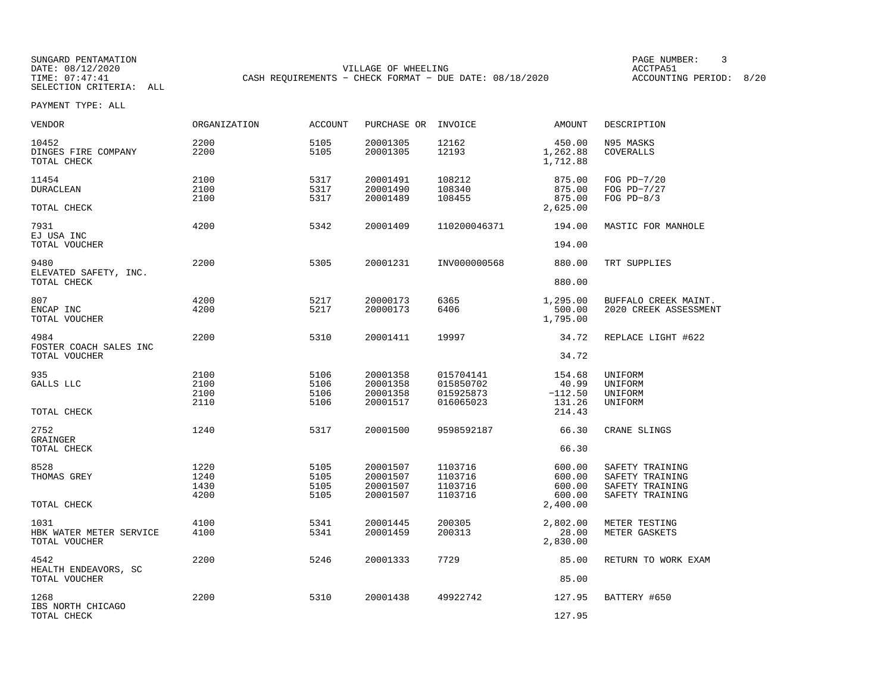SUNGARD PENTAMATION
DATE: 08/12/2020
TIME: 07:47:41
SELECTION CRITERIA: ALL

VILLAGE OF WHEELING
CASH REQUIREMENTS - CHECK FORMAT - DUE DATE: 08/18/2020

ACCTPA51
ACCOUNTING PERIOD: 8/20

PAYMENT TYPE: ALL

| VENDOR | ORGANIZATION | ACCOUNT | PURCHASE OR | INVOICE | AMOUNT | DESCRIPTION |
|---|---|---|---|---|---|---|
| 10452 | 2200 | 5105 | 20001305 | 12162 | 450.00 | N95 MASKS |
| DINGES FIRE COMPANY | 2200 | 5105 | 20001305 | 12193 | 1,262.88 | COVERALLS |
| TOTAL CHECK | | | | | 1,712.88 | |
| 11454 | 2100 | 5317 | 20001491 | 108212 | 875.00 | FOG PD-7/20 |
| DURACLEAN | 2100 | 5317 | 20001490 | 108340 | 875.00 | FOG PD-7/27 |
| | 2100 | 5317 | 20001489 | 108455 | 875.00 | FOG PD-8/3 |
| TOTAL CHECK | | | | | 2,625.00 | |
| 7931 | 4200 | 5342 | 20001409 | 110200046371 | 194.00 | MASTIC FOR MANHOLE |
| EJ USA INC | | | | | | |
| TOTAL VOUCHER | | | | | 194.00 | |
| 9480 | 2200 | 5305 | 20001231 | INV000000568 | 880.00 | TRT SUPPLIES |
| ELEVATED SAFETY, INC. | | | | | | |
| TOTAL CHECK | | | | | 880.00 | |
| 807 | 4200 | 5217 | 20000173 | 6365 | 1,295.00 | BUFFALO CREEK MAINT. |
| ENCAP INC | 4200 | 5217 | 20000173 | 6406 | 500.00 | 2020 CREEK ASSESSMENT |
| TOTAL VOUCHER | | | | | 1,795.00 | |
| 4984 | 2200 | 5310 | 20001411 | 19997 | 34.72 | REPLACE LIGHT #622 |
| FOSTER COACH SALES INC | | | | | | |
| TOTAL VOUCHER | | | | | 34.72 | |
| 935 | 2100 | 5106 | 20001358 | 015704141 | 154.68 | UNIFORM |
| GALLS LLC | 2100 | 5106 | 20001358 | 015850702 | 40.99 | UNIFORM |
| | 2100 | 5106 | 20001358 | 015925873 | -112.50 | UNIFORM |
| | 2110 | 5106 | 20001517 | 016065023 | 131.26 | UNIFORM |
| TOTAL CHECK | | | | | 214.43 | |
| 2752 | 1240 | 5317 | 20001500 | 9598592187 | 66.30 | CRANE SLINGS |
| GRAINGER | | | | | | |
| TOTAL CHECK | | | | | 66.30 | |
| 8528 | 1220 | 5105 | 20001507 | 1103716 | 600.00 | SAFETY TRAINING |
| THOMAS GREY | 1240 | 5105 | 20001507 | 1103716 | 600.00 | SAFETY TRAINING |
| | 1430 | 5105 | 20001507 | 1103716 | 600.00 | SAFETY TRAINING |
| | 4200 | 5105 | 20001507 | 1103716 | 600.00 | SAFETY TRAINING |
| TOTAL CHECK | | | | | 2,400.00 | |
| 1031 | 4100 | 5341 | 20001445 | 200305 | 2,802.00 | METER TESTING |
| HBK WATER METER SERVICE | 4100 | 5341 | 20001459 | 200313 | 28.00 | METER GASKETS |
| TOTAL VOUCHER | | | | | 2,830.00 | |
| 4542 | 2200 | 5246 | 20001333 | 7729 | 85.00 | RETURN TO WORK EXAM |
| HEALTH ENDEAVORS, SC | | | | | | |
| TOTAL VOUCHER | | | | | 85.00 | |
| 1268 | 2200 | 5310 | 20001438 | 49922742 | 127.95 | BATTERY #650 |
| IBS NORTH CHICAGO | | | | | | |
| TOTAL CHECK | | | | | 127.95 | |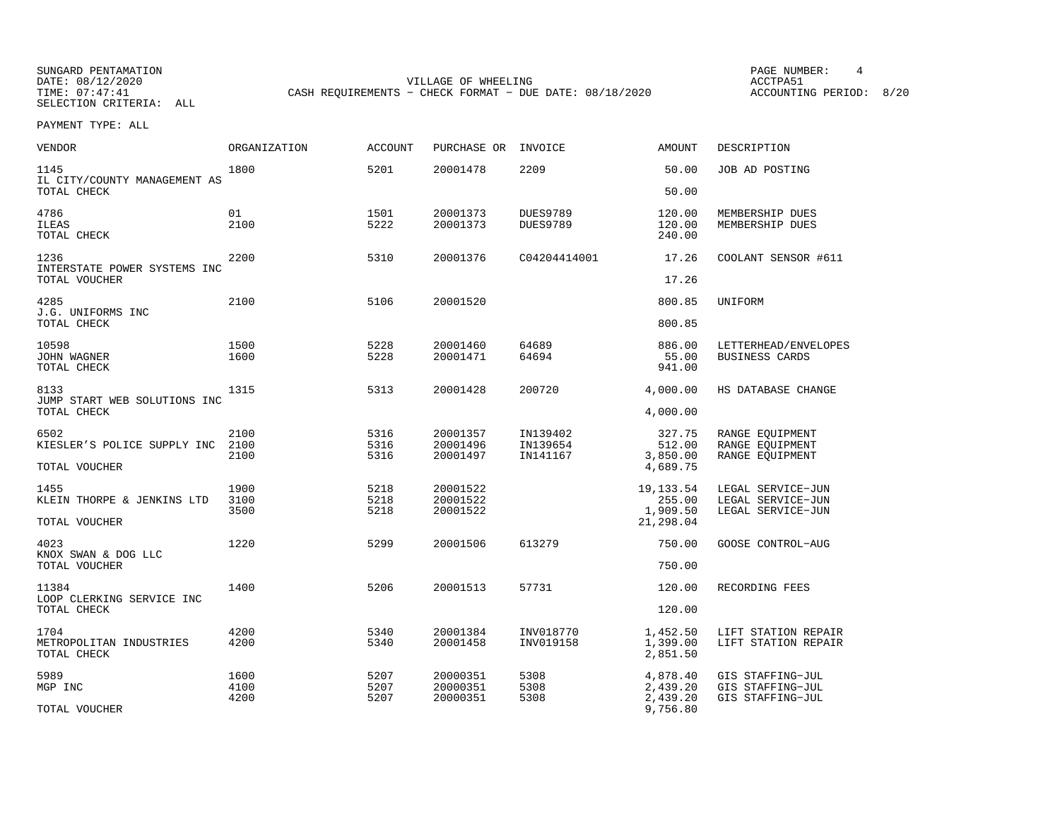SUNGARD PENTAMATION
DATE: 08/12/2020
TIME: 07:47:41
SELECTION CRITERIA: ALL

VILLAGE OF WHEELING
CASH REQUIREMENTS - CHECK FORMAT - DUE DATE: 08/18/2020

ACCTPA51
ACCOUNTING PERIOD: 8/20

PAYMENT TYPE: ALL

| VENDOR | ORGANIZATION | ACCOUNT | PURCHASE OR | INVOICE | AMOUNT | DESCRIPTION |
|---|---|---|---|---|---|---|
| 1145 | 1800 | 5201 | 20001478 | 2209 | 50.00 | JOB AD POSTING |
| IL CITY/COUNTY MANAGEMENT AS | | | | | | |
| TOTAL CHECK | | | | | 50.00 | |
| 4786 | 01 | 1501 | 20001373 | DUES9789 | 120.00 | MEMBERSHIP DUES |
| ILEAS | 2100 | 5222 | 20001373 | DUES9789 | 120.00 | MEMBERSHIP DUES |
| TOTAL CHECK | | | | | 240.00 | |
| 1236 | 2200 | 5310 | 20001376 | C04204414001 | 17.26 | COOLANT SENSOR #611 |
| INTERSTATE POWER SYSTEMS INC | | | | | | |
| TOTAL VOUCHER | | | | | 17.26 | |
| 4285 | 2100 | 5106 | 20001520 | | 800.85 | UNIFORM |
| J.G. UNIFORMS INC | | | | | | |
| TOTAL CHECK | | | | | 800.85 | |
| 10598 | 1500 | 5228 | 20001460 | 64689 | 886.00 | LETTERHEAD/ENVELOPES |
| JOHN WAGNER | 1600 | 5228 | 20001471 | 64694 | 55.00 | BUSINESS CARDS |
| TOTAL CHECK | | | | | 941.00 | |
| 8133 | 1315 | 5313 | 20001428 | 200720 | 4,000.00 | HS DATABASE CHANGE |
| JUMP START WEB SOLUTIONS INC | | | | | | |
| TOTAL CHECK | | | | | 4,000.00 | |
| 6502 | 2100 | 5316 | 20001357 | IN139402 | 327.75 | RANGE EQUIPMENT |
| KIESLER'S POLICE SUPPLY INC | 2100 | 5316 | 20001496 | IN139654 | 512.00 | RANGE EQUIPMENT |
| | 2100 | 5316 | 20001497 | IN141167 | 3,850.00 | RANGE EQUIPMENT |
| TOTAL VOUCHER | | | | | 4,689.75 | |
| 1455 | 1900 | 5218 | 20001522 | | 19,133.54 | LEGAL SERVICE-JUN |
| KLEIN THORPE & JENKINS LTD | 3100 | 5218 | 20001522 | | 255.00 | LEGAL SERVICE-JUN |
| | 3500 | 5218 | 20001522 | | 1,909.50 | LEGAL SERVICE-JUN |
| TOTAL VOUCHER | | | | | 21,298.04 | |
| 4023 | 1220 | 5299 | 20001506 | 613279 | 750.00 | GOOSE CONTROL-AUG |
| KNOX SWAN & DOG LLC | | | | | | |
| TOTAL VOUCHER | | | | | 750.00 | |
| 11384 | 1400 | 5206 | 20001513 | 57731 | 120.00 | RECORDING FEES |
| LOOP CLERKING SERVICE INC | | | | | | |
| TOTAL CHECK | | | | | 120.00 | |
| 1704 | 4200 | 5340 | 20001384 | INV018770 | 1,452.50 | LIFT STATION REPAIR |
| METROPOLITAN INDUSTRIES | 4200 | 5340 | 20001458 | INV019158 | 1,399.00 | LIFT STATION REPAIR |
| TOTAL CHECK | | | | | 2,851.50 | |
| 5989 | 1600 | 5207 | 20000351 | 5308 | 4,878.40 | GIS STAFFING-JUL |
| MGP INC | 4100 | 5207 | 20000351 | 5308 | 2,439.20 | GIS STAFFING-JUL |
| | 4200 | 5207 | 20000351 | 5308 | 2,439.20 | GIS STAFFING-JUL |
| TOTAL VOUCHER | | | | | 9,756.80 | |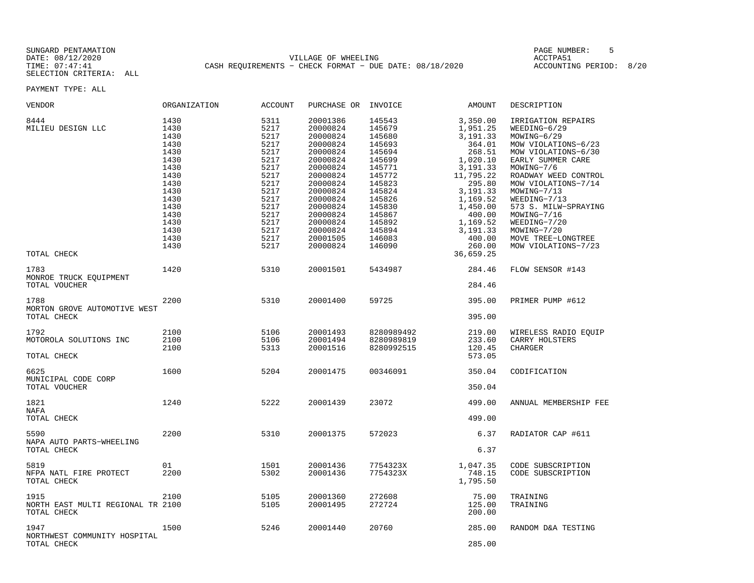SUNGARD PENTAMATION
DATE: 08/12/2020
TIME: 07:47:41
SELECTION CRITERIA: ALL

VILLAGE OF WHEELING
CASH REQUIREMENTS - CHECK FORMAT - DUE DATE: 08/18/2020

ACCTPA51
ACCOUNTING PERIOD: 8/20

PAYMENT TYPE: ALL

| VENDOR | ORGANIZATION | ACCOUNT | PURCHASE OR | INVOICE | AMOUNT | DESCRIPTION |
|---|---|---|---|---|---|---|
| 8444 | 1430 | 5311 | 20001386 | 145543 | 3,350.00 | IRRIGATION REPAIRS |
| MILIEU DESIGN LLC | 1430 | 5217 | 20000824 | 145679 | 1,951.25 | WEEDING-6/29 |
| | 1430 | 5217 | 20000824 | 145680 | 3,191.33 | MOWING-6/29 |
| | 1430 | 5217 | 20000824 | 145693 | 364.01 | MOW VIOLATIONS-6/23 |
| | 1430 | 5217 | 20000824 | 145694 | 268.51 | MOW VIOLATIONS-6/30 |
| | 1430 | 5217 | 20000824 | 145699 | 1,020.10 | EARLY SUMMER CARE |
| | 1430 | 5217 | 20000824 | 145771 | 3,191.33 | MOWING-7/6 |
| | 1430 | 5217 | 20000824 | 145772 | 11,795.22 | ROADWAY WEED CONTROL |
| | 1430 | 5217 | 20000824 | 145823 | 295.80 | MOW VIOLATIONS-7/14 |
| | 1430 | 5217 | 20000824 | 145824 | 3,191.33 | MOWING-7/13 |
| | 1430 | 5217 | 20000824 | 145826 | 1,169.52 | WEEDING-7/13 |
| | 1430 | 5217 | 20000824 | 145830 | 1,450.00 | 573 S. MILW-SPRAYING |
| | 1430 | 5217 | 20000824 | 145867 | 400.00 | MOWING-7/16 |
| | 1430 | 5217 | 20000824 | 145892 | 1,169.52 | WEEDING-7/20 |
| | 1430 | 5217 | 20000824 | 145894 | 3,191.33 | MOWING-7/20 |
| | 1430 | 5217 | 20001505 | 146083 | 400.00 | MOVE TREE-LONGTREE |
| | 1430 | 5217 | 20000824 | 146090 | 260.00 | MOW VIOLATIONS-7/23 |
| TOTAL CHECK | | | | | 36,659.25 | |
| 1783 | 1420 | 5310 | 20001501 | 5434987 | 284.46 | FLOW SENSOR #143 |
| MONROE TRUCK EQUIPMENT | | | | | | |
| TOTAL VOUCHER | | | | | 284.46 | |
| 1788 | 2200 | 5310 | 20001400 | 59725 | 395.00 | PRIMER PUMP #612 |
| MORTON GROVE AUTOMOTIVE WEST | | | | | | |
| TOTAL CHECK | | | | | 395.00 | |
| 1792 | 2100 | 5106 | 20001493 | 8280989492 | 219.00 | WIRELESS RADIO EQUIP |
| MOTOROLA SOLUTIONS INC | 2100 | 5106 | 20001494 | 8280989819 | 233.60 | CARRY HOLSTERS |
| | 2100 | 5313 | 20001516 | 8280992515 | 120.45 | CHARGER |
| TOTAL CHECK | | | | | 573.05 | |
| 6625 | 1600 | 5204 | 20001475 | 00346091 | 350.04 | CODIFICATION |
| MUNICIPAL CODE CORP | | | | | | |
| TOTAL VOUCHER | | | | | 350.04 | |
| 1821 | 1240 | 5222 | 20001439 | 23072 | 499.00 | ANNUAL MEMBERSHIP FEE |
| NAFA | | | | | | |
| TOTAL CHECK | | | | | 499.00 | |
| 5590 | 2200 | 5310 | 20001375 | 572023 | 6.37 | RADIATOR CAP #611 |
| NAPA AUTO PARTS-WHEELING | | | | | | |
| TOTAL CHECK | | | | | 6.37 | |
| 5819 | 01 | 1501 | 20001436 | 7754323X | 1,047.35 | CODE SUBSCRIPTION |
| NFPA NATL FIRE PROTECT | 2200 | 5302 | 20001436 | 7754323X | 748.15 | CODE SUBSCRIPTION |
| TOTAL CHECK | | | | | 1,795.50 | |
| 1915 | 2100 | 5105 | 20001360 | 272608 | 75.00 | TRAINING |
| NORTH EAST MULTI REGIONAL TR | 2100 | 5105 | 20001495 | 272724 | 125.00 | TRAINING |
| TOTAL CHECK | | | | | 200.00 | |
| 1947 | 1500 | 5246 | 20001440 | 20760 | 285.00 | RANDOM D&A TESTING |
| NORTHWEST COMMUNITY HOSPITAL | | | | | | |
| TOTAL CHECK | | | | | 285.00 | |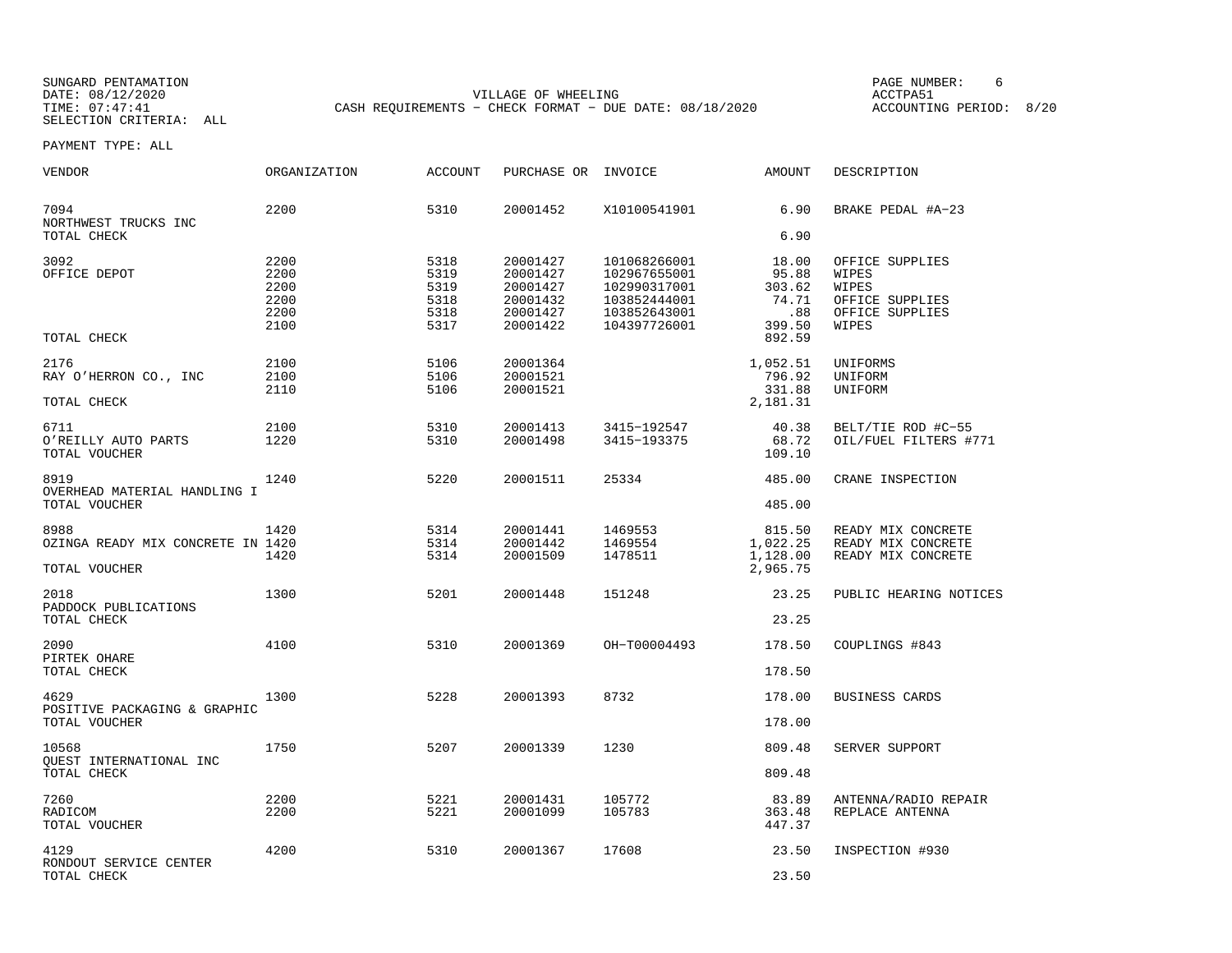SUNGARD PENTAMATION
DATE: 08/12/2020
TIME: 07:47:41
SELECTION CRITERIA: ALL

VILLAGE OF WHEELING
CASH REQUIREMENTS - CHECK FORMAT - DUE DATE: 08/18/2020

PAGE NUMBER: 6
ACCTPA51
ACCOUNTING PERIOD: 8/20

PAYMENT TYPE: ALL

| VENDOR | ORGANIZATION | ACCOUNT | PURCHASE OR | INVOICE | AMOUNT | DESCRIPTION |
|---|---|---|---|---|---|---|
| 7094 | 2200 | 5310 | 20001452 | X10100541901 | 6.90 | BRAKE PEDAL #A-23 |
| NORTHWEST TRUCKS INC | | | | | | |
| TOTAL CHECK | | | | | 6.90 | |
| 3092 | 2200 | 5318 | 20001427 | 101068266001 | 18.00 | OFFICE SUPPLIES |
| OFFICE DEPOT | 2200 | 5319 | 20001427 | 102967655001 | 95.88 | WIPES |
| | 2200 | 5319 | 20001427 | 102990317001 | 303.62 | WIPES |
| | 2200 | 5318 | 20001432 | 103852444001 | 74.71 | OFFICE SUPPLIES |
| | 2200 | 5318 | 20001427 | 103852643001 | .88 | OFFICE SUPPLIES |
| | 2100 | 5317 | 20001422 | 104397726001 | 399.50 | WIPES |
| TOTAL CHECK | | | | | 892.59 | |
| 2176 | 2100 | 5106 | 20001364 | | 1,052.51 | UNIFORMS |
| RAY O'HERRON CO., INC | 2100 | 5106 | 20001521 | | 796.92 | UNIFORM |
| | 2110 | 5106 | 20001521 | | 331.88 | UNIFORM |
| TOTAL CHECK | | | | | 2,181.31 | |
| 6711 | 2100 | 5310 | 20001413 | 3415-192547 | 40.38 | BELT/TIE ROD #C-55 |
| O'REILLY AUTO PARTS | 1220 | 5310 | 20001498 | 3415-193375 | 68.72 | OIL/FUEL FILTERS #771 |
| TOTAL VOUCHER | | | | | 109.10 | |
| 8919 | 1240 | 5220 | 20001511 | 25334 | 485.00 | CRANE INSPECTION |
| OVERHEAD MATERIAL HANDLING I | | | | | | |
| TOTAL VOUCHER | | | | | 485.00 | |
| 8988 | 1420 | 5314 | 20001441 | 1469553 | 815.50 | READY MIX CONCRETE |
| OZINGA READY MIX CONCRETE IN | 1420 | 5314 | 20001442 | 1469554 | 1,022.25 | READY MIX CONCRETE |
| | 1420 | 5314 | 20001509 | 1478511 | 1,128.00 | READY MIX CONCRETE |
| TOTAL VOUCHER | | | | | 2,965.75 | |
| 2018 | 1300 | 5201 | 20001448 | 151248 | 23.25 | PUBLIC HEARING NOTICES |
| PADDOCK PUBLICATIONS | | | | | | |
| TOTAL CHECK | | | | | 23.25 | |
| 2090 | 4100 | 5310 | 20001369 | OH-T00004493 | 178.50 | COUPLINGS #843 |
| PIRTEK OHARE | | | | | | |
| TOTAL CHECK | | | | | 178.50 | |
| 4629 | 1300 | 5228 | 20001393 | 8732 | 178.00 | BUSINESS CARDS |
| POSITIVE PACKAGING & GRAPHIC | | | | | | |
| TOTAL VOUCHER | | | | | 178.00 | |
| 10568 | 1750 | 5207 | 20001339 | 1230 | 809.48 | SERVER SUPPORT |
| QUEST INTERNATIONAL INC | | | | | | |
| TOTAL CHECK | | | | | 809.48 | |
| 7260 | 2200 | 5221 | 20001431 | 105772 | 83.89 | ANTENNA/RADIO REPAIR |
| RADICOM | 2200 | 5221 | 20001099 | 105783 | 363.48 | REPLACE ANTENNA |
| TOTAL VOUCHER | | | | | 447.37 | |
| 4129 | 4200 | 5310 | 20001367 | 17608 | 23.50 | INSPECTION #930 |
| RONDOUT SERVICE CENTER | | | | | | |
| TOTAL CHECK | | | | | 23.50 | |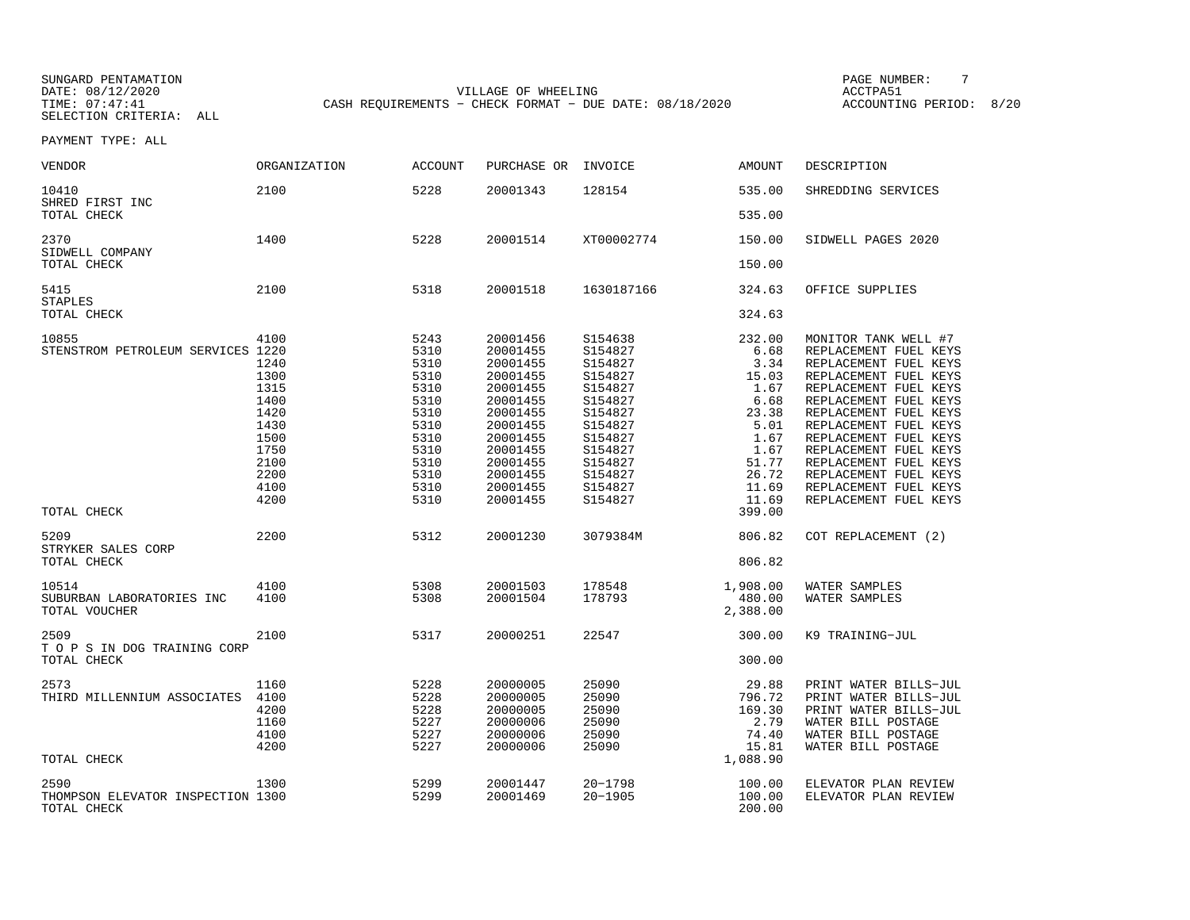SUNGARD PENTAMATION
DATE: 08/12/2020
TIME: 07:47:41
SELECTION CRITERIA: ALL

VILLAGE OF WHEELING
CASH REQUIREMENTS - CHECK FORMAT - DUE DATE: 08/18/2020

ACCTPA51
ACCOUNTING PERIOD: 8/20

PAYMENT TYPE: ALL

| VENDOR | ORGANIZATION | ACCOUNT | PURCHASE OR | INVOICE | AMOUNT | DESCRIPTION |
|---|---|---|---|---|---|---|
| 10410 | 2100 | 5228 | 20001343 | 128154 | 535.00 | SHREDDING SERVICES |
| SHRED FIRST INC | | | | | | |
| TOTAL CHECK | | | | | 535.00 | |
| 2370 | 1400 | 5228 | 20001514 | XT00002774 | 150.00 | SIDWELL PAGES 2020 |
| SIDWELL COMPANY | | | | | | |
| TOTAL CHECK | | | | | 150.00 | |
| 5415 | 2100 | 5318 | 20001518 | 1630187166 | 324.63 | OFFICE SUPPLIES |
| STAPLES | | | | | | |
| TOTAL CHECK | | | | | 324.63 | |
| 10855 | 4100 | 5243 | 20001456 | S154638 | 232.00 | MONITOR TANK WELL #7 |
| STENSTROM PETROLEUM SERVICES | 1220 | 5310 | 20001455 | S154827 | 6.68 | REPLACEMENT FUEL KEYS |
| | 1240 | 5310 | 20001455 | S154827 | 3.34 | REPLACEMENT FUEL KEYS |
| | 1300 | 5310 | 20001455 | S154827 | 15.03 | REPLACEMENT FUEL KEYS |
| | 1315 | 5310 | 20001455 | S154827 | 1.67 | REPLACEMENT FUEL KEYS |
| | 1400 | 5310 | 20001455 | S154827 | 6.68 | REPLACEMENT FUEL KEYS |
| | 1420 | 5310 | 20001455 | S154827 | 23.38 | REPLACEMENT FUEL KEYS |
| | 1430 | 5310 | 20001455 | S154827 | 5.01 | REPLACEMENT FUEL KEYS |
| | 1500 | 5310 | 20001455 | S154827 | 1.67 | REPLACEMENT FUEL KEYS |
| | 1750 | 5310 | 20001455 | S154827 | 1.67 | REPLACEMENT FUEL KEYS |
| | 2100 | 5310 | 20001455 | S154827 | 51.77 | REPLACEMENT FUEL KEYS |
| | 2200 | 5310 | 20001455 | S154827 | 26.72 | REPLACEMENT FUEL KEYS |
| | 4100 | 5310 | 20001455 | S154827 | 11.69 | REPLACEMENT FUEL KEYS |
| | 4200 | 5310 | 20001455 | S154827 | 11.69 | REPLACEMENT FUEL KEYS |
| TOTAL CHECK | | | | | 399.00 | |
| 5209 | 2200 | 5312 | 20001230 | 3079384M | 806.82 | COT REPLACEMENT (2) |
| STRYKER SALES CORP | | | | | | |
| TOTAL CHECK | | | | | 806.82 | |
| 10514 | 4100 | 5308 | 20001503 | 178548 | 1,908.00 | WATER SAMPLES |
| SUBURBAN LABORATORIES INC | 4100 | 5308 | 20001504 | 178793 | 480.00 | WATER SAMPLES |
| TOTAL VOUCHER | | | | | 2,388.00 | |
| 2509 | 2100 | 5317 | 20000251 | 22547 | 300.00 | K9 TRAINING-JUL |
| T O P S IN DOG TRAINING CORP | | | | | | |
| TOTAL CHECK | | | | | 300.00 | |
| 2573 | 1160 | 5228 | 20000005 | 25090 | 29.88 | PRINT WATER BILLS-JUL |
| THIRD MILLENNIUM ASSOCIATES | 4100 | 5228 | 20000005 | 25090 | 796.72 | PRINT WATER BILLS-JUL |
| | 4200 | 5228 | 20000005 | 25090 | 169.30 | PRINT WATER BILLS-JUL |
| | 1160 | 5227 | 20000006 | 25090 | 2.79 | WATER BILL POSTAGE |
| | 4100 | 5227 | 20000006 | 25090 | 74.40 | WATER BILL POSTAGE |
| | 4200 | 5227 | 20000006 | 25090 | 15.81 | WATER BILL POSTAGE |
| TOTAL CHECK | | | | | 1,088.90 | |
| 2590 | 1300 | 5299 | 20001447 | 20-1798 | 100.00 | ELEVATOR PLAN REVIEW |
| THOMPSON ELEVATOR INSPECTION | 1300 | 5299 | 20001469 | 20-1905 | 100.00 | ELEVATOR PLAN REVIEW |
| TOTAL CHECK | | | | | 200.00 | |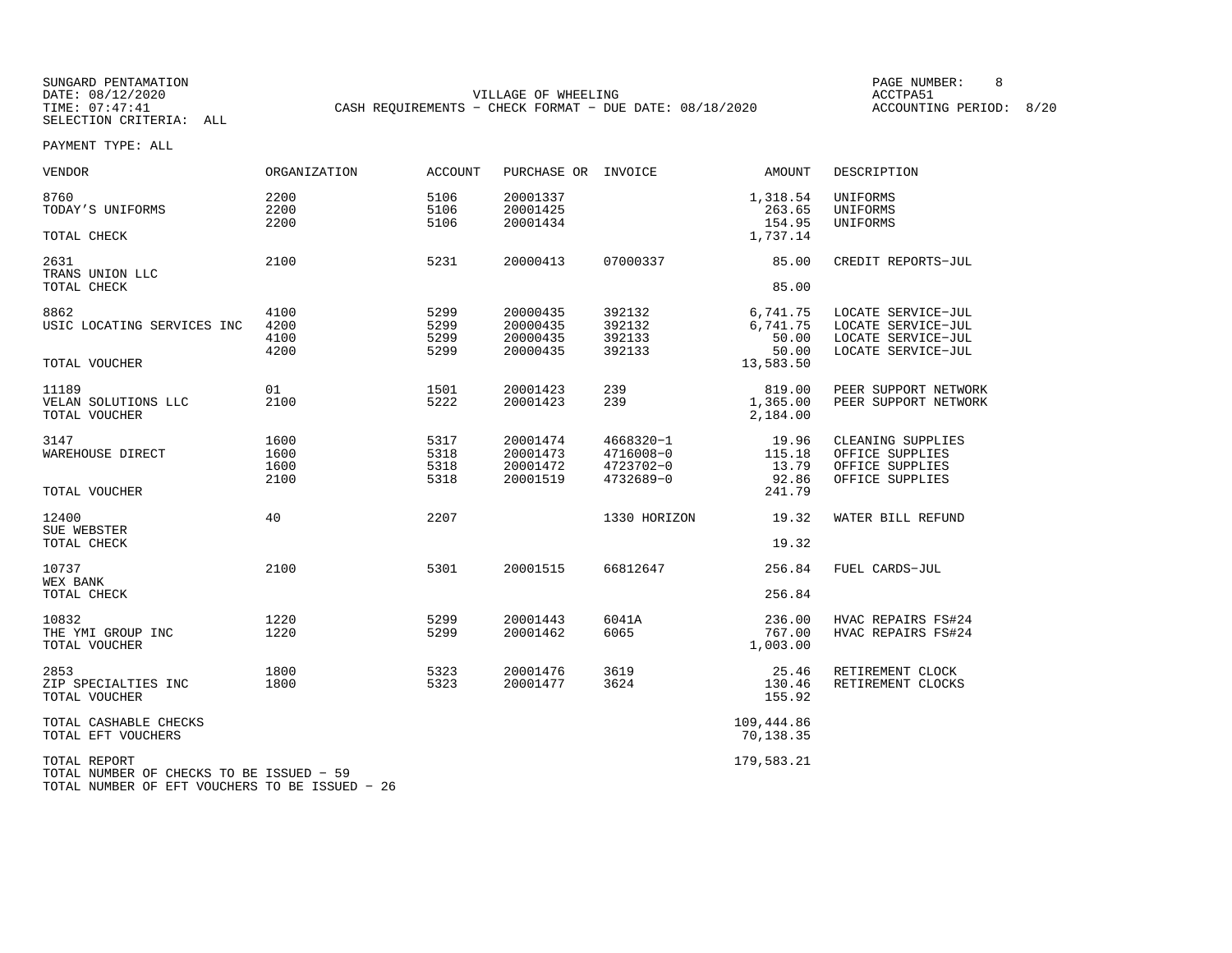SUNGARD PENTAMATION
DATE: 08/12/2020
TIME: 07:47:41
SELECTION CRITERIA: ALL

VILLAGE OF WHEELING
CASH REQUIREMENTS - CHECK FORMAT - DUE DATE: 08/18/2020

ACCTPA51
ACCOUNTING PERIOD: 8/20

PAYMENT TYPE: ALL

| VENDOR | ORGANIZATION | ACCOUNT | PURCHASE OR | INVOICE | AMOUNT | DESCRIPTION |
|---|---|---|---|---|---|---|
| 8760 | 2200 | 5106 | 20001337 | | 1,318.54 | UNIFORMS |
| TODAY'S UNIFORMS | 2200 | 5106 | 20001425 | | 263.65 | UNIFORMS |
| | 2200 | 5106 | 20001434 | | 154.95 | UNIFORMS |
| TOTAL CHECK | | | | | 1,737.14 | |
| 2631 | 2100 | 5231 | 20000413 | 07000337 | 85.00 | CREDIT REPORTS-JUL |
| TRANS UNION LLC | | | | | | |
| TOTAL CHECK | | | | | 85.00 | |
| 8862 | 4100 | 5299 | 20000435 | 392132 | 6,741.75 | LOCATE SERVICE-JUL |
| USIC LOCATING SERVICES INC | 4200 | 5299 | 20000435 | 392132 | 6,741.75 | LOCATE SERVICE-JUL |
| | 4100 | 5299 | 20000435 | 392133 | 50.00 | LOCATE SERVICE-JUL |
| | 4200 | 5299 | 20000435 | 392133 | 50.00 | LOCATE SERVICE-JUL |
| TOTAL VOUCHER | | | | | 13,583.50 | |
| 11189 | 01 | 1501 | 20001423 | 239 | 819.00 | PEER SUPPORT NETWORK |
| VELAN SOLUTIONS LLC | 2100 | 5222 | 20001423 | 239 | 1,365.00 | PEER SUPPORT NETWORK |
| TOTAL VOUCHER | | | | | 2,184.00 | |
| 3147 | 1600 | 5317 | 20001474 | 4668320-1 | 19.96 | CLEANING SUPPLIES |
| WAREHOUSE DIRECT | 1600 | 5318 | 20001473 | 4716008-0 | 115.18 | OFFICE SUPPLIES |
| | 1600 | 5318 | 20001472 | 4723702-0 | 13.79 | OFFICE SUPPLIES |
| | 2100 | 5318 | 20001519 | 4732689-0 | 92.86 | OFFICE SUPPLIES |
| TOTAL VOUCHER | | | | | 241.79 | |
| 12400 | 40 | 2207 | | 1330 HORIZON | 19.32 | WATER BILL REFUND |
| SUE WEBSTER | | | | | | |
| TOTAL CHECK | | | | | 19.32 | |
| 10737 | 2100 | 5301 | 20001515 | 66812647 | 256.84 | FUEL CARDS-JUL |
| WEX BANK | | | | | | |
| TOTAL CHECK | | | | | 256.84 | |
| 10832 | 1220 | 5299 | 20001443 | 6041A | 236.00 | HVAC REPAIRS FS#24 |
| THE YMI GROUP INC | 1220 | 5299 | 20001462 | 6065 | 767.00 | HVAC REPAIRS FS#24 |
| TOTAL VOUCHER | | | | | 1,003.00 | |
| 2853 | 1800 | 5323 | 20001476 | 3619 | 25.46 | RETIREMENT CLOCK |
| ZIP SPECIALTIES INC | 1800 | 5323 | 20001477 | 3624 | 130.46 | RETIREMENT CLOCKS |
| TOTAL VOUCHER | | | | | 155.92 | |
| TOTAL CASHABLE CHECKS | | | | | 109,444.86 | |
| TOTAL EFT VOUCHERS | | | | | 70,138.35 | |
| TOTAL REPORT | | | | | 179,583.21 | |

TOTAL NUMBER OF CHECKS TO BE ISSUED - 59
TOTAL NUMBER OF EFT VOUCHERS TO BE ISSUED - 26